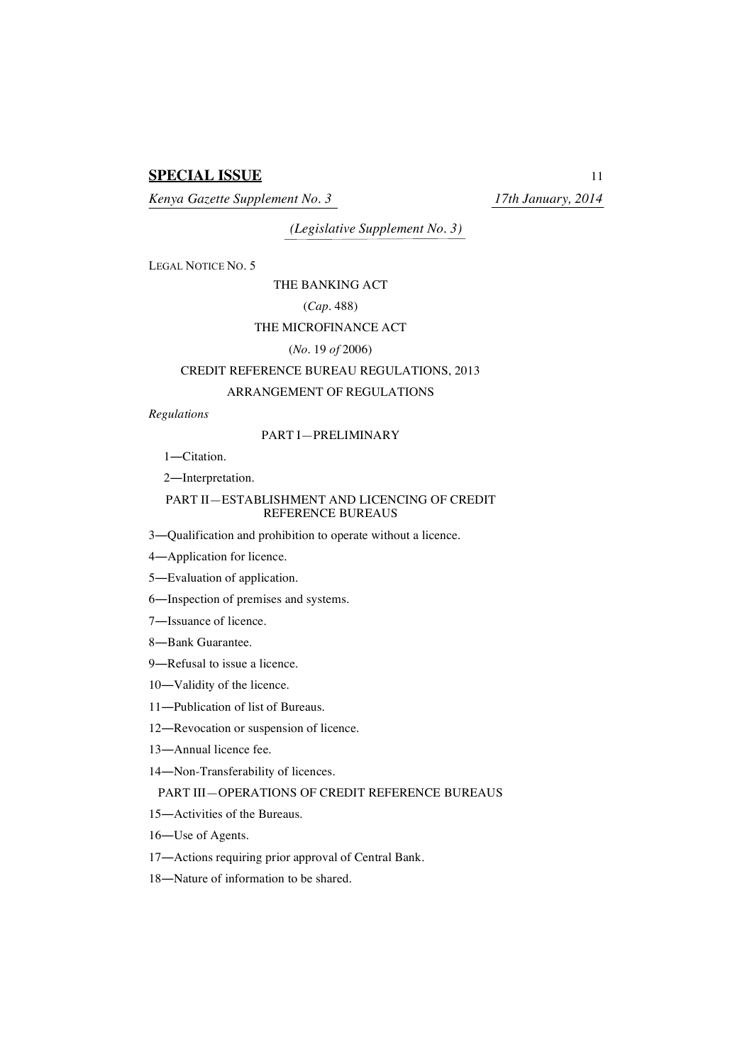**SPECIAL ISSUE**

*Kenya Gazette Supplement No. 3* *17th January, 2014*

*(Legislative Supplement No. 3)*

LEGAL NOTICE NO. 5

THE BANKING ACT

(*Cap*. 488)

THE MICROFINANCE ACT

(*No*. 19 *of* 2006)

CREDIT REFERENCE BUREAU REGULATIONS, 2013

ARRANGEMENT OF REGULATIONS

*Regulations*

PART I—PRELIMINARY

1—Citation.

2—Interpretation.

PART II—ESTABLISHMENT AND LICENCING OF CREDIT REFERENCE BUREAUS

3—Qualification and prohibition to operate without a licence.

4—Application for licence.

5—Evaluation of application.

6—Inspection of premises and systems.

7—Issuance of licence.

8—Bank Guarantee.

9—Refusal to issue a licence.

10—Validity of the licence.

11—Publication of list of Bureaus.

12—Revocation or suspension of licence.

13—Annual licence fee.

14—Non-Transferability of licences.

PART III—OPERATIONS OF CREDIT REFERENCE BUREAUS

15—Activities of the Bureaus.

16—Use of Agents.

17—Actions requiring prior approval of Central Bank.

18—Nature of information to be shared.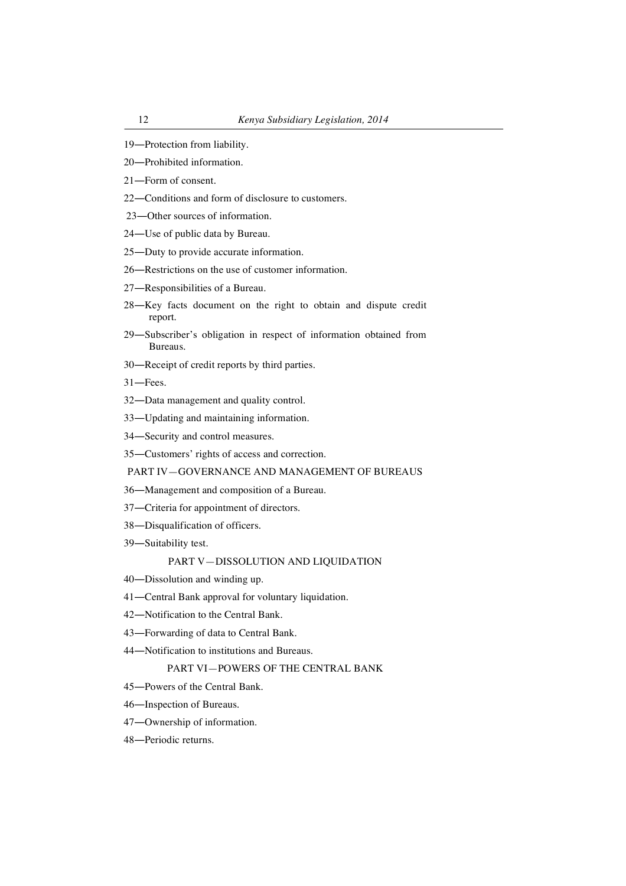19—Protection from liability.

20—Prohibited information.

21—Form of consent.

22—Conditions and form of disclosure to customers.

23—Other sources of information.

24—Use of public data by Bureau.

25—Duty to provide accurate information.

26—Restrictions on the use of customer information.

27—Responsibilities of a Bureau.

28—Key facts document on the right to obtain and dispute credit report.

29—Subscriber's obligation in respect of information obtained from Bureaus.

30—Receipt of credit reports by third parties.

31—Fees.

32—Data management and quality control.

33—Updating and maintaining information.

34—Security and control measures.

35—Customers' rights of access and correction.

PART IV—GOVERNANCE AND MANAGEMENT OF BUREAUS

36—Management and composition of a Bureau.

37—Criteria for appointment of directors.

38—Disqualification of officers.

39—Suitability test.

PART V—DISSOLUTION AND LIQUIDATION

40—Dissolution and winding up.

41—Central Bank approval for voluntary liquidation.

42—Notification to the Central Bank.

43—Forwarding of data to Central Bank.

44—Notification to institutions and Bureaus.

PART VI—POWERS OF THE CENTRAL BANK

45—Powers of the Central Bank.

46—Inspection of Bureaus.

47—Ownership of information.

48—Periodic returns.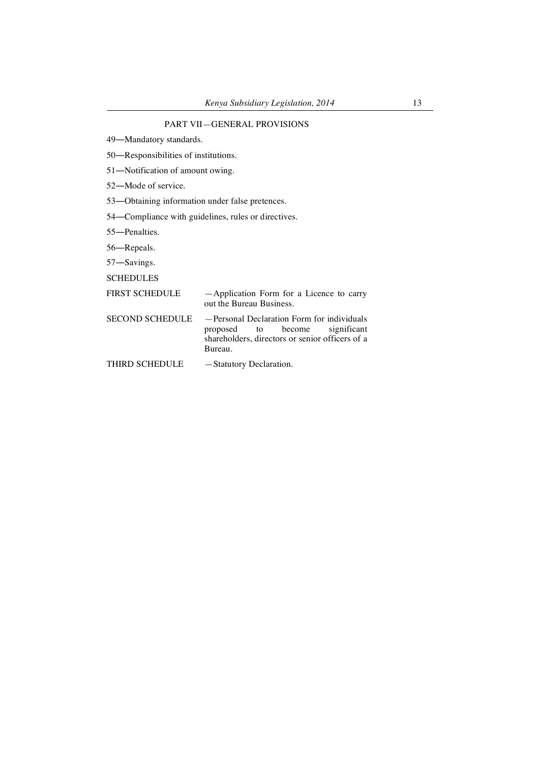## PART VII—GENERAL PROVISIONS

49—Mandatory standards.

50—Responsibilities of institutions.

51—Notification of amount owing.

52—Mode of service.

53—Obtaining information under false pretences.

54—Compliance with guidelines, rules or directives.

55—Penalties.

56—Repeals.

57—Savings.

SCHEDULES

| | |
|---|---|
| FIRST SCHEDULE | —Application Form for a Licence to carry out the Bureau Business. |
| SECOND SCHEDULE | —Personal Declaration Form for individuals proposed to become significant shareholders, directors or senior officers of a Bureau. |
| THIRD SCHEDULE | —Statutory Declaration. |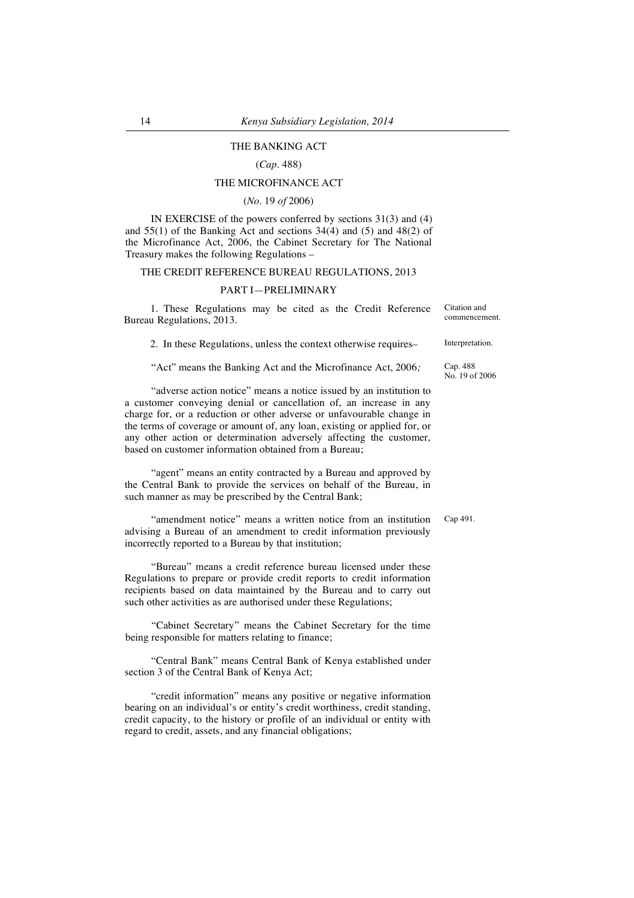THE BANKING ACT

(*Cap*. 488)

THE MICROFINANCE ACT

(*No*. 19 *of* 2006)

IN EXERCISE of the powers conferred by sections 31(3) and (4) and 55(1) of the Banking Act and sections 34(4) and (5) and 48(2) of the Microfinance Act, 2006, the Cabinet Secretary for The National Treasury makes the following Regulations –

THE CREDIT REFERENCE BUREAU REGULATIONS, 2013

PART I—PRELIMINARY

Citation and commencement.

1. These Regulations may be cited as the Credit Reference Bureau Regulations, 2013.

Interpretation.

2. In these Regulations, unless the context otherwise requires–

Cap. 488
No. 19 of 2006

"Act" means the Banking Act and the Microfinance Act, 2006*;*

"adverse action notice" means a notice issued by an institution to a customer conveying denial or cancellation of, an increase in any charge for, or a reduction or other adverse or unfavourable change in the terms of coverage or amount of, any loan, existing or applied for, or any other action or determination adversely affecting the customer, based on customer information obtained from a Bureau;

"agent" means an entity contracted by a Bureau and approved by the Central Bank to provide the services on behalf of the Bureau, in such manner as may be prescribed by the Central Bank;

Cap 491.

"amendment notice" means a written notice from an institution advising a Bureau of an amendment to credit information previously incorrectly reported to a Bureau by that institution;

"Bureau" means a credit reference bureau licensed under these Regulations to prepare or provide credit reports to credit information recipients based on data maintained by the Bureau and to carry out such other activities as are authorised under these Regulations;

"Cabinet Secretary" means the Cabinet Secretary for the time being responsible for matters relating to finance;

"Central Bank" means Central Bank of Kenya established under section 3 of the Central Bank of Kenya Act;

"credit information" means any positive or negative information bearing on an individual's or entity's credit worthiness, credit standing, credit capacity, to the history or profile of an individual or entity with regard to credit, assets, and any financial obligations;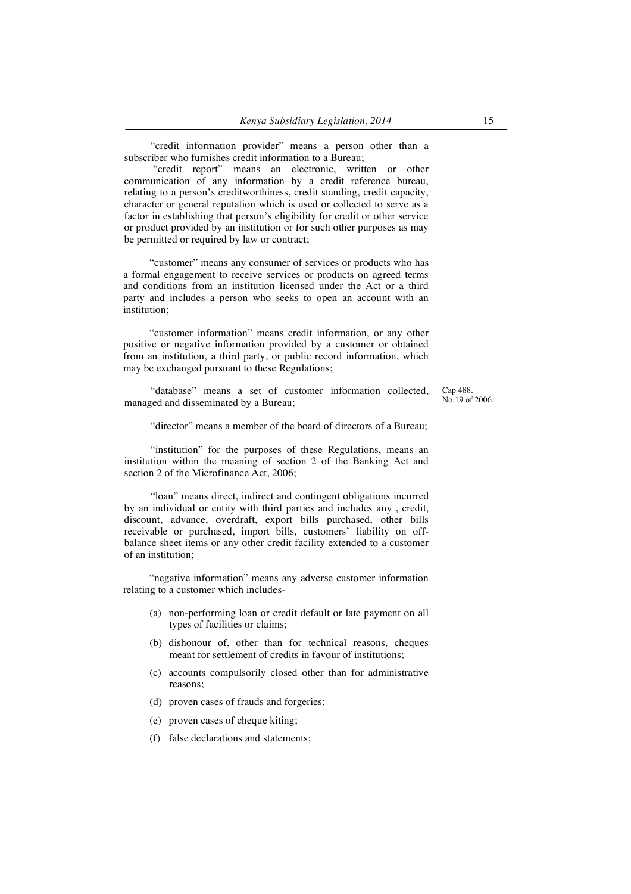"credit information provider" means a person other than a subscriber who furnishes credit information to a Bureau;

"credit report" means an electronic, written or other communication of any information by a credit reference bureau, relating to a person's creditworthiness, credit standing, credit capacity, character or general reputation which is used or collected to serve as a factor in establishing that person's eligibility for credit or other service or product provided by an institution or for such other purposes as may be permitted or required by law or contract;

"customer" means any consumer of services or products who has a formal engagement to receive services or products on agreed terms and conditions from an institution licensed under the Act or a third party and includes a person who seeks to open an account with an institution;

"customer information" means credit information, or any other positive or negative information provided by a customer or obtained from an institution, a third party, or public record information, which may be exchanged pursuant to these Regulations;

"database" means a set of customer information collected, managed and disseminated by a Bureau;

"director" means a member of the board of directors of a Bureau;

Cap 488.
No.19 of 2006.

"institution" for the purposes of these Regulations, means an institution within the meaning of section 2 of the Banking Act and section 2 of the Microfinance Act, 2006;

"loan" means direct, indirect and contingent obligations incurred by an individual or entity with third parties and includes any , credit, discount, advance, overdraft, export bills purchased, other bills receivable or purchased, import bills, customers' liability on off-balance sheet items or any other credit facility extended to a customer of an institution;

"negative information" means any adverse customer information relating to a customer which includes-

(a) non-performing loan or credit default or late payment on all types of facilities or claims;

(b) dishonour of, other than for technical reasons, cheques meant for settlement of credits in favour of institutions;

(c) accounts compulsorily closed other than for administrative reasons;

(d) proven cases of frauds and forgeries;

(e) proven cases of cheque kiting;

(f) false declarations and statements;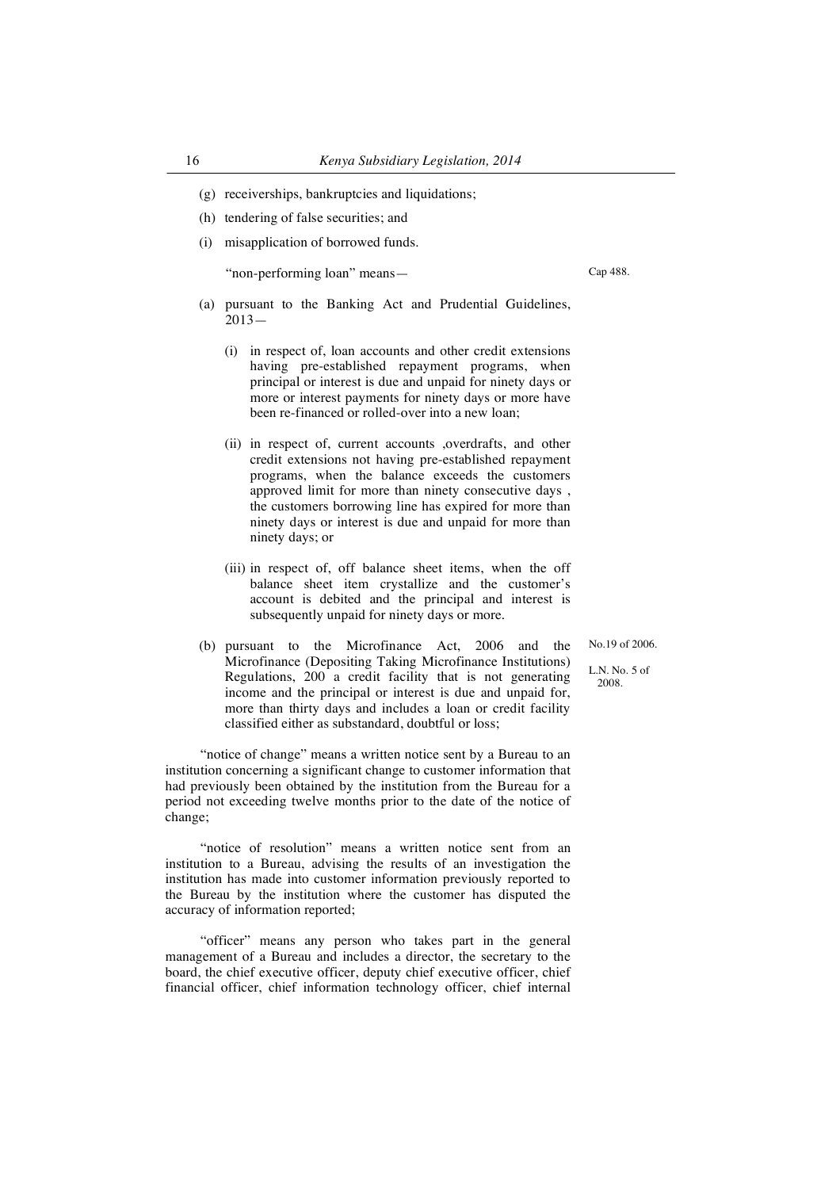(g) receiverships, bankruptcies and liquidations;

(h) tendering of false securities; and

(i) misapplication of borrowed funds.

"non-performing loan" means—

Cap 488.

(a) pursuant to the Banking Act and Prudential Guidelines, 2013—

(i) in respect of, loan accounts and other credit extensions having pre-established repayment programs, when principal or interest is due and unpaid for ninety days or more or interest payments for ninety days or more have been re-financed or rolled-over into a new loan;

(ii) in respect of, current accounts ,overdrafts, and other credit extensions not having pre-established repayment programs, when the balance exceeds the customers approved limit for more than ninety consecutive days , the customers borrowing line has expired for more than ninety days or interest is due and unpaid for more than ninety days; or

(iii) in respect of, off balance sheet items, when the off balance sheet item crystallize and the customer's account is debited and the principal and interest is subsequently unpaid for ninety days or more.

No.19 of 2006.

L.N. No. 5 of 2008.

(b) pursuant to the Microfinance Act, 2006 and the Microfinance (Depositing Taking Microfinance Institutions) Regulations, 200 a credit facility that is not generating income and the principal or interest is due and unpaid for, more than thirty days and includes a loan or credit facility classified either as substandard, doubtful or loss;

"notice of change" means a written notice sent by a Bureau to an institution concerning a significant change to customer information that had previously been obtained by the institution from the Bureau for a period not exceeding twelve months prior to the date of the notice of change;

"notice of resolution" means a written notice sent from an institution to a Bureau, advising the results of an investigation the institution has made into customer information previously reported to the Bureau by the institution where the customer has disputed the accuracy of information reported;

"officer" means any person who takes part in the general management of a Bureau and includes a director, the secretary to the board, the chief executive officer, deputy chief executive officer, chief financial officer, chief information technology officer, chief internal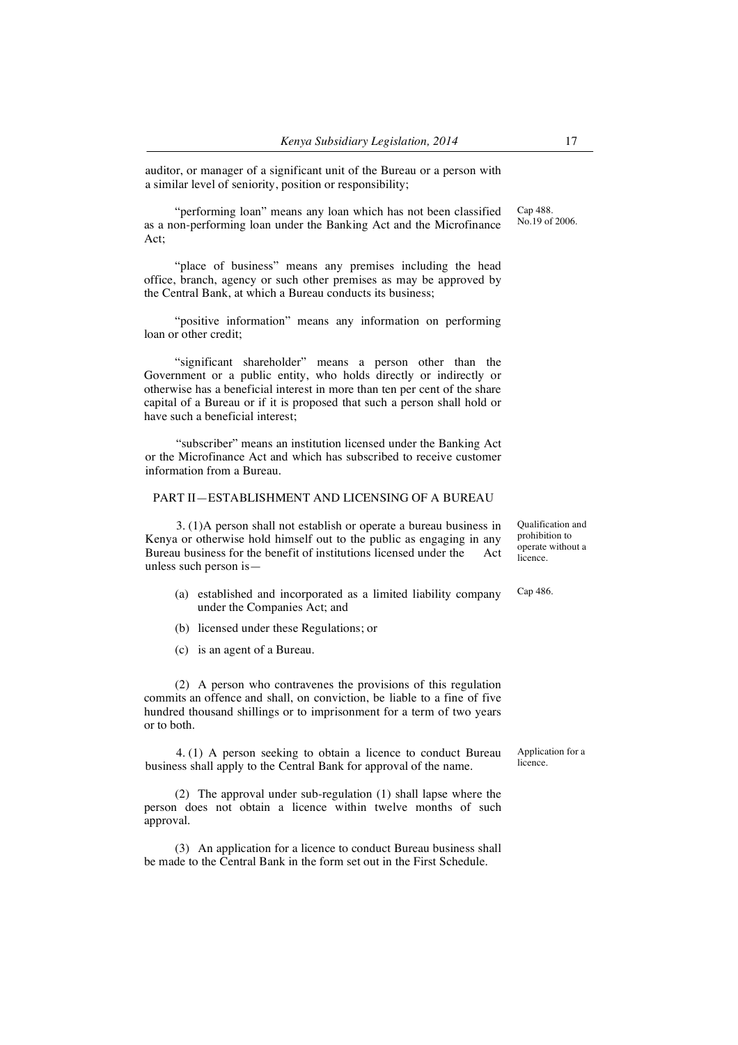auditor, or manager of a significant unit of the Bureau or a person with a similar level of seniority, position or responsibility;

"performing loan" means any loan which has not been classified as a non-performing loan under the Banking Act and the Microfinance Act;

Cap 488. No.19 of 2006.

"place of business" means any premises including the head office, branch, agency or such other premises as may be approved by the Central Bank, at which a Bureau conducts its business;

"positive information" means any information on performing loan or other credit;

"significant shareholder" means a person other than the Government or a public entity, who holds directly or indirectly or otherwise has a beneficial interest in more than ten per cent of the share capital of a Bureau or if it is proposed that such a person shall hold or have such a beneficial interest;

"subscriber" means an institution licensed under the Banking Act or the Microfinance Act and which has subscribed to receive customer information from a Bureau.

## PART II—ESTABLISHMENT AND LICENSING OF A BUREAU

Qualification and prohibition to operate without a licence.

3. (1)A person shall not establish or operate a bureau business in Kenya or otherwise hold himself out to the public as engaging in any Bureau business for the benefit of institutions licensed under the Act unless such person is—

(a) established and incorporated as a limited liability company under the Companies Act; and

Cap 486.

(b) licensed under these Regulations; or

(c) is an agent of a Bureau.

(2) A person who contravenes the provisions of this regulation commits an offence and shall, on conviction, be liable to a fine of five hundred thousand shillings or to imprisonment for a term of two years or to both.

Application for a licence.

4. (1) A person seeking to obtain a licence to conduct Bureau business shall apply to the Central Bank for approval of the name.

(2) The approval under sub-regulation (1) shall lapse where the person does not obtain a licence within twelve months of such approval.

(3) An application for a licence to conduct Bureau business shall be made to the Central Bank in the form set out in the First Schedule.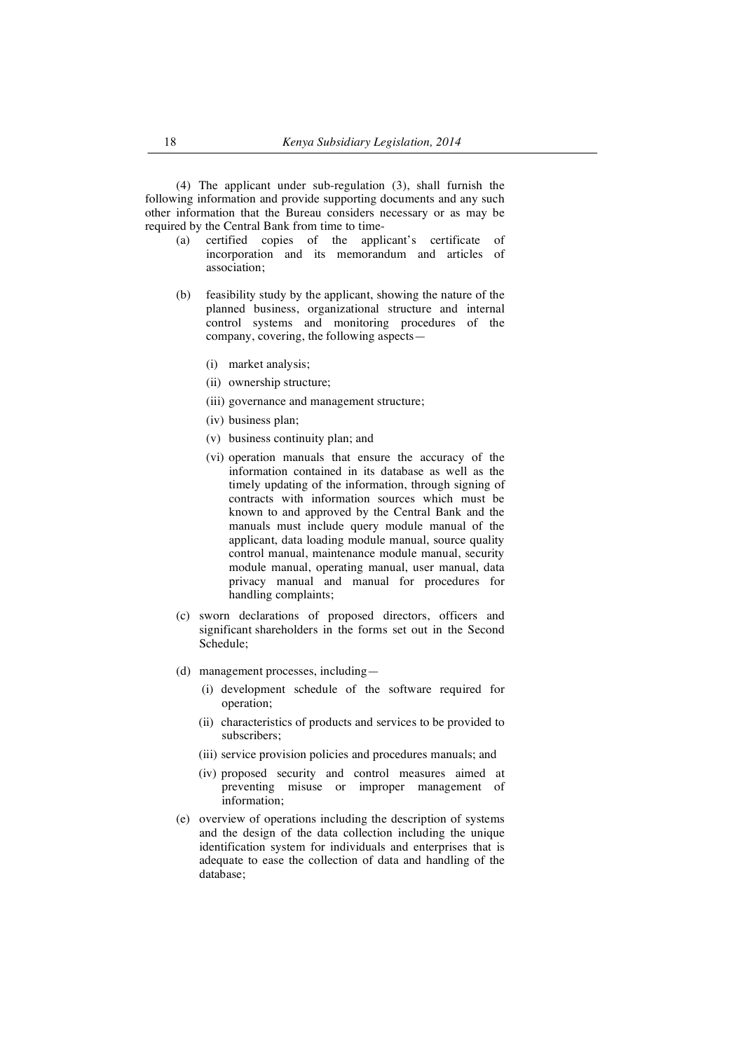(4) The applicant under sub-regulation (3), shall furnish the following information and provide supporting documents and any such other information that the Bureau considers necessary or as may be required by the Central Bank from time to time-

(a) certified copies of the applicant's certificate of incorporation and its memorandum and articles of association;

(b) feasibility study by the applicant, showing the nature of the planned business, organizational structure and internal control systems and monitoring procedures of the company, covering, the following aspects—

   (i) market analysis;

   (ii) ownership structure;

   (iii) governance and management structure;

   (iv) business plan;

   (v) business continuity plan; and

   (vi) operation manuals that ensure the accuracy of the information contained in its database as well as the timely updating of the information, through signing of contracts with information sources which must be known to and approved by the Central Bank and the manuals must include query module manual of the applicant, data loading module manual, source quality control manual, maintenance module manual, security module manual, operating manual, user manual, data privacy manual and manual for procedures for handling complaints;

(c) sworn declarations of proposed directors, officers and significant shareholders in the forms set out in the Second Schedule;

(d) management processes, including—

   (i) development schedule of the software required for operation;

   (ii) characteristics of products and services to be provided to subscribers;

   (iii) service provision policies and procedures manuals; and

   (iv) proposed security and control measures aimed at preventing misuse or improper management of information;

(e) overview of operations including the description of systems and the design of the data collection including the unique identification system for individuals and enterprises that is adequate to ease the collection of data and handling of the database;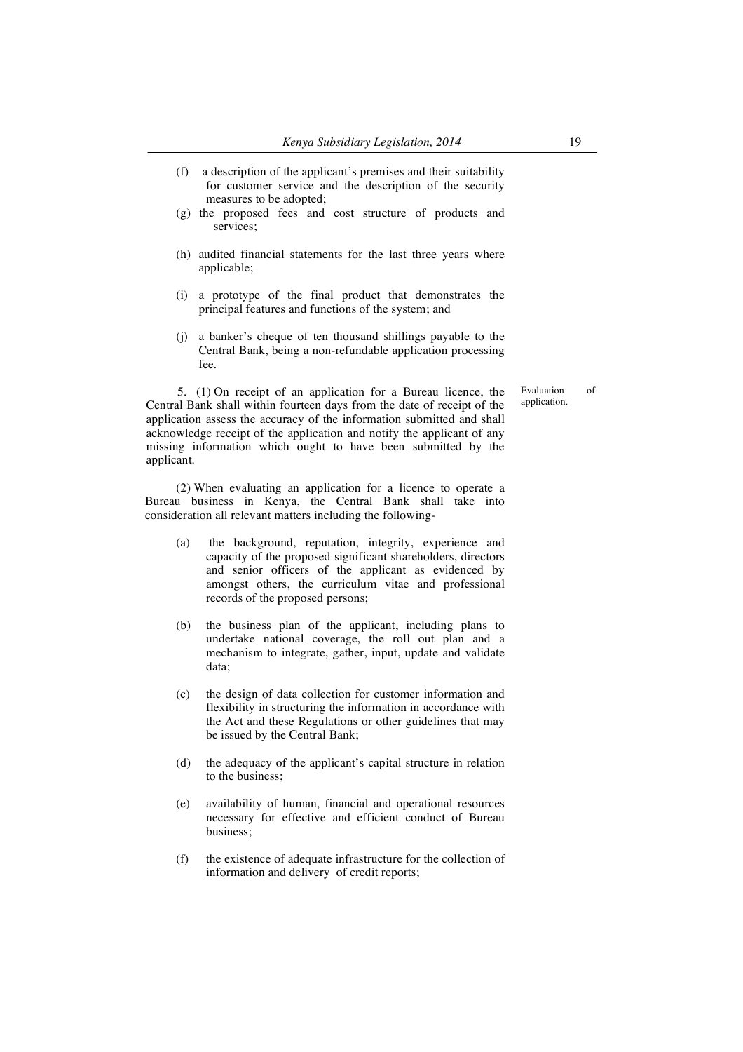(f) a description of the applicant's premises and their suitability for customer service and the description of the security measures to be adopted;

(g) the proposed fees and cost structure of products and services;

(h) audited financial statements for the last three years where applicable;

(i) a prototype of the final product that demonstrates the principal features and functions of the system; and

(j) a banker's cheque of ten thousand shillings payable to the Central Bank, being a non-refundable application processing fee.

Evaluation of application.

5. (1) On receipt of an application for a Bureau licence, the Central Bank shall within fourteen days from the date of receipt of the application assess the accuracy of the information submitted and shall acknowledge receipt of the application and notify the applicant of any missing information which ought to have been submitted by the applicant.

(2) When evaluating an application for a licence to operate a Bureau business in Kenya, the Central Bank shall take into consideration all relevant matters including the following-

(a) the background, reputation, integrity, experience and capacity of the proposed significant shareholders, directors and senior officers of the applicant as evidenced by amongst others, the curriculum vitae and professional records of the proposed persons;

(b) the business plan of the applicant, including plans to undertake national coverage, the roll out plan and a mechanism to integrate, gather, input, update and validate data;

(c) the design of data collection for customer information and flexibility in structuring the information in accordance with the Act and these Regulations or other guidelines that may be issued by the Central Bank;

(d) the adequacy of the applicant's capital structure in relation to the business;

(e) availability of human, financial and operational resources necessary for effective and efficient conduct of Bureau business;

(f) the existence of adequate infrastructure for the collection of information and delivery of credit reports;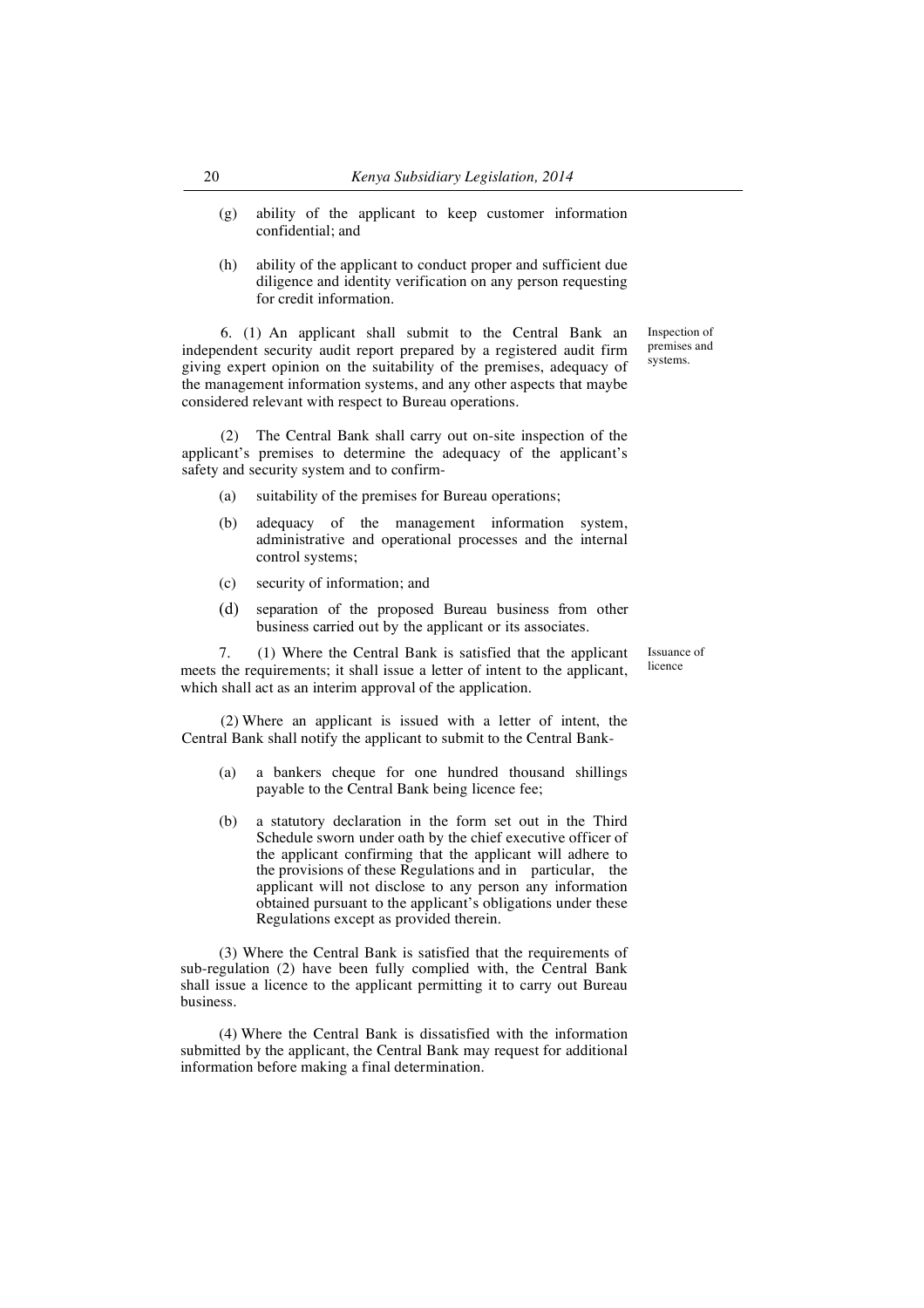(g) ability of the applicant to keep customer information confidential; and

(h) ability of the applicant to conduct proper and sufficient due diligence and identity verification on any person requesting for credit information.

*Inspection of premises and systems.*

6. (1) An applicant shall submit to the Central Bank an independent security audit report prepared by a registered audit firm giving expert opinion on the suitability of the premises, adequacy of the management information systems, and any other aspects that maybe considered relevant with respect to Bureau operations.

(2) The Central Bank shall carry out on-site inspection of the applicant's premises to determine the adequacy of the applicant's safety and security system and to confirm-

(a) suitability of the premises for Bureau operations;

(b) adequacy of the management information system, administrative and operational processes and the internal control systems;

(c) security of information; and

(d) separation of the proposed Bureau business from other business carried out by the applicant or its associates.

*Issuance of licence*

7. (1) Where the Central Bank is satisfied that the applicant meets the requirements; it shall issue a letter of intent to the applicant, which shall act as an interim approval of the application.

(2) Where an applicant is issued with a letter of intent, the Central Bank shall notify the applicant to submit to the Central Bank-

(a) a bankers cheque for one hundred thousand shillings payable to the Central Bank being licence fee;

(b) a statutory declaration in the form set out in the Third Schedule sworn under oath by the chief executive officer of the applicant confirming that the applicant will adhere to the provisions of these Regulations and in particular, the applicant will not disclose to any person any information obtained pursuant to the applicant's obligations under these Regulations except as provided therein.

(3) Where the Central Bank is satisfied that the requirements of sub-regulation (2) have been fully complied with, the Central Bank shall issue a licence to the applicant permitting it to carry out Bureau business.

(4) Where the Central Bank is dissatisfied with the information submitted by the applicant, the Central Bank may request for additional information before making a final determination.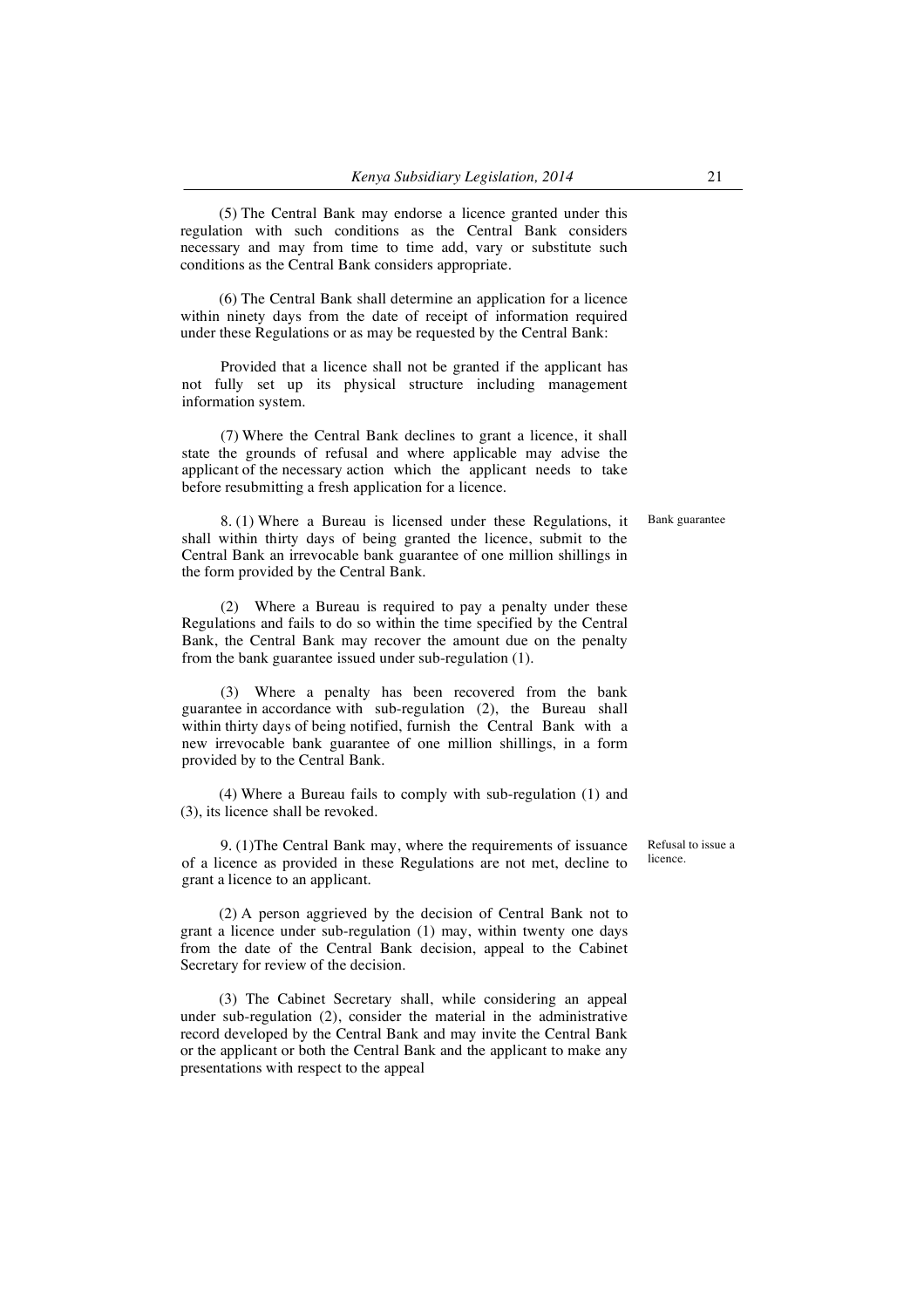(5) The Central Bank may endorse a licence granted under this regulation with such conditions as the Central Bank considers necessary and may from time to time add, vary or substitute such conditions as the Central Bank considers appropriate.

(6) The Central Bank shall determine an application for a licence within ninety days from the date of receipt of information required under these Regulations or as may be requested by the Central Bank:

Provided that a licence shall not be granted if the applicant has not fully set up its physical structure including management information system.

(7) Where the Central Bank declines to grant a licence, it shall state the grounds of refusal and where applicable may advise the applicant of the necessary action which the applicant needs to take before resubmitting a fresh application for a licence.

Bank guarantee

8. (1) Where a Bureau is licensed under these Regulations, it shall within thirty days of being granted the licence, submit to the Central Bank an irrevocable bank guarantee of one million shillings in the form provided by the Central Bank.

(2) Where a Bureau is required to pay a penalty under these Regulations and fails to do so within the time specified by the Central Bank, the Central Bank may recover the amount due on the penalty from the bank guarantee issued under sub-regulation (1).

(3) Where a penalty has been recovered from the bank guarantee in accordance with sub-regulation (2), the Bureau shall within thirty days of being notified, furnish the Central Bank with a new irrevocable bank guarantee of one million shillings, in a form provided by to the Central Bank.

(4) Where a Bureau fails to comply with sub-regulation (1) and (3), its licence shall be revoked.

Refusal to issue a licence.

9. (1)The Central Bank may, where the requirements of issuance of a licence as provided in these Regulations are not met, decline to grant a licence to an applicant.

(2) A person aggrieved by the decision of Central Bank not to grant a licence under sub-regulation (1) may, within twenty one days from the date of the Central Bank decision, appeal to the Cabinet Secretary for review of the decision.

(3) The Cabinet Secretary shall, while considering an appeal under sub-regulation (2), consider the material in the administrative record developed by the Central Bank and may invite the Central Bank or the applicant or both the Central Bank and the applicant to make any presentations with respect to the appeal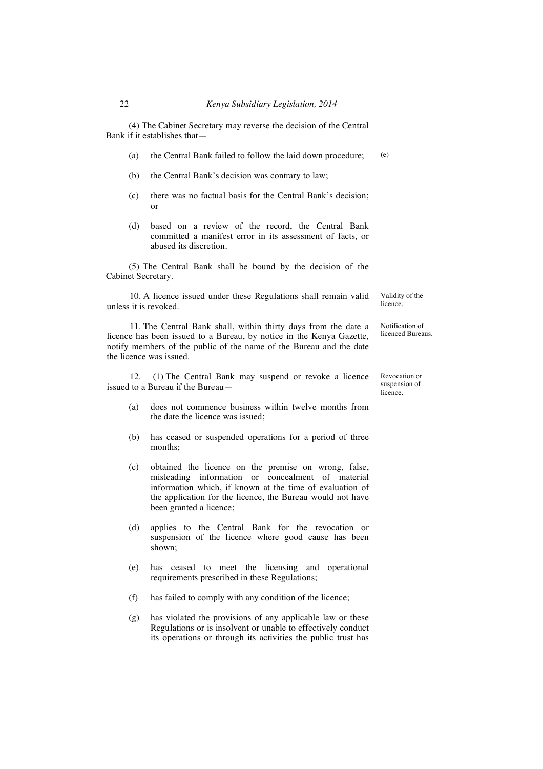(4) The Cabinet Secretary may reverse the decision of the Central Bank if it establishes that—

(a) the Central Bank failed to follow the laid down procedure; (e)

(b) the Central Bank's decision was contrary to law;

(c) there was no factual basis for the Central Bank's decision; or

(d) based on a review of the record, the Central Bank committed a manifest error in its assessment of facts, or abused its discretion.

(5) The Central Bank shall be bound by the decision of the Cabinet Secretary.

*Validity of the licence.*

10. A licence issued under these Regulations shall remain valid unless it is revoked.

*Notification of licenced Bureaus.*

11. The Central Bank shall, within thirty days from the date a licence has been issued to a Bureau, by notice in the Kenya Gazette, notify members of the public of the name of the Bureau and the date the licence was issued.

*Revocation or suspension of licence.*

12. (1) The Central Bank may suspend or revoke a licence issued to a Bureau if the Bureau—

(a) does not commence business within twelve months from the date the licence was issued;

(b) has ceased or suspended operations for a period of three months;

(c) obtained the licence on the premise on wrong, false, misleading information or concealment of material information which, if known at the time of evaluation of the application for the licence, the Bureau would not have been granted a licence;

(d) applies to the Central Bank for the revocation or suspension of the licence where good cause has been shown;

(e) has ceased to meet the licensing and operational requirements prescribed in these Regulations;

(f) has failed to comply with any condition of the licence;

(g) has violated the provisions of any applicable law or these Regulations or is insolvent or unable to effectively conduct its operations or through its activities the public trust has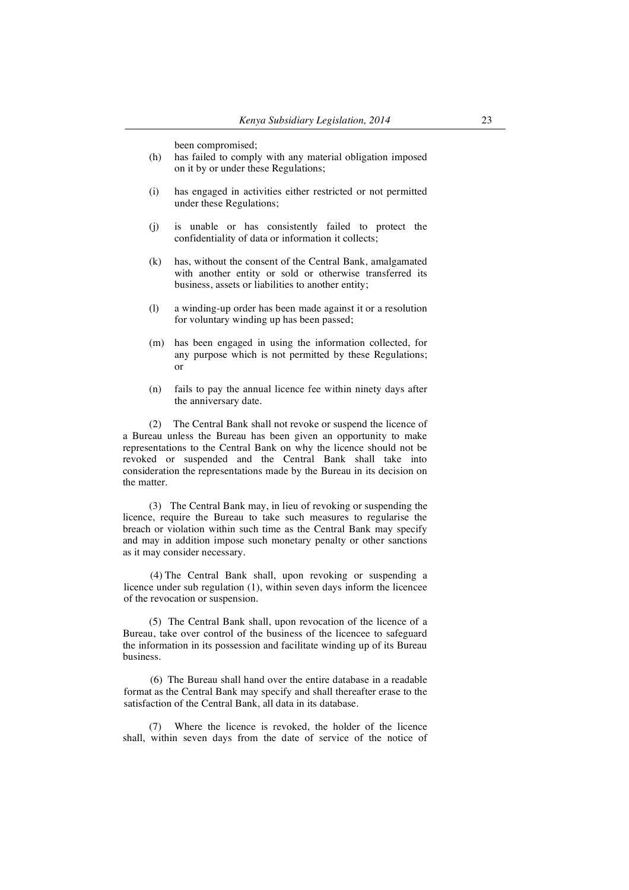been compromised;

(h) has failed to comply with any material obligation imposed on it by or under these Regulations;

(i) has engaged in activities either restricted or not permitted under these Regulations;

(j) is unable or has consistently failed to protect the confidentiality of data or information it collects;

(k) has, without the consent of the Central Bank, amalgamated with another entity or sold or otherwise transferred its business, assets or liabilities to another entity;

(l) a winding-up order has been made against it or a resolution for voluntary winding up has been passed;

(m) has been engaged in using the information collected, for any purpose which is not permitted by these Regulations; or

(n) fails to pay the annual licence fee within ninety days after the anniversary date.

(2) The Central Bank shall not revoke or suspend the licence of a Bureau unless the Bureau has been given an opportunity to make representations to the Central Bank on why the licence should not be revoked or suspended and the Central Bank shall take into consideration the representations made by the Bureau in its decision on the matter.

(3) The Central Bank may, in lieu of revoking or suspending the licence, require the Bureau to take such measures to regularise the breach or violation within such time as the Central Bank may specify and may in addition impose such monetary penalty or other sanctions as it may consider necessary.

(4) The Central Bank shall, upon revoking or suspending a licence under sub regulation (1), within seven days inform the licencee of the revocation or suspension.

(5) The Central Bank shall, upon revocation of the licence of a Bureau, take over control of the business of the licencee to safeguard the information in its possession and facilitate winding up of its Bureau business.

(6) The Bureau shall hand over the entire database in a readable format as the Central Bank may specify and shall thereafter erase to the satisfaction of the Central Bank, all data in its database.

(7) Where the licence is revoked, the holder of the licence shall, within seven days from the date of service of the notice of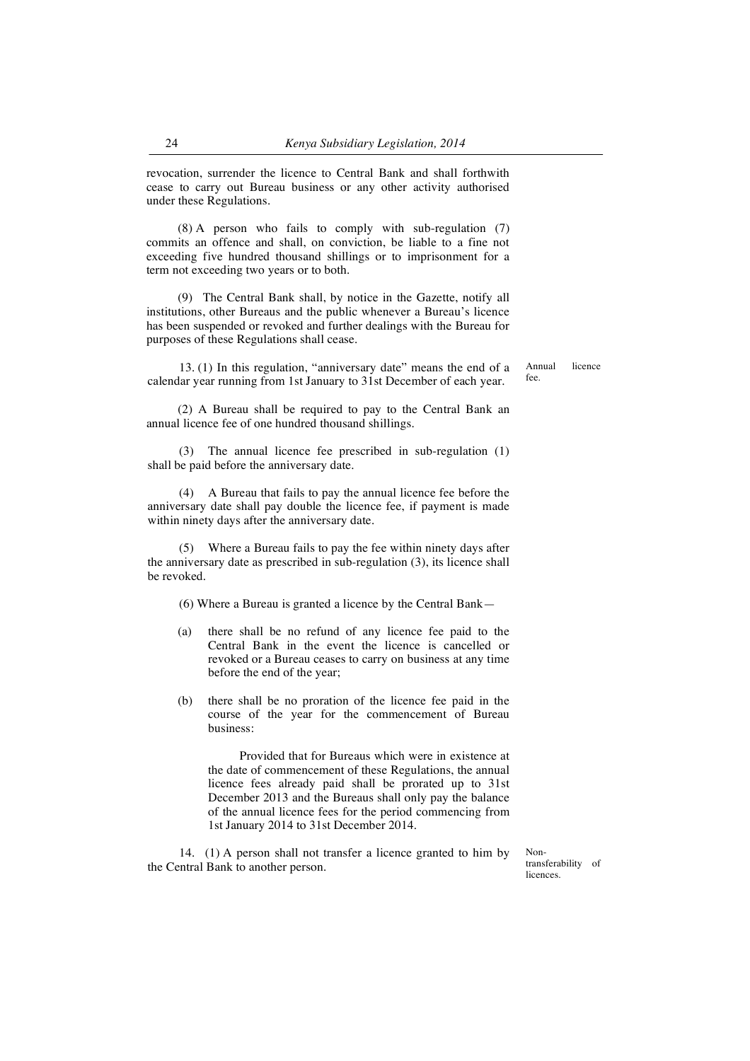revocation, surrender the licence to Central Bank and shall forthwith cease to carry out Bureau business or any other activity authorised under these Regulations.

(8) A person who fails to comply with sub-regulation (7) commits an offence and shall, on conviction, be liable to a fine not exceeding five hundred thousand shillings or to imprisonment for a term not exceeding two years or to both.

(9) The Central Bank shall, by notice in the Gazette, notify all institutions, other Bureaus and the public whenever a Bureau's licence has been suspended or revoked and further dealings with the Bureau for purposes of these Regulations shall cease.

Annual licence fee.

13. (1) In this regulation, "anniversary date" means the end of a calendar year running from 1st January to 31st December of each year.

(2) A Bureau shall be required to pay to the Central Bank an annual licence fee of one hundred thousand shillings.

(3) The annual licence fee prescribed in sub-regulation (1) shall be paid before the anniversary date.

(4) A Bureau that fails to pay the annual licence fee before the anniversary date shall pay double the licence fee, if payment is made within ninety days after the anniversary date.

(5) Where a Bureau fails to pay the fee within ninety days after the anniversary date as prescribed in sub-regulation (3), its licence shall be revoked.

(6) Where a Bureau is granted a licence by the Central Bank—

(a) there shall be no refund of any licence fee paid to the Central Bank in the event the licence is cancelled or revoked or a Bureau ceases to carry on business at any time before the end of the year;

(b) there shall be no proration of the licence fee paid in the course of the year for the commencement of Bureau business:

Provided that for Bureaus which were in existence at the date of commencement of these Regulations, the annual licence fees already paid shall be prorated up to 31st December 2013 and the Bureaus shall only pay the balance of the annual licence fees for the period commencing from 1st January 2014 to 31st December 2014.

Non-transferability of licences.

14. (1) A person shall not transfer a licence granted to him by the Central Bank to another person.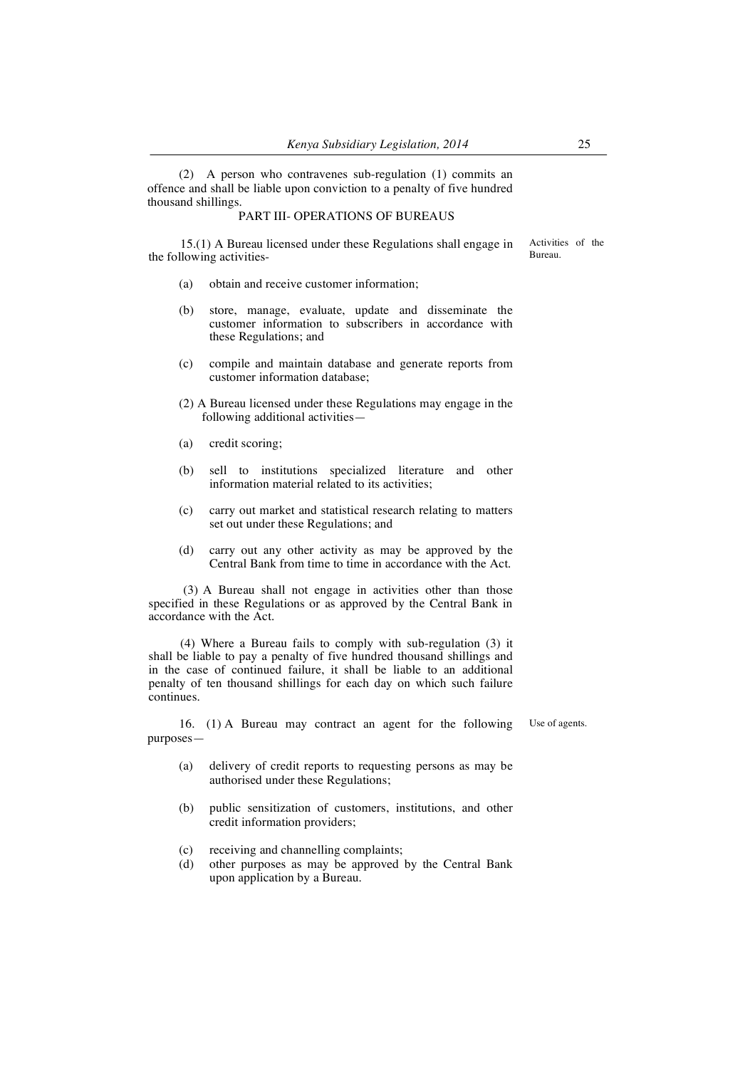(2) A person who contravenes sub-regulation (1) commits an offence and shall be liable upon conviction to a penalty of five hundred thousand shillings.

## PART III- OPERATIONS OF BUREAUS

*Activities of the Bureau.*

15.(1) A Bureau licensed under these Regulations shall engage in the following activities-

(a) obtain and receive customer information;

(b) store, manage, evaluate, update and disseminate the customer information to subscribers in accordance with these Regulations; and

(c) compile and maintain database and generate reports from customer information database;

(2) A Bureau licensed under these Regulations may engage in the following additional activities—

(a) credit scoring;

(b) sell to institutions specialized literature and other information material related to its activities;

(c) carry out market and statistical research relating to matters set out under these Regulations; and

(d) carry out any other activity as may be approved by the Central Bank from time to time in accordance with the Act.

(3) A Bureau shall not engage in activities other than those specified in these Regulations or as approved by the Central Bank in accordance with the Act.

(4) Where a Bureau fails to comply with sub-regulation (3) it shall be liable to pay a penalty of five hundred thousand shillings and in the case of continued failure, it shall be liable to an additional penalty of ten thousand shillings for each day on which such failure continues.

*Use of agents.*

16. (1) A Bureau may contract an agent for the following purposes—

(a) delivery of credit reports to requesting persons as may be authorised under these Regulations;

(b) public sensitization of customers, institutions, and other credit information providers;

(c) receiving and channelling complaints;

(d) other purposes as may be approved by the Central Bank upon application by a Bureau.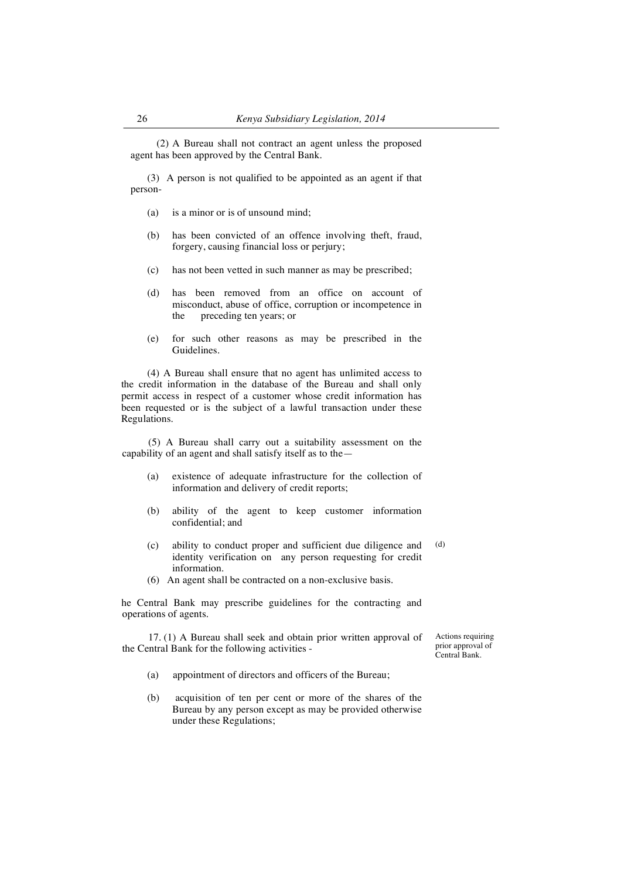(2) A Bureau shall not contract an agent unless the proposed agent has been approved by the Central Bank.

(3) A person is not qualified to be appointed as an agent if that person-

(a) is a minor or is of unsound mind;

(b) has been convicted of an offence involving theft, fraud, forgery, causing financial loss or perjury;

(c) has not been vetted in such manner as may be prescribed;

(d) has been removed from an office on account of misconduct, abuse of office, corruption or incompetence in the preceding ten years; or

(e) for such other reasons as may be prescribed in the Guidelines.

(4) A Bureau shall ensure that no agent has unlimited access to the credit information in the database of the Bureau and shall only permit access in respect of a customer whose credit information has been requested or is the subject of a lawful transaction under these Regulations.

(5) A Bureau shall carry out a suitability assessment on the capability of an agent and shall satisfy itself as to the—

(a) existence of adequate infrastructure for the collection of information and delivery of credit reports;

(b) ability of the agent to keep customer information confidential; and

(c) ability to conduct proper and sufficient due diligence and identity verification on any person requesting for credit information.

(d)

(6) An agent shall be contracted on a non-exclusive basis.

he Central Bank may prescribe guidelines for the contracting and operations of agents.

Actions requiring prior approval of Central Bank.

17. (1) A Bureau shall seek and obtain prior written approval of the Central Bank for the following activities -

(a) appointment of directors and officers of the Bureau;

(b) acquisition of ten per cent or more of the shares of the Bureau by any person except as may be provided otherwise under these Regulations;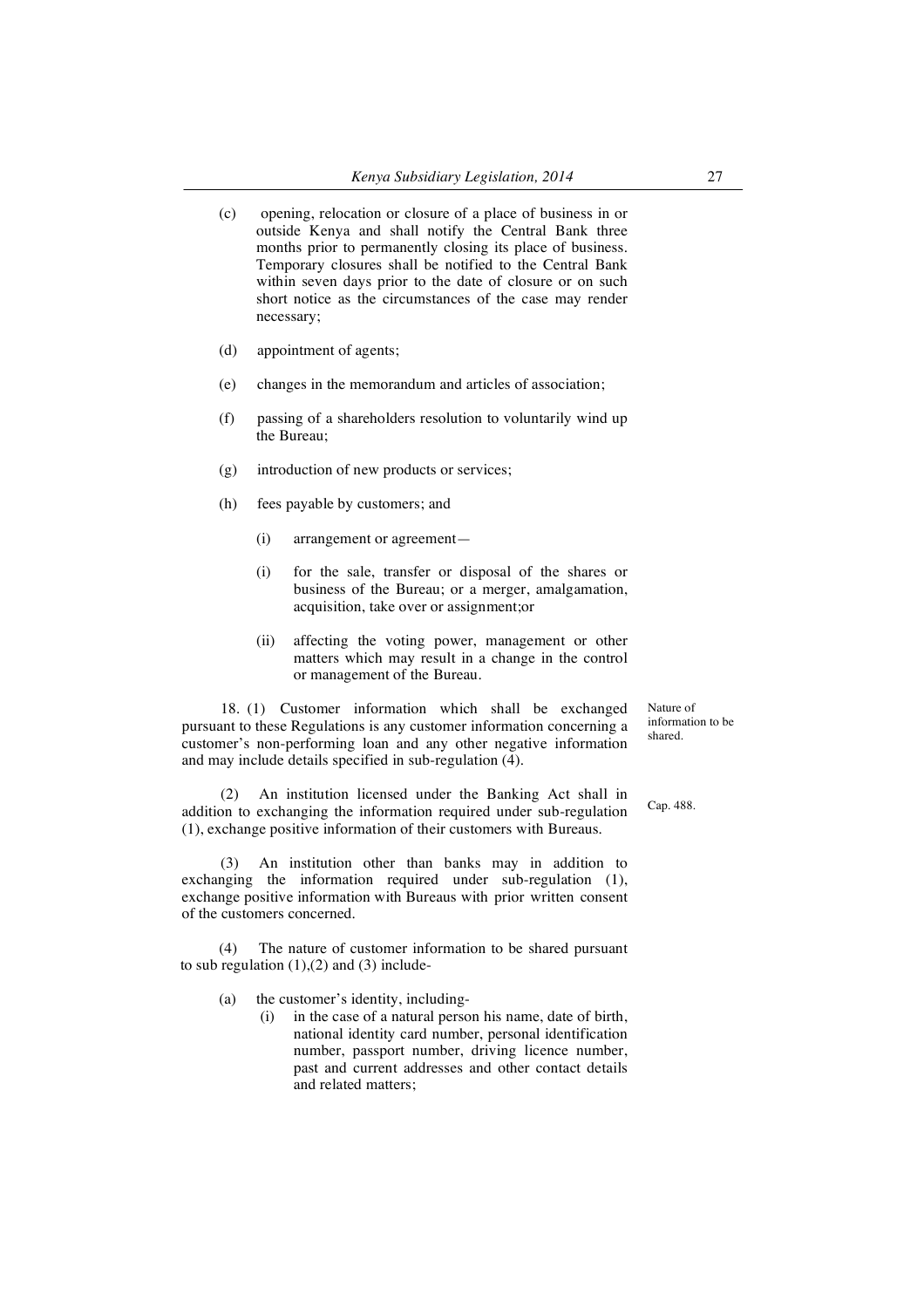(c) opening, relocation or closure of a place of business in or outside Kenya and shall notify the Central Bank three months prior to permanently closing its place of business. Temporary closures shall be notified to the Central Bank within seven days prior to the date of closure or on such short notice as the circumstances of the case may render necessary;

(d) appointment of agents;

(e) changes in the memorandum and articles of association;

(f) passing of a shareholders resolution to voluntarily wind up the Bureau;

(g) introduction of new products or services;

(h) fees payable by customers; and

(i) arrangement or agreement—

(i) for the sale, transfer or disposal of the shares or business of the Bureau; or a merger, amalgamation, acquisition, take over or assignment;or

(ii) affecting the voting power, management or other matters which may result in a change in the control or management of the Bureau.

Nature of information to be shared.

18. (1) Customer information which shall be exchanged pursuant to these Regulations is any customer information concerning a customer's non-performing loan and any other negative information and may include details specified in sub-regulation (4).

Cap. 488.

(2) An institution licensed under the Banking Act shall in addition to exchanging the information required under sub-regulation (1), exchange positive information of their customers with Bureaus.

(3) An institution other than banks may in addition to exchanging the information required under sub-regulation (1), exchange positive information with Bureaus with prior written consent of the customers concerned.

(4) The nature of customer information to be shared pursuant to sub regulation (1),(2) and (3) include-

(a) the customer's identity, including-

(i) in the case of a natural person his name, date of birth, national identity card number, personal identification number, passport number, driving licence number, past and current addresses and other contact details and related matters;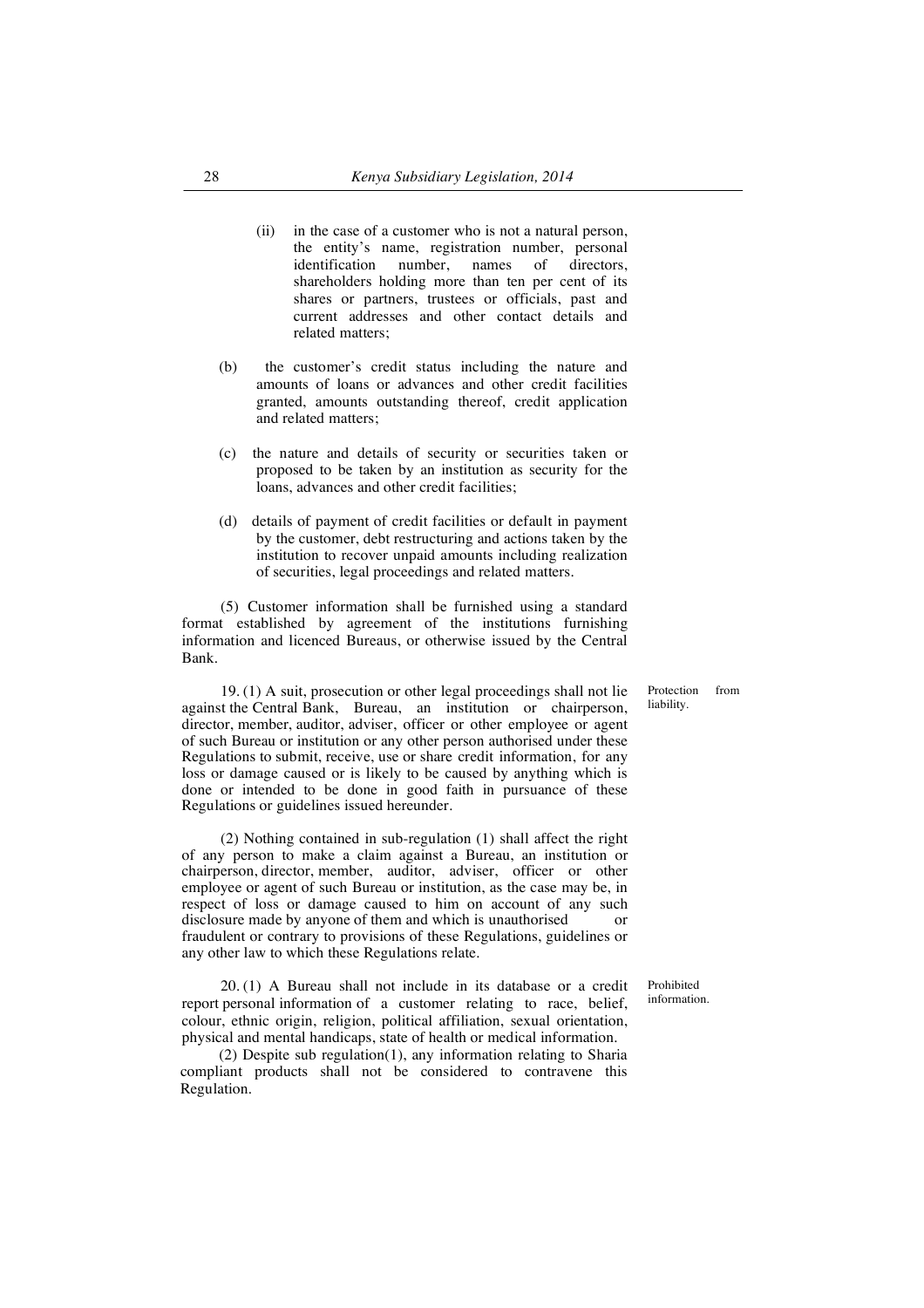(ii) in the case of a customer who is not a natural person, the entity's name, registration number, personal identification number, names of directors, shareholders holding more than ten per cent of its shares or partners, trustees or officials, past and current addresses and other contact details and related matters;

(b) the customer's credit status including the nature and amounts of loans or advances and other credit facilities granted, amounts outstanding thereof, credit application and related matters;

(c) the nature and details of security or securities taken or proposed to be taken by an institution as security for the loans, advances and other credit facilities;

(d) details of payment of credit facilities or default in payment by the customer, debt restructuring and actions taken by the institution to recover unpaid amounts including realization of securities, legal proceedings and related matters.

(5) Customer information shall be furnished using a standard format established by agreement of the institutions furnishing information and licenced Bureaus, or otherwise issued by the Central Bank.

Protection from liability.

19. (1) A suit, prosecution or other legal proceedings shall not lie against the Central Bank, Bureau, an institution or chairperson, director, member, auditor, adviser, officer or other employee or agent of such Bureau or institution or any other person authorised under these Regulations to submit, receive, use or share credit information, for any loss or damage caused or is likely to be caused by anything which is done or intended to be done in good faith in pursuance of these Regulations or guidelines issued hereunder.

(2) Nothing contained in sub-regulation (1) shall affect the right of any person to make a claim against a Bureau, an institution or chairperson, director, member, auditor, adviser, officer or other employee or agent of such Bureau or institution, as the case may be, in respect of loss or damage caused to him on account of any such disclosure made by anyone of them and which is unauthorised or fraudulent or contrary to provisions of these Regulations, guidelines or any other law to which these Regulations relate.

Prohibited information.

20. (1) A Bureau shall not include in its database or a credit report personal information of a customer relating to race, belief, colour, ethnic origin, religion, political affiliation, sexual orientation, physical and mental handicaps, state of health or medical information.

(2) Despite sub regulation(1), any information relating to Sharia compliant products shall not be considered to contravene this Regulation.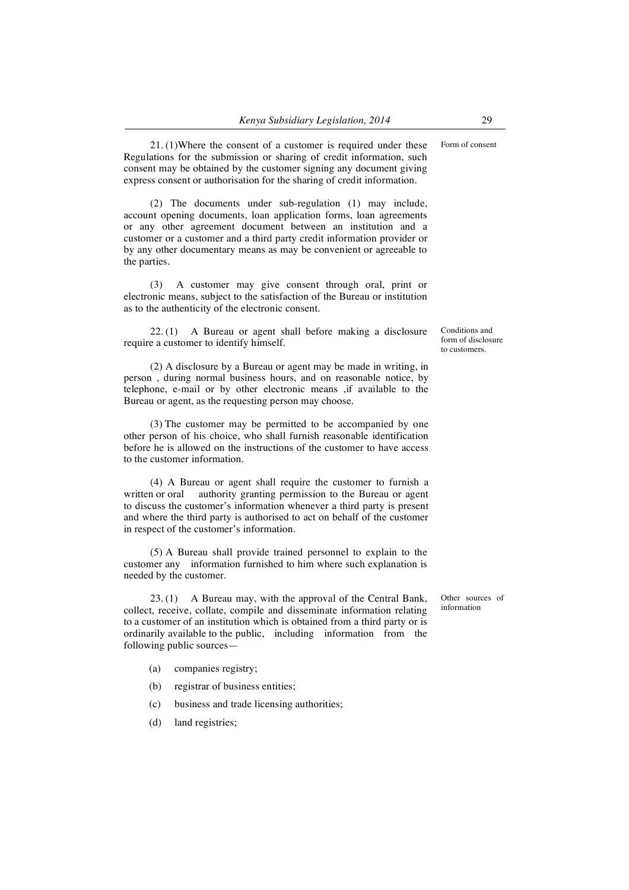Form of consent

21. (1)Where the consent of a customer is required under these Regulations for the submission or sharing of credit information, such consent may be obtained by the customer signing any document giving express consent or authorisation for the sharing of credit information.

(2) The documents under sub-regulation (1) may include, account opening documents, loan application forms, loan agreements or any other agreement document between an institution and a customer or a customer and a third party credit information provider or by any other documentary means as may be convenient or agreeable to the parties.

(3) A customer may give consent through oral, print or electronic means, subject to the satisfaction of the Bureau or institution as to the authenticity of the electronic consent.

Conditions and form of disclosure to customers.

22. (1) A Bureau or agent shall before making a disclosure require a customer to identify himself.

(2) A disclosure by a Bureau or agent may be made in writing, in person , during normal business hours, and on reasonable notice, by telephone, e-mail or by other electronic means ,if available to the Bureau or agent, as the requesting person may choose.

(3) The customer may be permitted to be accompanied by one other person of his choice, who shall furnish reasonable identification before he is allowed on the instructions of the customer to have access to the customer information.

(4) A Bureau or agent shall require the customer to furnish a written or oral authority granting permission to the Bureau or agent to discuss the customer's information whenever a third party is present and where the third party is authorised to act on behalf of the customer in respect of the customer's information.

(5) A Bureau shall provide trained personnel to explain to the customer any information furnished to him where such explanation is needed by the customer.

Other sources of information

23. (1) A Bureau may, with the approval of the Central Bank, collect, receive, collate, compile and disseminate information relating to a customer of an institution which is obtained from a third party or is ordinarily available to the public, including information from the following public sources—

(a) companies registry;

(b) registrar of business entities;

(c) business and trade licensing authorities;

(d) land registries;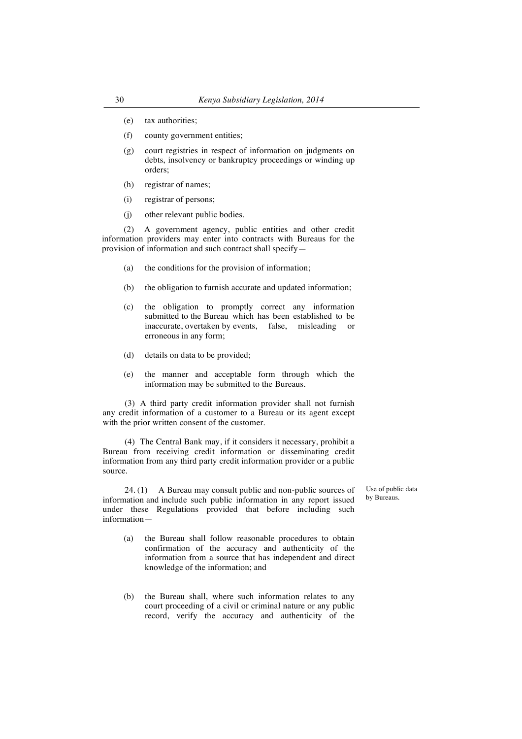(e) tax authorities;

(f) county government entities;

(g) court registries in respect of information on judgments on debts, insolvency or bankruptcy proceedings or winding up orders;

(h) registrar of names;

(i) registrar of persons;

(j) other relevant public bodies.

(2) A government agency, public entities and other credit information providers may enter into contracts with Bureaus for the provision of information and such contract shall specify—

(a) the conditions for the provision of information;

(b) the obligation to furnish accurate and updated information;

(c) the obligation to promptly correct any information submitted to the Bureau which has been established to be inaccurate, overtaken by events, false, misleading or erroneous in any form;

(d) details on data to be provided;

(e) the manner and acceptable form through which the information may be submitted to the Bureaus.

(3) A third party credit information provider shall not furnish any credit information of a customer to a Bureau or its agent except with the prior written consent of the customer.

(4) The Central Bank may, if it considers it necessary, prohibit a Bureau from receiving credit information or disseminating credit information from any third party credit information provider or a public source.

*Use of public data by Bureaus.*

24. (1) A Bureau may consult public and non-public sources of information and include such public information in any report issued under these Regulations provided that before including such information—

(a) the Bureau shall follow reasonable procedures to obtain confirmation of the accuracy and authenticity of the information from a source that has independent and direct knowledge of the information; and

(b) the Bureau shall, where such information relates to any court proceeding of a civil or criminal nature or any public record, verify the accuracy and authenticity of the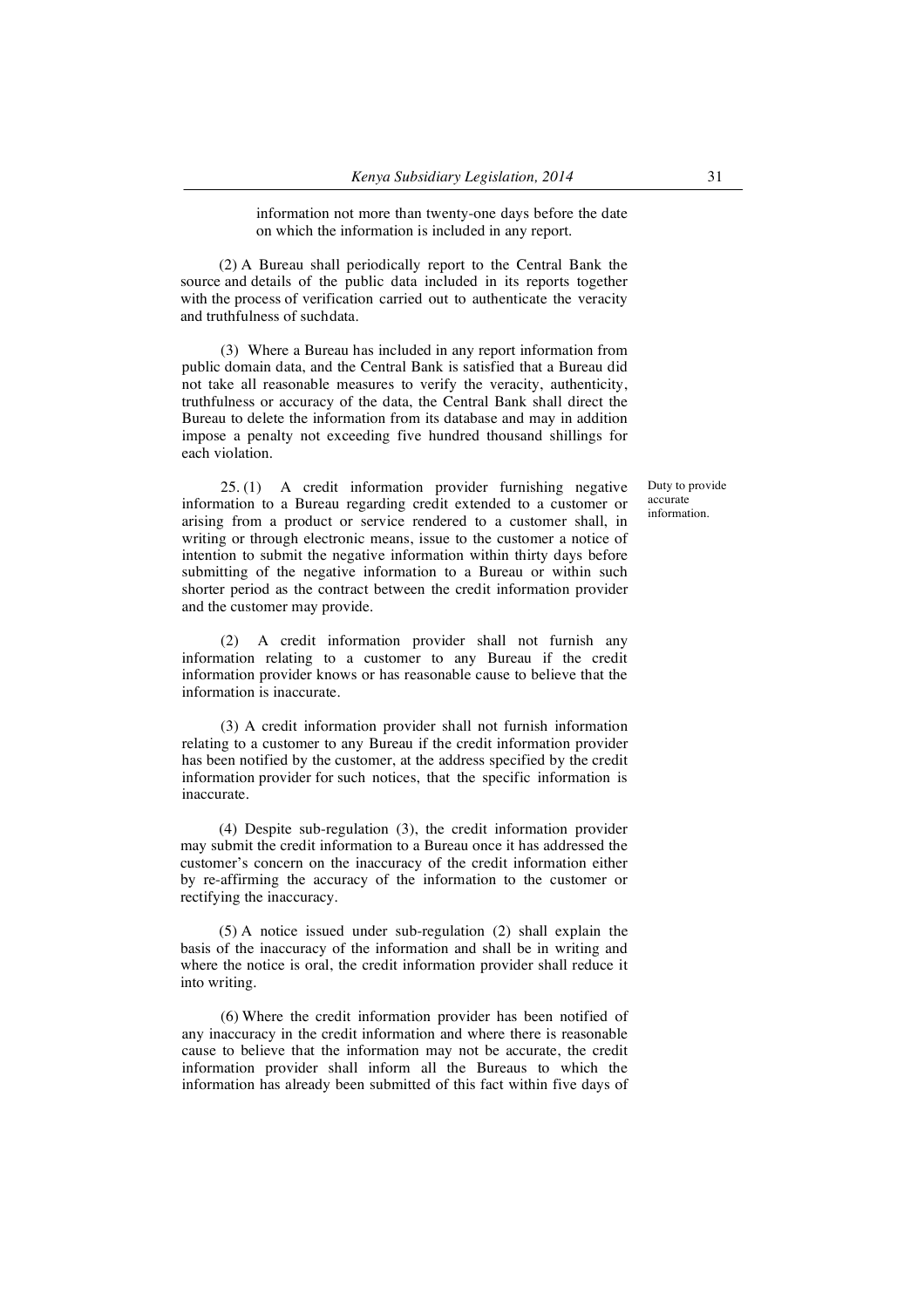information not more than twenty-one days before the date on which the information is included in any report.

(2) A Bureau shall periodically report to the Central Bank the source and details of the public data included in its reports together with the process of verification carried out to authenticate the veracity and truthfulness of suchdata.

(3) Where a Bureau has included in any report information from public domain data, and the Central Bank is satisfied that a Bureau did not take all reasonable measures to verify the veracity, authenticity, truthfulness or accuracy of the data, the Central Bank shall direct the Bureau to delete the information from its database and may in addition impose a penalty not exceeding five hundred thousand shillings for each violation.

Duty to provide accurate information.

25. (1) A credit information provider furnishing negative information to a Bureau regarding credit extended to a customer or arising from a product or service rendered to a customer shall, in writing or through electronic means, issue to the customer a notice of intention to submit the negative information within thirty days before submitting of the negative information to a Bureau or within such shorter period as the contract between the credit information provider and the customer may provide.

(2) A credit information provider shall not furnish any information relating to a customer to any Bureau if the credit information provider knows or has reasonable cause to believe that the information is inaccurate.

(3) A credit information provider shall not furnish information relating to a customer to any Bureau if the credit information provider has been notified by the customer, at the address specified by the credit information provider for such notices, that the specific information is inaccurate.

(4) Despite sub-regulation (3), the credit information provider may submit the credit information to a Bureau once it has addressed the customer's concern on the inaccuracy of the credit information either by re-affirming the accuracy of the information to the customer or rectifying the inaccuracy.

(5) A notice issued under sub-regulation (2) shall explain the basis of the inaccuracy of the information and shall be in writing and where the notice is oral, the credit information provider shall reduce it into writing.

(6) Where the credit information provider has been notified of any inaccuracy in the credit information and where there is reasonable cause to believe that the information may not be accurate, the credit information provider shall inform all the Bureaus to which the information has already been submitted of this fact within five days of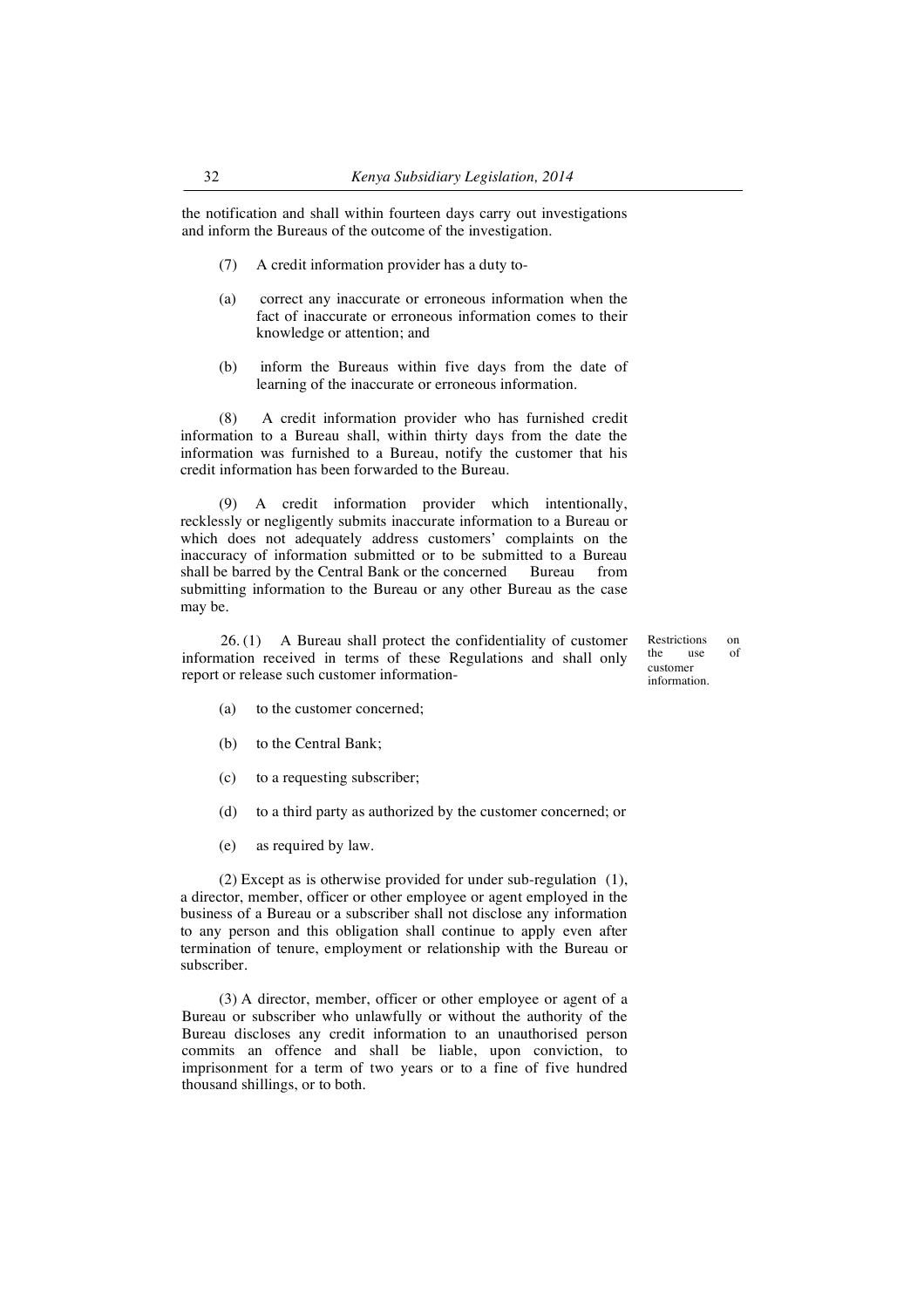the notification and shall within fourteen days carry out investigations and inform the Bureaus of the outcome of the investigation.

(7) A credit information provider has a duty to-

(a) correct any inaccurate or erroneous information when the fact of inaccurate or erroneous information comes to their knowledge or attention; and

(b) inform the Bureaus within five days from the date of learning of the inaccurate or erroneous information.

(8) A credit information provider who has furnished credit information to a Bureau shall, within thirty days from the date the information was furnished to a Bureau, notify the customer that his credit information has been forwarded to the Bureau.

(9) A credit information provider which intentionally, recklessly or negligently submits inaccurate information to a Bureau or which does not adequately address customers' complaints on the inaccuracy of information submitted or to be submitted to a Bureau shall be barred by the Central Bank or the concerned Bureau from submitting information to the Bureau or any other Bureau as the case may be.

*Restrictions on the use of customer information.*

26. (1) A Bureau shall protect the confidentiality of customer information received in terms of these Regulations and shall only report or release such customer information-

(a) to the customer concerned;

(b) to the Central Bank;

(c) to a requesting subscriber;

(d) to a third party as authorized by the customer concerned; or

(e) as required by law.

(2) Except as is otherwise provided for under sub-regulation (1), a director, member, officer or other employee or agent employed in the business of a Bureau or a subscriber shall not disclose any information to any person and this obligation shall continue to apply even after termination of tenure, employment or relationship with the Bureau or subscriber.

(3) A director, member, officer or other employee or agent of a Bureau or subscriber who unlawfully or without the authority of the Bureau discloses any credit information to an unauthorised person commits an offence and shall be liable, upon conviction, to imprisonment for a term of two years or to a fine of five hundred thousand shillings, or to both.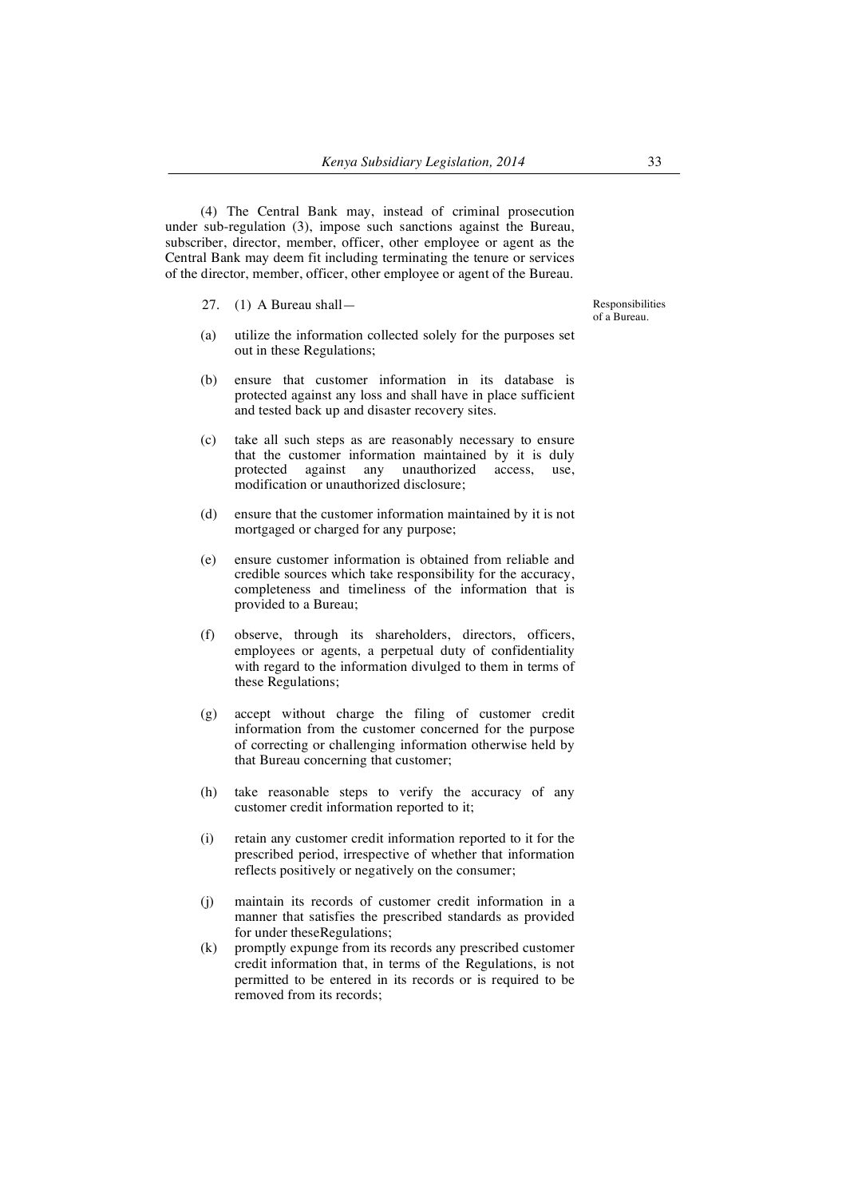(4) The Central Bank may, instead of criminal prosecution under sub-regulation (3), impose such sanctions against the Bureau, subscriber, director, member, officer, other employee or agent as the Central Bank may deem fit including terminating the tenure or services of the director, member, officer, other employee or agent of the Bureau.

Responsibilities of a Bureau.

27. (1) A Bureau shall—

(a) utilize the information collected solely for the purposes set out in these Regulations;

(b) ensure that customer information in its database is protected against any loss and shall have in place sufficient and tested back up and disaster recovery sites.

(c) take all such steps as are reasonably necessary to ensure that the customer information maintained by it is duly protected against any unauthorized access, use, modification or unauthorized disclosure;

(d) ensure that the customer information maintained by it is not mortgaged or charged for any purpose;

(e) ensure customer information is obtained from reliable and credible sources which take responsibility for the accuracy, completeness and timeliness of the information that is provided to a Bureau;

(f) observe, through its shareholders, directors, officers, employees or agents, a perpetual duty of confidentiality with regard to the information divulged to them in terms of these Regulations;

(g) accept without charge the filing of customer credit information from the customer concerned for the purpose of correcting or challenging information otherwise held by that Bureau concerning that customer;

(h) take reasonable steps to verify the accuracy of any customer credit information reported to it;

(i) retain any customer credit information reported to it for the prescribed period, irrespective of whether that information reflects positively or negatively on the consumer;

(j) maintain its records of customer credit information in a manner that satisfies the prescribed standards as provided for under theseRegulations;

(k) promptly expunge from its records any prescribed customer credit information that, in terms of the Regulations, is not permitted to be entered in its records or is required to be removed from its records;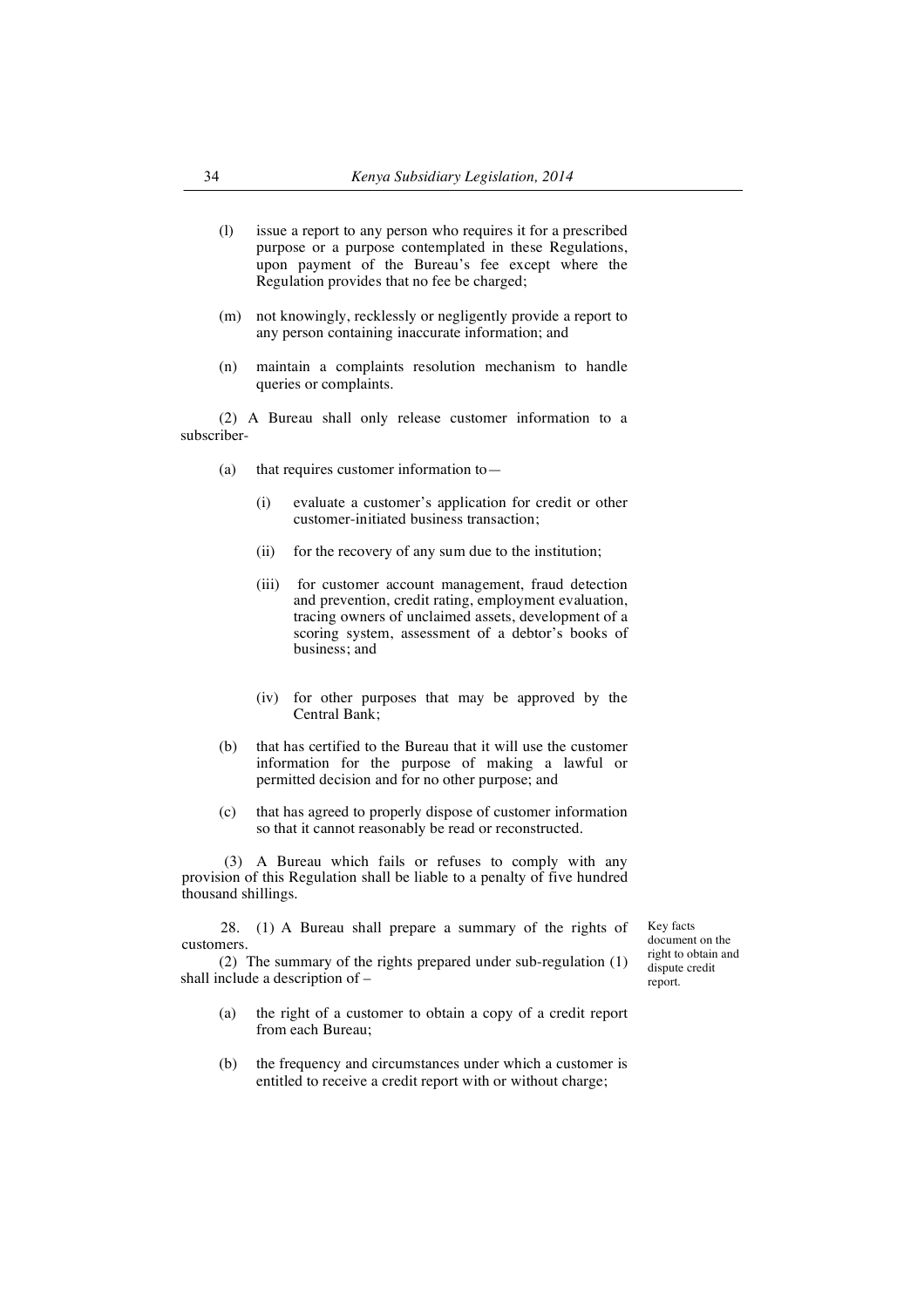(l) issue a report to any person who requires it for a prescribed purpose or a purpose contemplated in these Regulations, upon payment of the Bureau's fee except where the Regulation provides that no fee be charged;

(m) not knowingly, recklessly or negligently provide a report to any person containing inaccurate information; and

(n) maintain a complaints resolution mechanism to handle queries or complaints.

(2) A Bureau shall only release customer information to a subscriber-

(a) that requires customer information to—

(i) evaluate a customer's application for credit or other customer-initiated business transaction;

(ii) for the recovery of any sum due to the institution;

(iii) for customer account management, fraud detection and prevention, credit rating, employment evaluation, tracing owners of unclaimed assets, development of a scoring system, assessment of a debtor's books of business; and

(iv) for other purposes that may be approved by the Central Bank;

(b) that has certified to the Bureau that it will use the customer information for the purpose of making a lawful or permitted decision and for no other purpose; and

(c) that has agreed to properly dispose of customer information so that it cannot reasonably be read or reconstructed.

(3) A Bureau which fails or refuses to comply with any provision of this Regulation shall be liable to a penalty of five hundred thousand shillings.

*Key facts document on the right to obtain and dispute credit report.*

28. (1) A Bureau shall prepare a summary of the rights of customers.

(2) The summary of the rights prepared under sub-regulation (1) shall include a description of –

(a) the right of a customer to obtain a copy of a credit report from each Bureau;

(b) the frequency and circumstances under which a customer is entitled to receive a credit report with or without charge;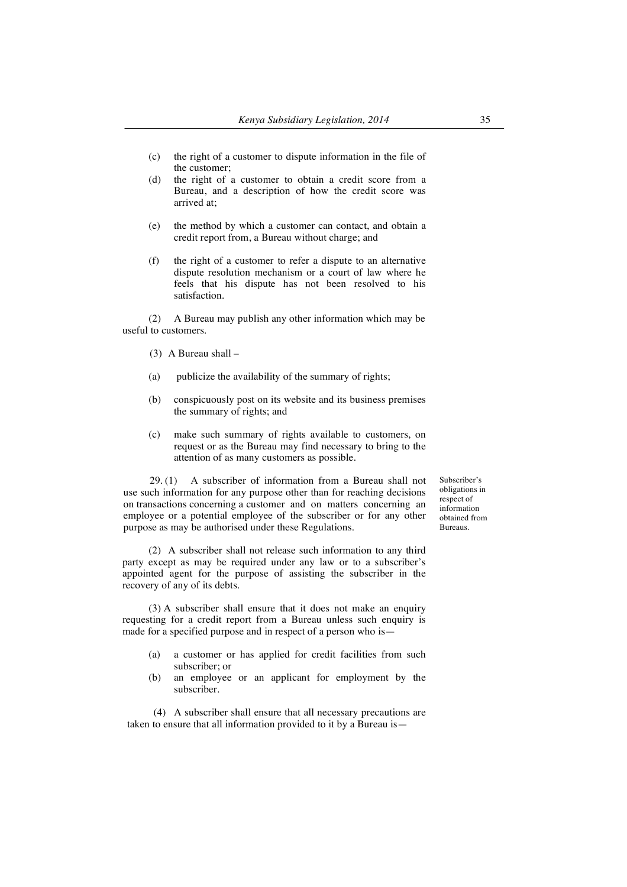(c) the right of a customer to dispute information in the file of the customer;

(d) the right of a customer to obtain a credit score from a Bureau, and a description of how the credit score was arrived at;

(e) the method by which a customer can contact, and obtain a credit report from, a Bureau without charge; and

(f) the right of a customer to refer a dispute to an alternative dispute resolution mechanism or a court of law where he feels that his dispute has not been resolved to his satisfaction.

(2) A Bureau may publish any other information which may be useful to customers.

(3) A Bureau shall –

(a) publicize the availability of the summary of rights;

(b) conspicuously post on its website and its business premises the summary of rights; and

(c) make such summary of rights available to customers, on request or as the Bureau may find necessary to bring to the attention of as many customers as possible.

*Subscriber's obligations in respect of information obtained from Bureaus.*

29. (1) A subscriber of information from a Bureau shall not use such information for any purpose other than for reaching decisions on transactions concerning a customer and on matters concerning an employee or a potential employee of the subscriber or for any other purpose as may be authorised under these Regulations.

(2) A subscriber shall not release such information to any third party except as may be required under any law or to a subscriber's appointed agent for the purpose of assisting the subscriber in the recovery of any of its debts.

(3) A subscriber shall ensure that it does not make an enquiry requesting for a credit report from a Bureau unless such enquiry is made for a specified purpose and in respect of a person who is—

(a) a customer or has applied for credit facilities from such subscriber; or

(b) an employee or an applicant for employment by the subscriber.

(4) A subscriber shall ensure that all necessary precautions are taken to ensure that all information provided to it by a Bureau is—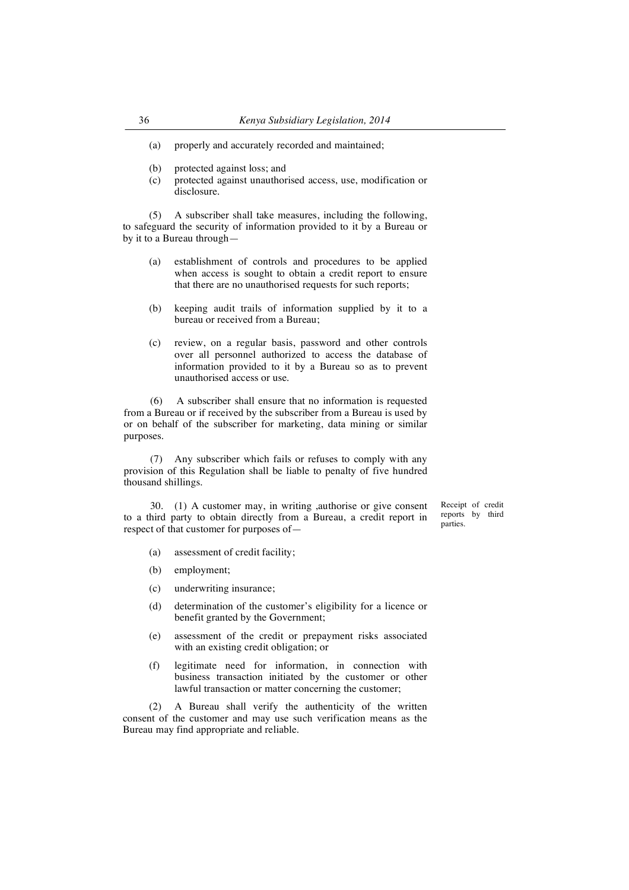(a) properly and accurately recorded and maintained;

(b) protected against loss; and

(c) protected against unauthorised access, use, modification or disclosure.

(5) A subscriber shall take measures, including the following, to safeguard the security of information provided to it by a Bureau or by it to a Bureau through—

(a) establishment of controls and procedures to be applied when access is sought to obtain a credit report to ensure that there are no unauthorised requests for such reports;

(b) keeping audit trails of information supplied by it to a bureau or received from a Bureau;

(c) review, on a regular basis, password and other controls over all personnel authorized to access the database of information provided to it by a Bureau so as to prevent unauthorised access or use.

(6) A subscriber shall ensure that no information is requested from a Bureau or if received by the subscriber from a Bureau is used by or on behalf of the subscriber for marketing, data mining or similar purposes.

(7) Any subscriber which fails or refuses to comply with any provision of this Regulation shall be liable to penalty of five hundred thousand shillings.

Receipt of credit reports by third parties.

30. (1) A customer may, in writing ,authorise or give consent to a third party to obtain directly from a Bureau, a credit report in respect of that customer for purposes of—

(a) assessment of credit facility;

(b) employment;

(c) underwriting insurance;

(d) determination of the customer's eligibility for a licence or benefit granted by the Government;

(e) assessment of the credit or prepayment risks associated with an existing credit obligation; or

(f) legitimate need for information, in connection with business transaction initiated by the customer or other lawful transaction or matter concerning the customer;

(2) A Bureau shall verify the authenticity of the written consent of the customer and may use such verification means as the Bureau may find appropriate and reliable.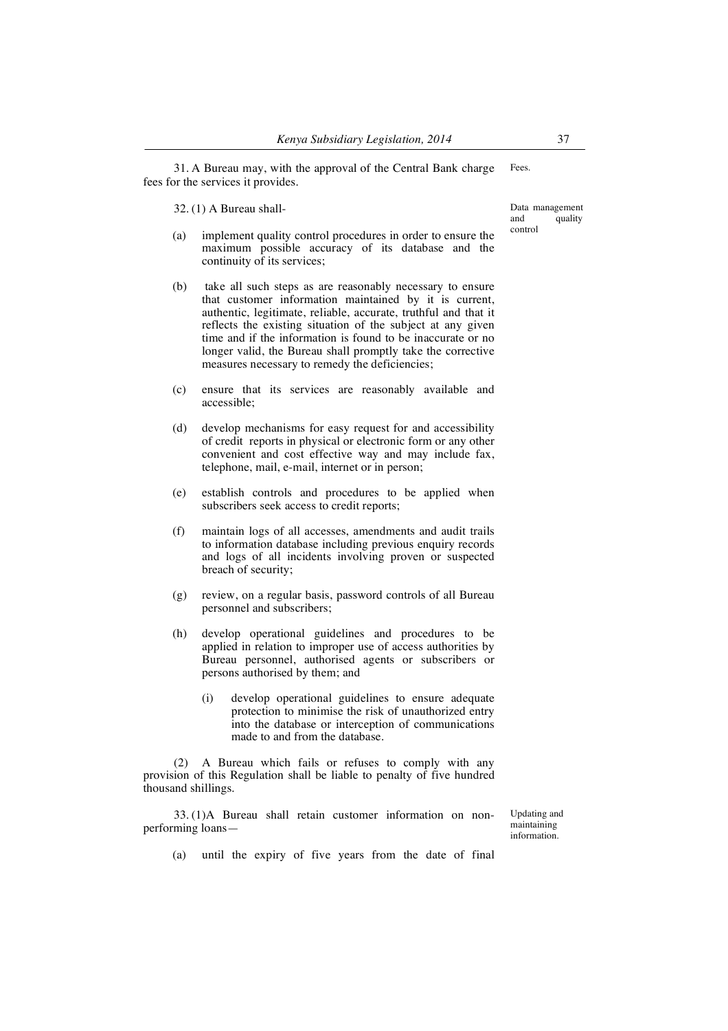31. A Bureau may, with the approval of the Central Bank charge fees for the services it provides. Fees.

32. (1) A Bureau shall- Data management and quality control

(a) implement quality control procedures in order to ensure the maximum possible accuracy of its database and the continuity of its services;

(b) take all such steps as are reasonably necessary to ensure that customer information maintained by it is current, authentic, legitimate, reliable, accurate, truthful and that it reflects the existing situation of the subject at any given time and if the information is found to be inaccurate or no longer valid, the Bureau shall promptly take the corrective measures necessary to remedy the deficiencies;

(c) ensure that its services are reasonably available and accessible;

(d) develop mechanisms for easy request for and accessibility of credit reports in physical or electronic form or any other convenient and cost effective way and may include fax, telephone, mail, e-mail, internet or in person;

(e) establish controls and procedures to be applied when subscribers seek access to credit reports;

(f) maintain logs of all accesses, amendments and audit trails to information database including previous enquiry records and logs of all incidents involving proven or suspected breach of security;

(g) review, on a regular basis, password controls of all Bureau personnel and subscribers;

(h) develop operational guidelines and procedures to be applied in relation to improper use of access authorities by Bureau personnel, authorised agents or subscribers or persons authorised by them; and

(i) develop operational guidelines to ensure adequate protection to minimise the risk of unauthorized entry into the database or interception of communications made to and from the database.

(2) A Bureau which fails or refuses to comply with any provision of this Regulation shall be liable to penalty of five hundred thousand shillings.

33. (1)A Bureau shall retain customer information on non-performing loans— Updating and maintaining information.

(a) until the expiry of five years from the date of final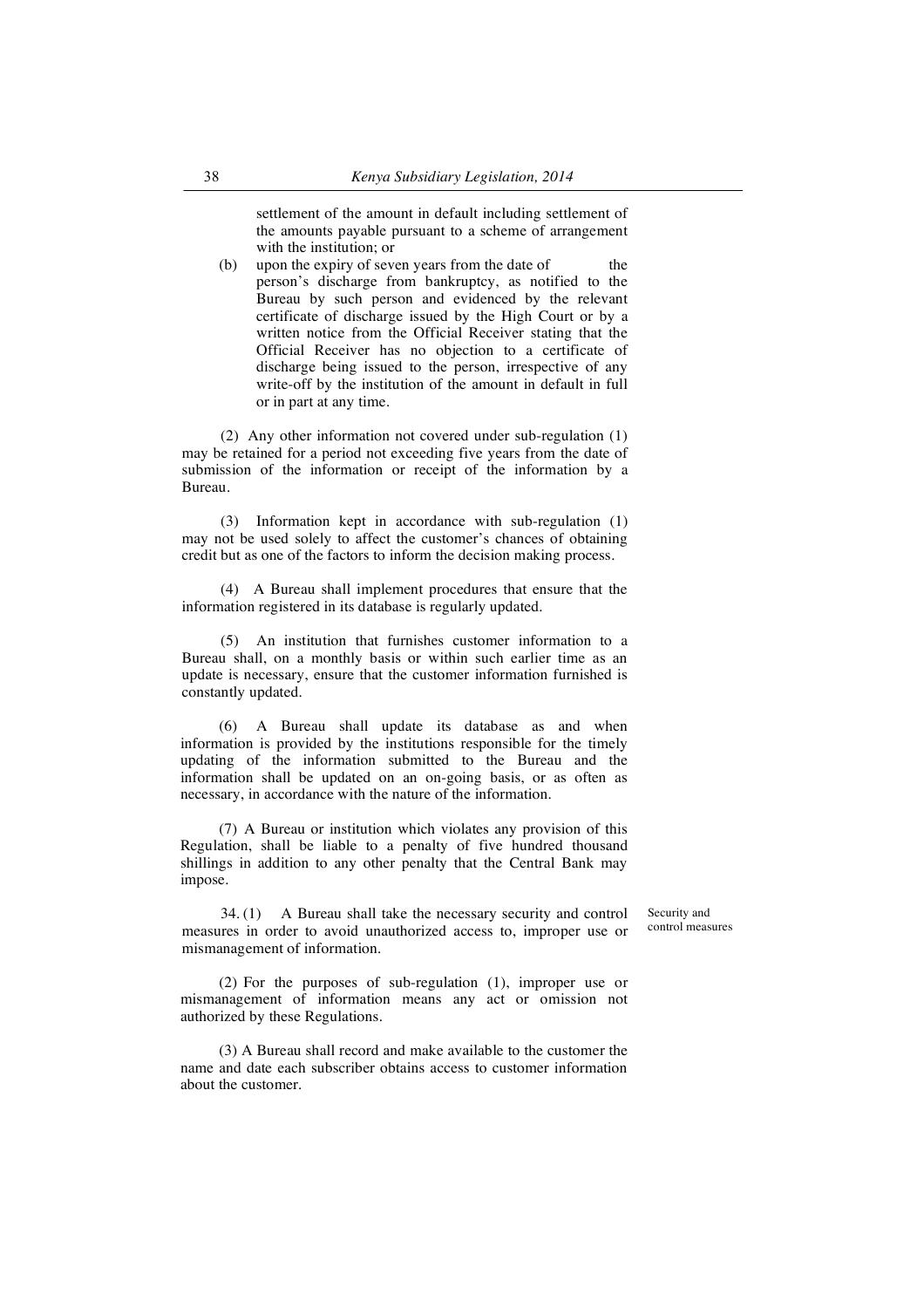settlement of the amount in default including settlement of the amounts payable pursuant to a scheme of arrangement with the institution; or

(b) upon the expiry of seven years from the date of the person's discharge from bankruptcy, as notified to the Bureau by such person and evidenced by the relevant certificate of discharge issued by the High Court or by a written notice from the Official Receiver stating that the Official Receiver has no objection to a certificate of discharge being issued to the person, irrespective of any write-off by the institution of the amount in default in full or in part at any time.

(2) Any other information not covered under sub-regulation (1) may be retained for a period not exceeding five years from the date of submission of the information or receipt of the information by a Bureau.

(3) Information kept in accordance with sub-regulation (1) may not be used solely to affect the customer's chances of obtaining credit but as one of the factors to inform the decision making process.

(4) A Bureau shall implement procedures that ensure that the information registered in its database is regularly updated.

(5) An institution that furnishes customer information to a Bureau shall, on a monthly basis or within such earlier time as an update is necessary, ensure that the customer information furnished is constantly updated.

(6) A Bureau shall update its database as and when information is provided by the institutions responsible for the timely updating of the information submitted to the Bureau and the information shall be updated on an on-going basis, or as often as necessary, in accordance with the nature of the information.

(7) A Bureau or institution which violates any provision of this Regulation, shall be liable to a penalty of five hundred thousand shillings in addition to any other penalty that the Central Bank may impose.

*Security and control measures*

34. (1) A Bureau shall take the necessary security and control measures in order to avoid unauthorized access to, improper use or mismanagement of information.

(2) For the purposes of sub-regulation (1), improper use or mismanagement of information means any act or omission not authorized by these Regulations.

(3) A Bureau shall record and make available to the customer the name and date each subscriber obtains access to customer information about the customer.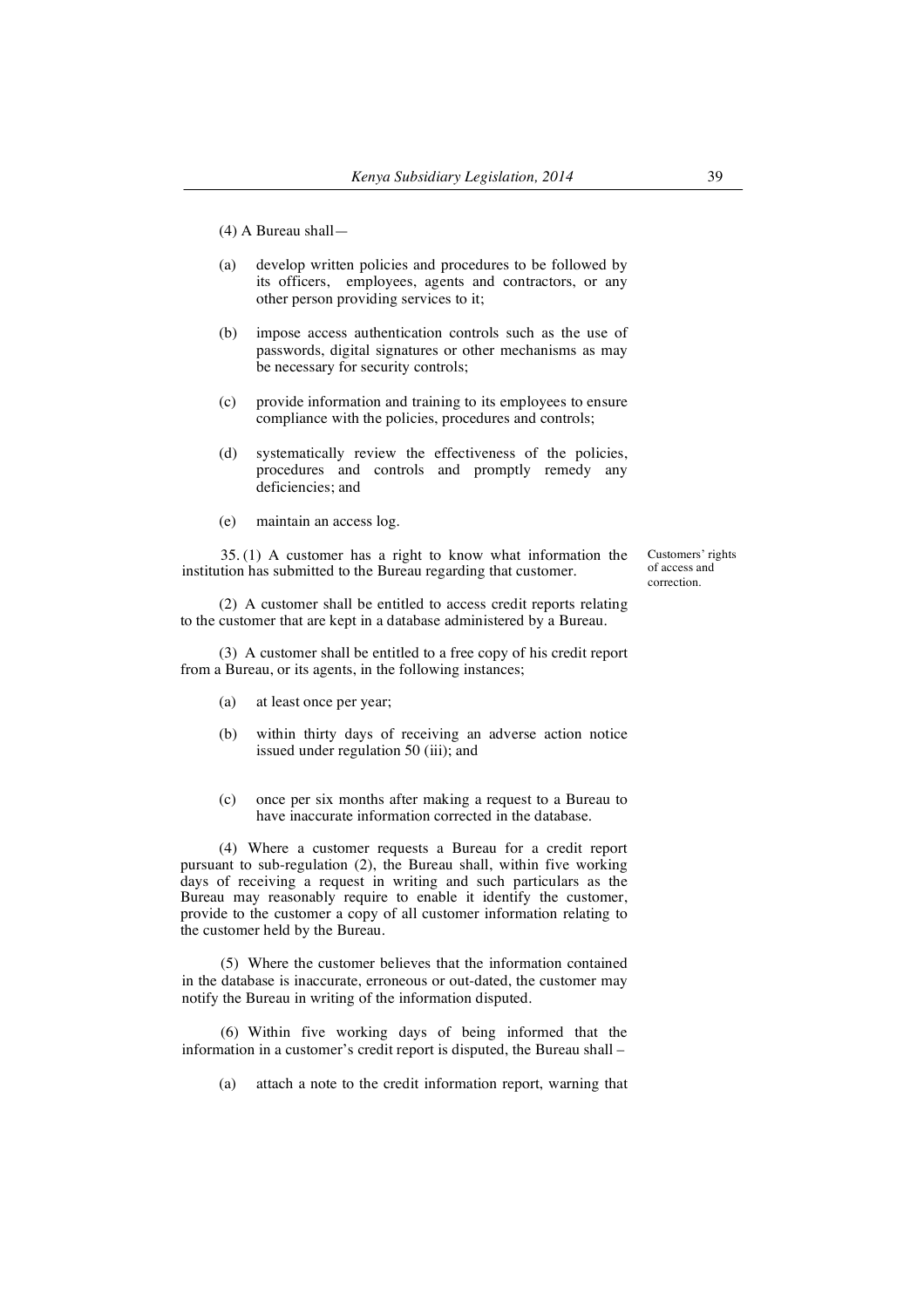(4) A Bureau shall—

(a) develop written policies and procedures to be followed by its officers, employees, agents and contractors, or any other person providing services to it;

(b) impose access authentication controls such as the use of passwords, digital signatures or other mechanisms as may be necessary for security controls;

(c) provide information and training to its employees to ensure compliance with the policies, procedures and controls;

(d) systematically review the effectiveness of the policies, procedures and controls and promptly remedy any deficiencies; and

(e) maintain an access log.

Customers' rights of access and correction.

35. (1) A customer has a right to know what information the institution has submitted to the Bureau regarding that customer.

(2) A customer shall be entitled to access credit reports relating to the customer that are kept in a database administered by a Bureau.

(3) A customer shall be entitled to a free copy of his credit report from a Bureau, or its agents, in the following instances;

(a) at least once per year;

(b) within thirty days of receiving an adverse action notice issued under regulation 50 (iii); and

(c) once per six months after making a request to a Bureau to have inaccurate information corrected in the database.

(4) Where a customer requests a Bureau for a credit report pursuant to sub-regulation (2), the Bureau shall, within five working days of receiving a request in writing and such particulars as the Bureau may reasonably require to enable it identify the customer, provide to the customer a copy of all customer information relating to the customer held by the Bureau.

(5) Where the customer believes that the information contained in the database is inaccurate, erroneous or out-dated, the customer may notify the Bureau in writing of the information disputed.

(6) Within five working days of being informed that the information in a customer's credit report is disputed, the Bureau shall –

(a) attach a note to the credit information report, warning that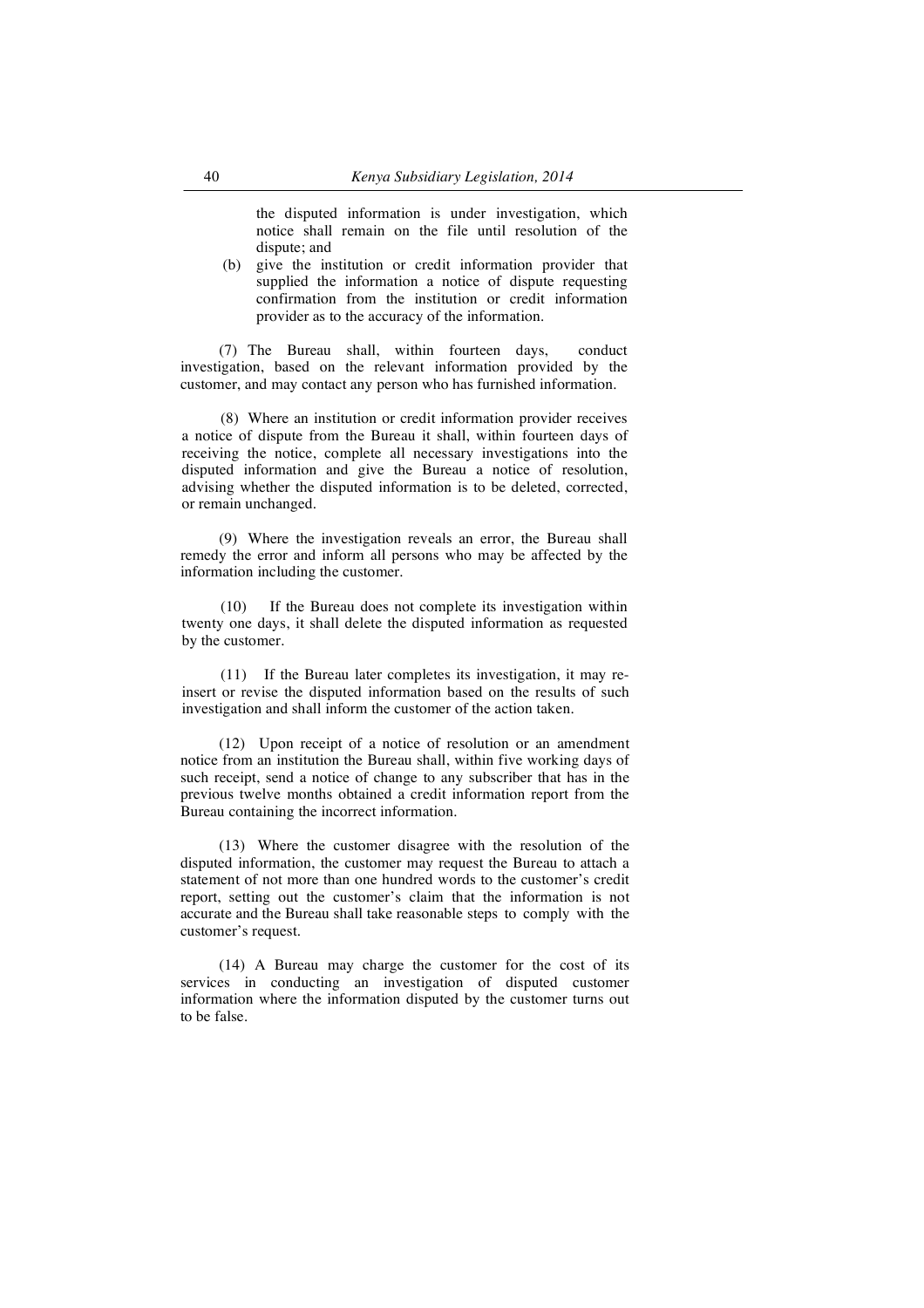the disputed information is under investigation, which notice shall remain on the file until resolution of the dispute; and

(b) give the institution or credit information provider that supplied the information a notice of dispute requesting confirmation from the institution or credit information provider as to the accuracy of the information.

(7) The Bureau shall, within fourteen days, conduct investigation, based on the relevant information provided by the customer, and may contact any person who has furnished information.

(8) Where an institution or credit information provider receives a notice of dispute from the Bureau it shall, within fourteen days of receiving the notice, complete all necessary investigations into the disputed information and give the Bureau a notice of resolution, advising whether the disputed information is to be deleted, corrected, or remain unchanged.

(9) Where the investigation reveals an error, the Bureau shall remedy the error and inform all persons who may be affected by the information including the customer.

(10) If the Bureau does not complete its investigation within twenty one days, it shall delete the disputed information as requested by the customer.

(11) If the Bureau later completes its investigation, it may re-insert or revise the disputed information based on the results of such investigation and shall inform the customer of the action taken.

(12) Upon receipt of a notice of resolution or an amendment notice from an institution the Bureau shall, within five working days of such receipt, send a notice of change to any subscriber that has in the previous twelve months obtained a credit information report from the Bureau containing the incorrect information.

(13) Where the customer disagree with the resolution of the disputed information, the customer may request the Bureau to attach a statement of not more than one hundred words to the customer's credit report, setting out the customer's claim that the information is not accurate and the Bureau shall take reasonable steps to comply with the customer's request.

(14) A Bureau may charge the customer for the cost of its services in conducting an investigation of disputed customer information where the information disputed by the customer turns out to be false.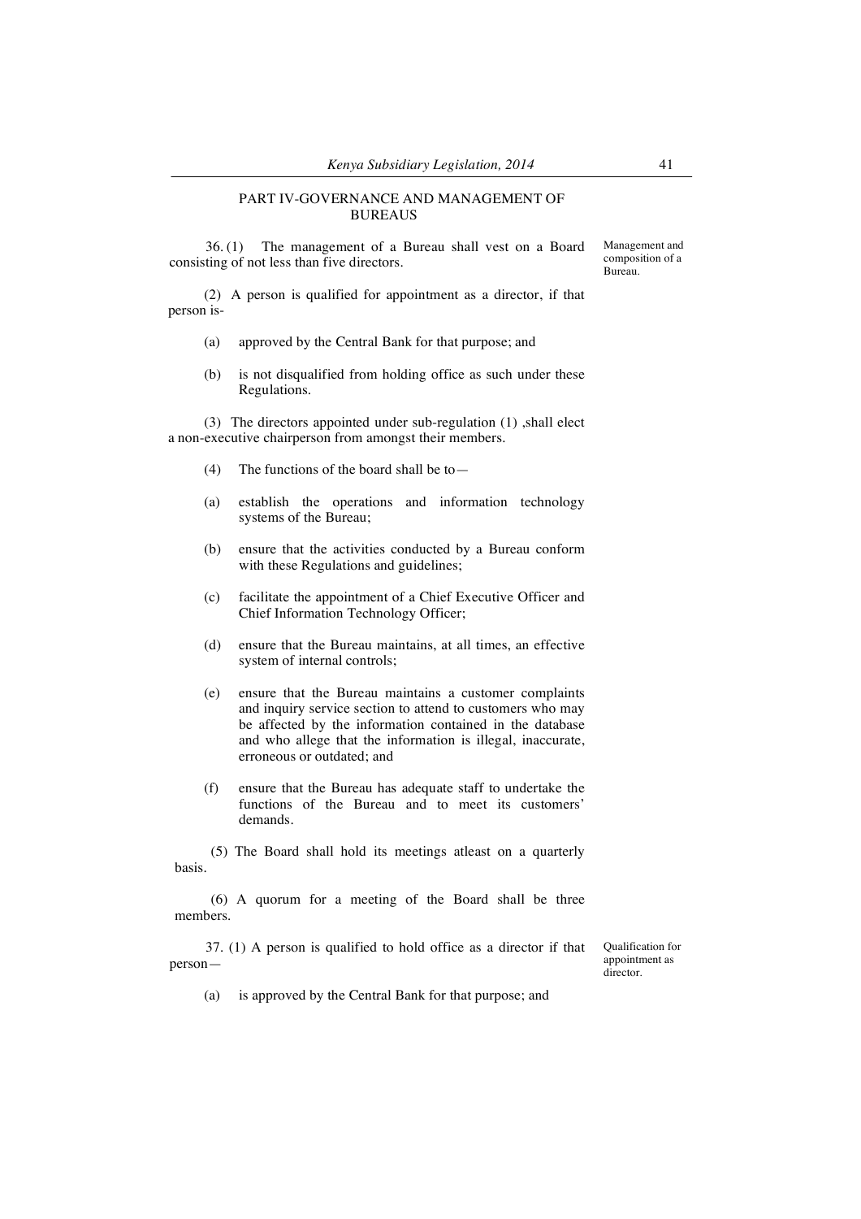## PART IV-GOVERNANCE AND MANAGEMENT OF BUREAUS

*Management and composition of a Bureau.*

36. (1) The management of a Bureau shall vest on a Board consisting of not less than five directors.

(2) A person is qualified for appointment as a director, if that person is-

(a) approved by the Central Bank for that purpose; and

(b) is not disqualified from holding office as such under these Regulations.

(3) The directors appointed under sub-regulation (1) ,shall elect a non-executive chairperson from amongst their members.

(4) The functions of the board shall be to—

(a) establish the operations and information technology systems of the Bureau;

(b) ensure that the activities conducted by a Bureau conform with these Regulations and guidelines;

(c) facilitate the appointment of a Chief Executive Officer and Chief Information Technology Officer;

(d) ensure that the Bureau maintains, at all times, an effective system of internal controls;

(e) ensure that the Bureau maintains a customer complaints and inquiry service section to attend to customers who may be affected by the information contained in the database and who allege that the information is illegal, inaccurate, erroneous or outdated; and

(f) ensure that the Bureau has adequate staff to undertake the functions of the Bureau and to meet its customers' demands.

(5) The Board shall hold its meetings atleast on a quarterly basis.

(6) A quorum for a meeting of the Board shall be three members.

*Qualification for appointment as director.*

37. (1) A person is qualified to hold office as a director if that person—

(a) is approved by the Central Bank for that purpose; and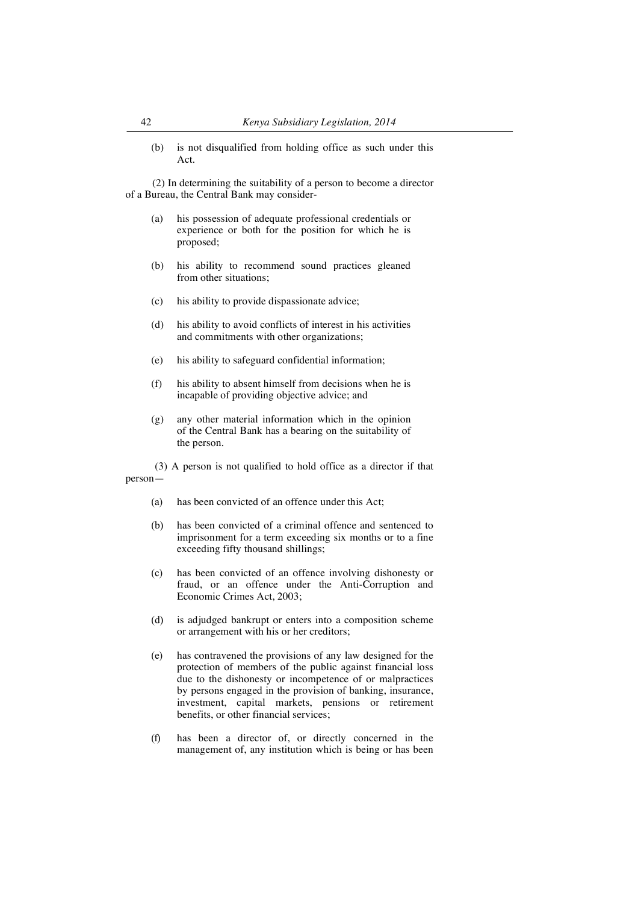(b) is not disqualified from holding office as such under this Act.

(2) In determining the suitability of a person to become a director of a Bureau, the Central Bank may consider-

(a) his possession of adequate professional credentials or experience or both for the position for which he is proposed;

(b) his ability to recommend sound practices gleaned from other situations;

(c) his ability to provide dispassionate advice;

(d) his ability to avoid conflicts of interest in his activities and commitments with other organizations;

(e) his ability to safeguard confidential information;

(f) his ability to absent himself from decisions when he is incapable of providing objective advice; and

(g) any other material information which in the opinion of the Central Bank has a bearing on the suitability of the person.

(3) A person is not qualified to hold office as a director if that person—

(a) has been convicted of an offence under this Act;

(b) has been convicted of a criminal offence and sentenced to imprisonment for a term exceeding six months or to a fine exceeding fifty thousand shillings;

(c) has been convicted of an offence involving dishonesty or fraud, or an offence under the Anti-Corruption and Economic Crimes Act, 2003;

(d) is adjudged bankrupt or enters into a composition scheme or arrangement with his or her creditors;

(e) has contravened the provisions of any law designed for the protection of members of the public against financial loss due to the dishonesty or incompetence of or malpractices by persons engaged in the provision of banking, insurance, investment, capital markets, pensions or retirement benefits, or other financial services;

(f) has been a director of, or directly concerned in the management of, any institution which is being or has been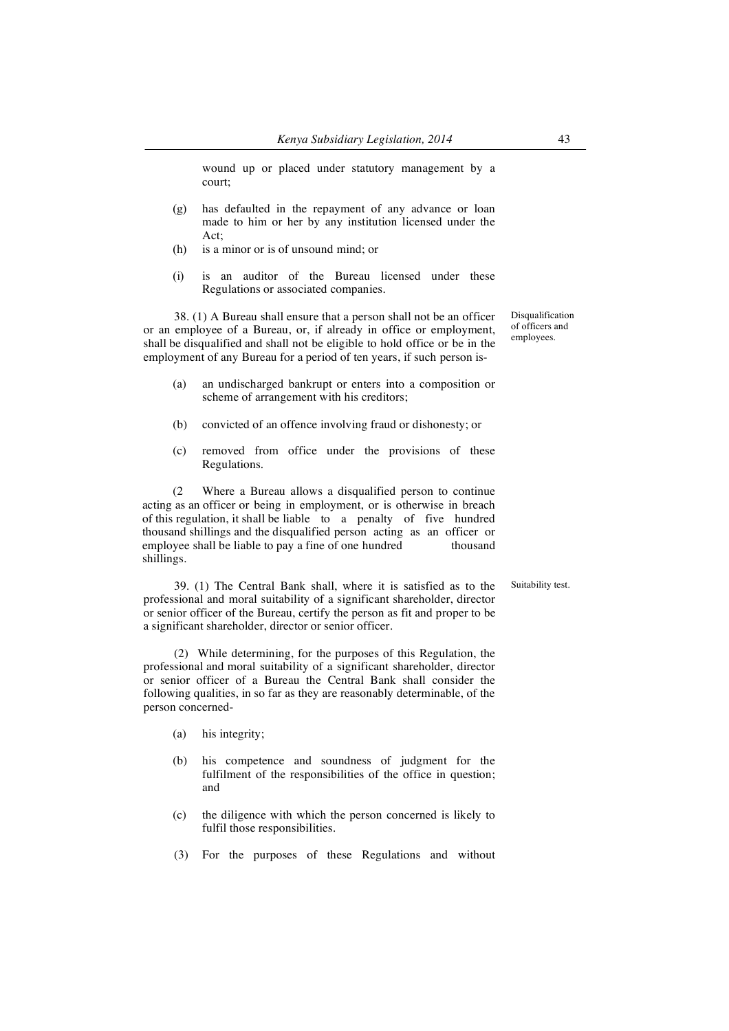wound up or placed under statutory management by a court;

(g) has defaulted in the repayment of any advance or loan made to him or her by any institution licensed under the Act;

(h) is a minor or is of unsound mind; or

(i) is an auditor of the Bureau licensed under these Regulations or associated companies.

Disqualification of officers and employees.

38. (1) A Bureau shall ensure that a person shall not be an officer or an employee of a Bureau, or, if already in office or employment, shall be disqualified and shall not be eligible to hold office or be in the employment of any Bureau for a period of ten years, if such person is-

(a) an undischarged bankrupt or enters into a composition or scheme of arrangement with his creditors;

(b) convicted of an offence involving fraud or dishonesty; or

(c) removed from office under the provisions of these Regulations.

(2 Where a Bureau allows a disqualified person to continue acting as an officer or being in employment, or is otherwise in breach of this regulation, it shall be liable to a penalty of five hundred thousand shillings and the disqualified person acting as an officer or employee shall be liable to pay a fine of one hundred thousand shillings.

Suitability test.

39. (1) The Central Bank shall, where it is satisfied as to the professional and moral suitability of a significant shareholder, director or senior officer of the Bureau, certify the person as fit and proper to be a significant shareholder, director or senior officer.

(2) While determining, for the purposes of this Regulation, the professional and moral suitability of a significant shareholder, director or senior officer of a Bureau the Central Bank shall consider the following qualities, in so far as they are reasonably determinable, of the person concerned-

(a) his integrity;

(b) his competence and soundness of judgment for the fulfilment of the responsibilities of the office in question; and

(c) the diligence with which the person concerned is likely to fulfil those responsibilities.

(3) For the purposes of these Regulations and without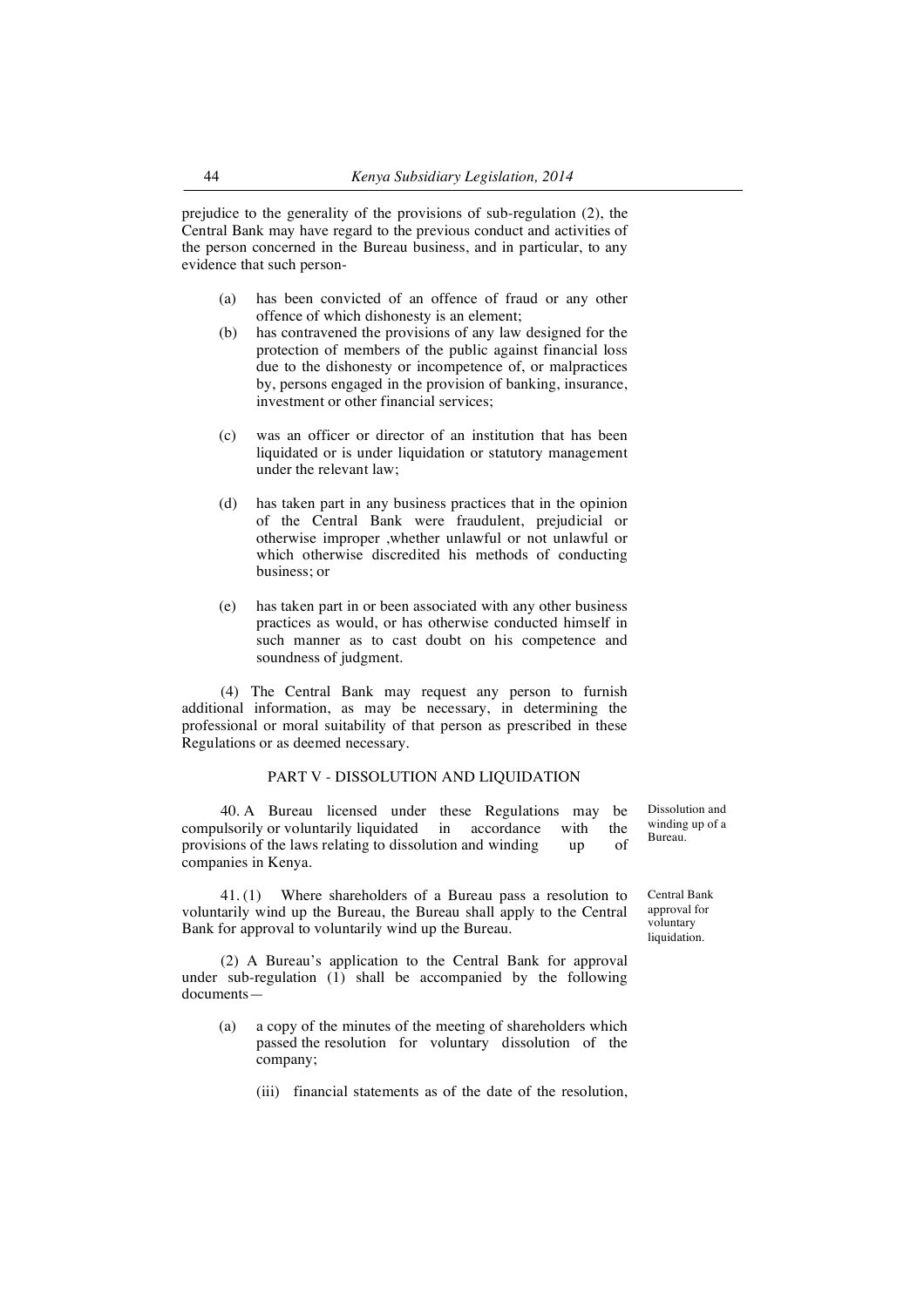prejudice to the generality of the provisions of sub-regulation (2), the Central Bank may have regard to the previous conduct and activities of the person concerned in the Bureau business, and in particular, to any evidence that such person-

(a) has been convicted of an offence of fraud or any other offence of which dishonesty is an element;

(b) has contravened the provisions of any law designed for the protection of members of the public against financial loss due to the dishonesty or incompetence of, or malpractices by, persons engaged in the provision of banking, insurance, investment or other financial services;

(c) was an officer or director of an institution that has been liquidated or is under liquidation or statutory management under the relevant law;

(d) has taken part in any business practices that in the opinion of the Central Bank were fraudulent, prejudicial or otherwise improper ,whether unlawful or not unlawful or which otherwise discredited his methods of conducting business; or

(e) has taken part in or been associated with any other business practices as would, or has otherwise conducted himself in such manner as to cast doubt on his competence and soundness of judgment.

(4) The Central Bank may request any person to furnish additional information, as may be necessary, in determining the professional or moral suitability of that person as prescribed in these Regulations or as deemed necessary.

## PART V - DISSOLUTION AND LIQUIDATION

*Dissolution and winding up of a Bureau.*

40. A Bureau licensed under these Regulations may be compulsorily or voluntarily liquidated in accordance with the provisions of the laws relating to dissolution and winding up of companies in Kenya.

*Central Bank approval for voluntary liquidation.*

41. (1) Where shareholders of a Bureau pass a resolution to voluntarily wind up the Bureau, the Bureau shall apply to the Central Bank for approval to voluntarily wind up the Bureau.

(2) A Bureau's application to the Central Bank for approval under sub-regulation (1) shall be accompanied by the following documents—

(a) a copy of the minutes of the meeting of shareholders which passed the resolution for voluntary dissolution of the company;

(iii) financial statements as of the date of the resolution,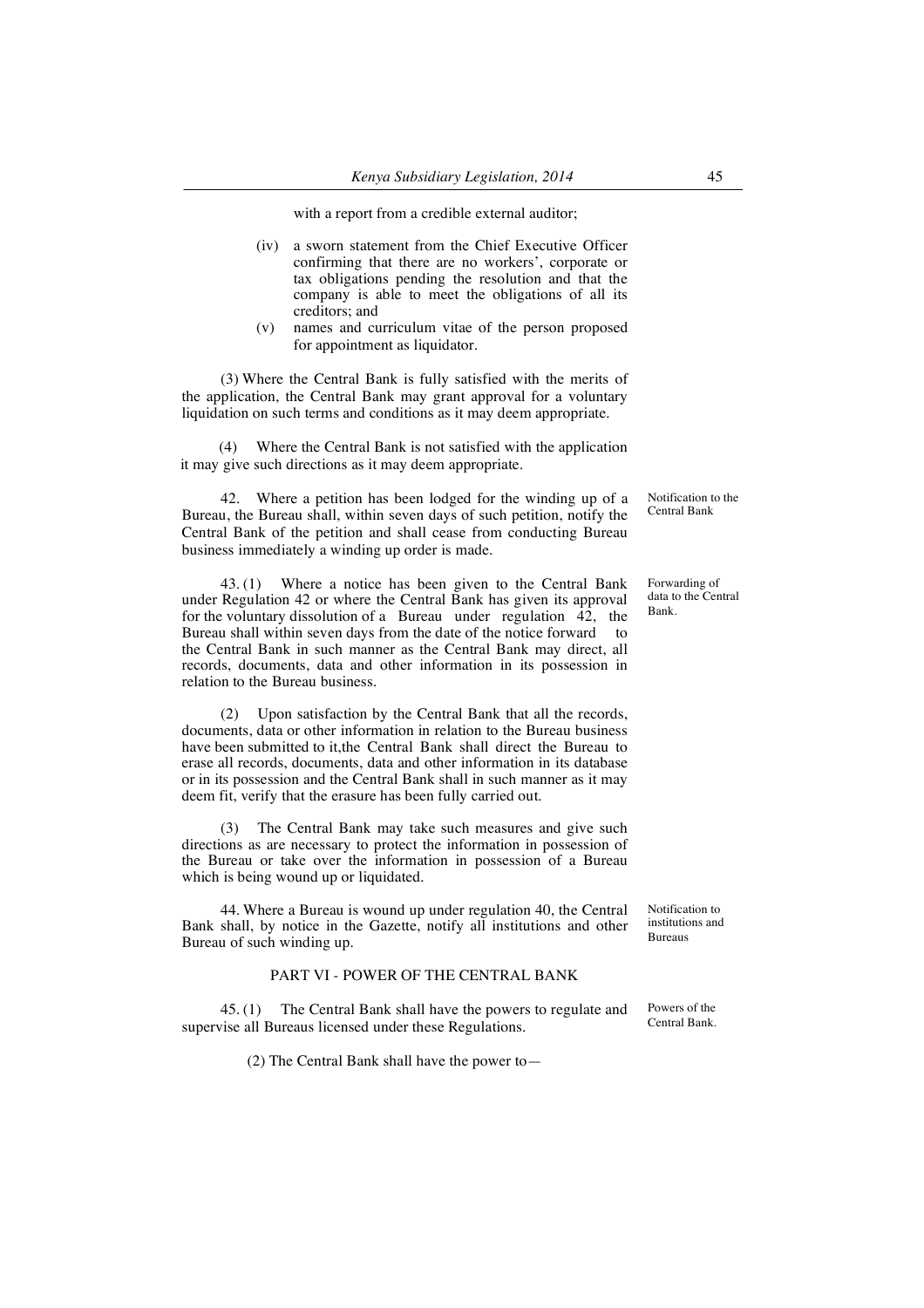with a report from a credible external auditor;

(iv) a sworn statement from the Chief Executive Officer confirming that there are no workers', corporate or tax obligations pending the resolution and that the company is able to meet the obligations of all its creditors; and

(v) names and curriculum vitae of the person proposed for appointment as liquidator.

(3) Where the Central Bank is fully satisfied with the merits of the application, the Central Bank may grant approval for a voluntary liquidation on such terms and conditions as it may deem appropriate.

(4) Where the Central Bank is not satisfied with the application it may give such directions as it may deem appropriate.

*Notification to the Central Bank*

42. Where a petition has been lodged for the winding up of a Bureau, the Bureau shall, within seven days of such petition, notify the Central Bank of the petition and shall cease from conducting Bureau business immediately a winding up order is made.

*Forwarding of data to the Central Bank.*

43. (1) Where a notice has been given to the Central Bank under Regulation 42 or where the Central Bank has given its approval for the voluntary dissolution of a Bureau under regulation 42, the Bureau shall within seven days from the date of the notice forward to the Central Bank in such manner as the Central Bank may direct, all records, documents, data and other information in its possession in relation to the Bureau business.

(2) Upon satisfaction by the Central Bank that all the records, documents, data or other information in relation to the Bureau business have been submitted to it,the Central Bank shall direct the Bureau to erase all records, documents, data and other information in its database or in its possession and the Central Bank shall in such manner as it may deem fit, verify that the erasure has been fully carried out.

(3) The Central Bank may take such measures and give such directions as are necessary to protect the information in possession of the Bureau or take over the information in possession of a Bureau which is being wound up or liquidated.

*Notification to institutions and Bureaus*

44. Where a Bureau is wound up under regulation 40, the Central Bank shall, by notice in the Gazette, notify all institutions and other Bureau of such winding up.

## PART VI - POWER OF THE CENTRAL BANK

*Powers of the Central Bank.*

45. (1) The Central Bank shall have the powers to regulate and supervise all Bureaus licensed under these Regulations.

(2) The Central Bank shall have the power to—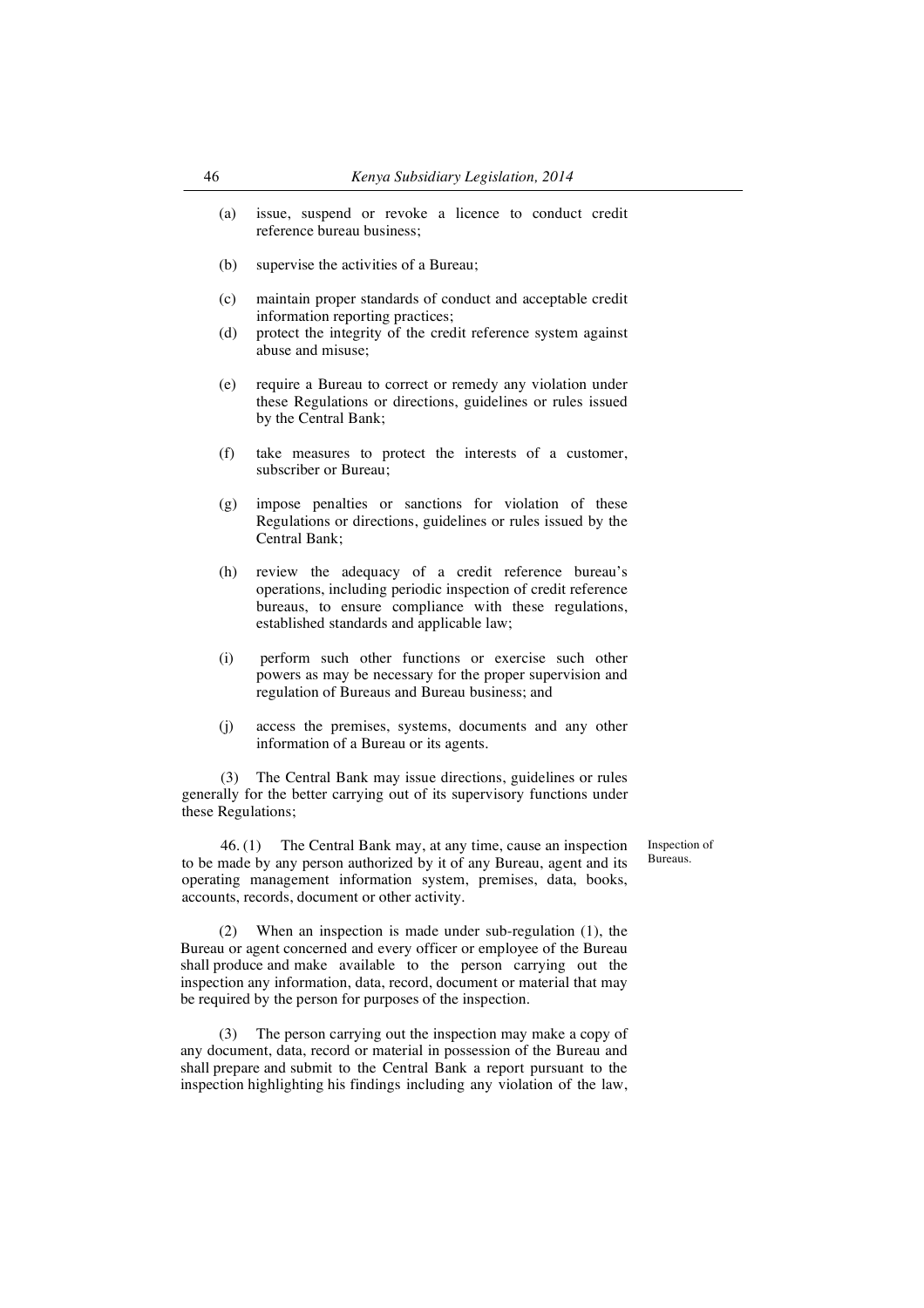(a) issue, suspend or revoke a licence to conduct credit reference bureau business;

(b) supervise the activities of a Bureau;

(c) maintain proper standards of conduct and acceptable credit information reporting practices;

(d) protect the integrity of the credit reference system against abuse and misuse;

(e) require a Bureau to correct or remedy any violation under these Regulations or directions, guidelines or rules issued by the Central Bank;

(f) take measures to protect the interests of a customer, subscriber or Bureau;

(g) impose penalties or sanctions for violation of these Regulations or directions, guidelines or rules issued by the Central Bank;

(h) review the adequacy of a credit reference bureau's operations, including periodic inspection of credit reference bureaus, to ensure compliance with these regulations, established standards and applicable law;

(i) perform such other functions or exercise such other powers as may be necessary for the proper supervision and regulation of Bureaus and Bureau business; and

(j) access the premises, systems, documents and any other information of a Bureau or its agents.

(3) The Central Bank may issue directions, guidelines or rules generally for the better carrying out of its supervisory functions under these Regulations;

Inspection of Bureaus.

46. (1) The Central Bank may, at any time, cause an inspection to be made by any person authorized by it of any Bureau, agent and its operating management information system, premises, data, books, accounts, records, document or other activity.

(2) When an inspection is made under sub-regulation (1), the Bureau or agent concerned and every officer or employee of the Bureau shall produce and make available to the person carrying out the inspection any information, data, record, document or material that may be required by the person for purposes of the inspection.

(3) The person carrying out the inspection may make a copy of any document, data, record or material in possession of the Bureau and shall prepare and submit to the Central Bank a report pursuant to the inspection highlighting his findings including any violation of the law,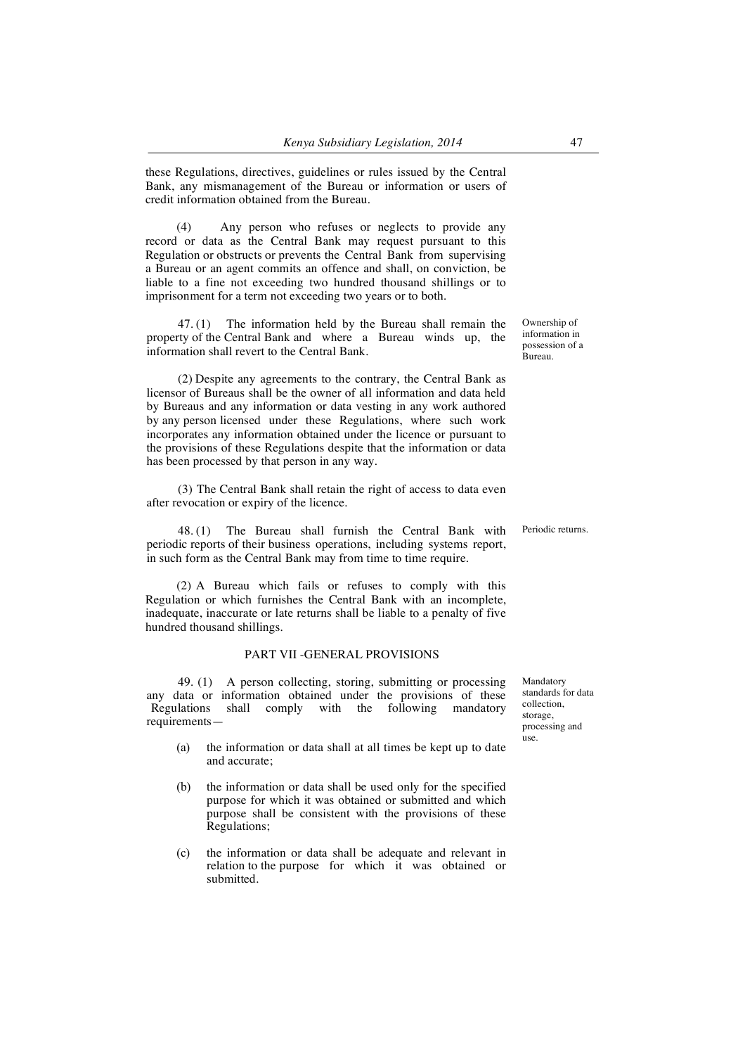these Regulations, directives, guidelines or rules issued by the Central Bank, any mismanagement of the Bureau or information or users of credit information obtained from the Bureau.

(4) Any person who refuses or neglects to provide any record or data as the Central Bank may request pursuant to this Regulation or obstructs or prevents the Central Bank from supervising a Bureau or an agent commits an offence and shall, on conviction, be liable to a fine not exceeding two hundred thousand shillings or to imprisonment for a term not exceeding two years or to both.

Ownership of information in possession of a Bureau.

47. (1) The information held by the Bureau shall remain the property of the Central Bank and where a Bureau winds up, the information shall revert to the Central Bank.

(2) Despite any agreements to the contrary, the Central Bank as licensor of Bureaus shall be the owner of all information and data held by Bureaus and any information or data vesting in any work authored by any person licensed under these Regulations, where such work incorporates any information obtained under the licence or pursuant to the provisions of these Regulations despite that the information or data has been processed by that person in any way.

(3) The Central Bank shall retain the right of access to data even after revocation or expiry of the licence.

Periodic returns.

48. (1) The Bureau shall furnish the Central Bank with periodic reports of their business operations, including systems report, in such form as the Central Bank may from time to time require.

(2) A Bureau which fails or refuses to comply with this Regulation or which furnishes the Central Bank with an incomplete, inadequate, inaccurate or late returns shall be liable to a penalty of five hundred thousand shillings.

## PART VII -GENERAL PROVISIONS

Mandatory standards for data collection, storage, processing and use.

49. (1) A person collecting, storing, submitting or processing any data or information obtained under the provisions of these Regulations shall comply with the following mandatory requirements—

(a) the information or data shall at all times be kept up to date and accurate;

(b) the information or data shall be used only for the specified purpose for which it was obtained or submitted and which purpose shall be consistent with the provisions of these Regulations;

(c) the information or data shall be adequate and relevant in relation to the purpose for which it was obtained or submitted.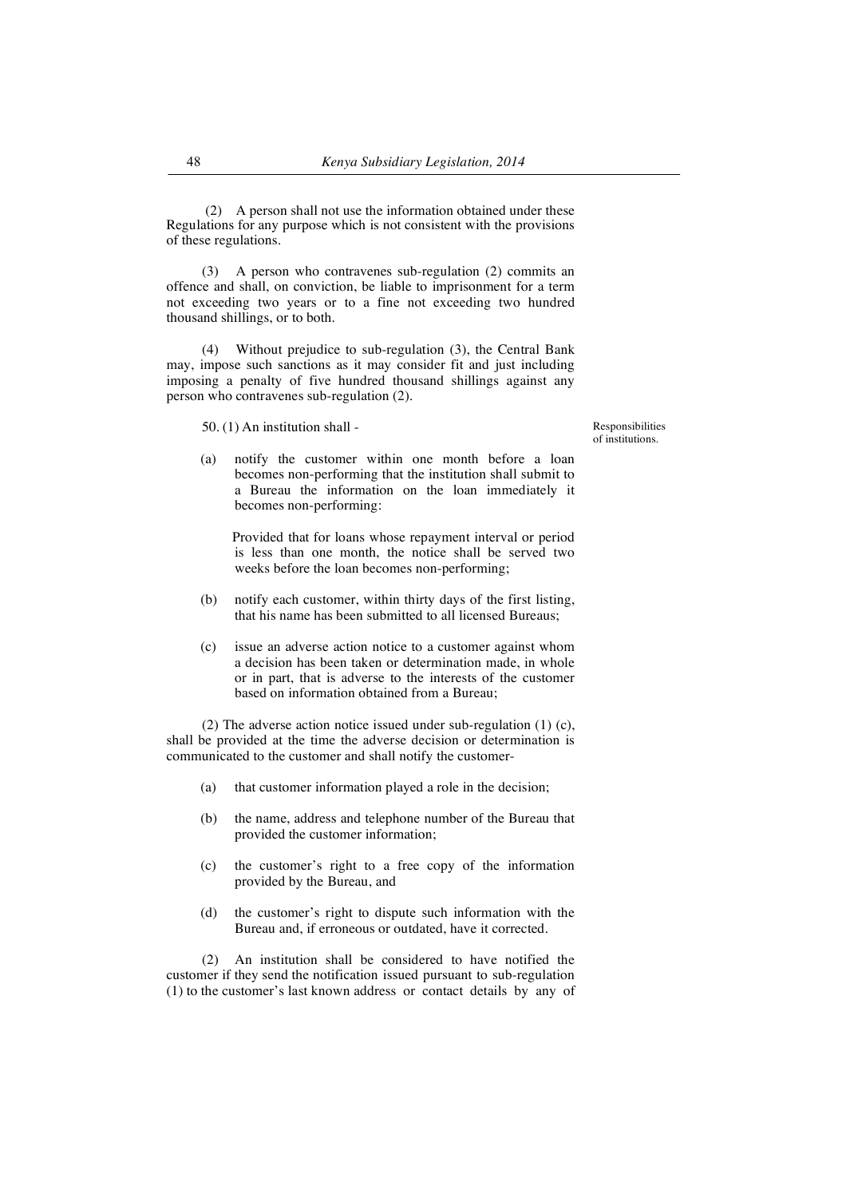(2) A person shall not use the information obtained under these Regulations for any purpose which is not consistent with the provisions of these regulations.

(3) A person who contravenes sub-regulation (2) commits an offence and shall, on conviction, be liable to imprisonment for a term not exceeding two years or to a fine not exceeding two hundred thousand shillings, or to both.

(4) Without prejudice to sub-regulation (3), the Central Bank may, impose such sanctions as it may consider fit and just including imposing a penalty of five hundred thousand shillings against any person who contravenes sub-regulation (2).

Responsibilities of institutions.

50. (1) An institution shall -

(a) notify the customer within one month before a loan becomes non-performing that the institution shall submit to a Bureau the information on the loan immediately it becomes non-performing:

Provided that for loans whose repayment interval or period is less than one month, the notice shall be served two weeks before the loan becomes non-performing;

(b) notify each customer, within thirty days of the first listing, that his name has been submitted to all licensed Bureaus;

(c) issue an adverse action notice to a customer against whom a decision has been taken or determination made, in whole or in part, that is adverse to the interests of the customer based on information obtained from a Bureau;

(2) The adverse action notice issued under sub-regulation (1) (c), shall be provided at the time the adverse decision or determination is communicated to the customer and shall notify the customer-

(a) that customer information played a role in the decision;

(b) the name, address and telephone number of the Bureau that provided the customer information;

(c) the customer's right to a free copy of the information provided by the Bureau, and

(d) the customer's right to dispute such information with the Bureau and, if erroneous or outdated, have it corrected.

(2) An institution shall be considered to have notified the customer if they send the notification issued pursuant to sub-regulation (1) to the customer's last known address or contact details by any of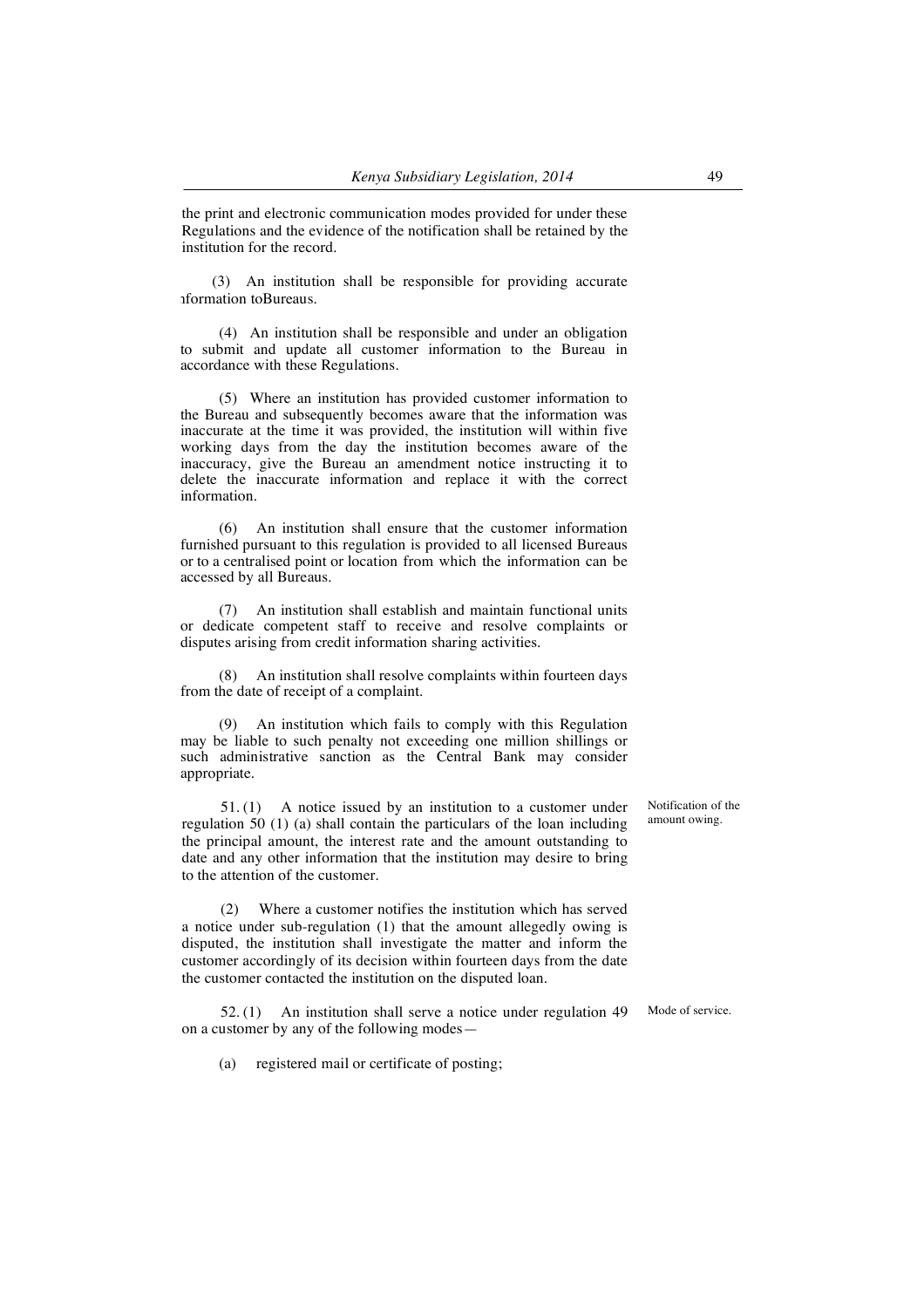the print and electronic communication modes provided for under these Regulations and the evidence of the notification shall be retained by the institution for the record.

(3) An institution shall be responsible for providing accurate nformation toBureaus.

(4) An institution shall be responsible and under an obligation to submit and update all customer information to the Bureau in accordance with these Regulations.

(5) Where an institution has provided customer information to the Bureau and subsequently becomes aware that the information was inaccurate at the time it was provided, the institution will within five working days from the day the institution becomes aware of the inaccuracy, give the Bureau an amendment notice instructing it to delete the inaccurate information and replace it with the correct information.

(6) An institution shall ensure that the customer information furnished pursuant to this regulation is provided to all licensed Bureaus or to a centralised point or location from which the information can be accessed by all Bureaus.

(7) An institution shall establish and maintain functional units or dedicate competent staff to receive and resolve complaints or disputes arising from credit information sharing activities.

(8) An institution shall resolve complaints within fourteen days from the date of receipt of a complaint.

(9) An institution which fails to comply with this Regulation may be liable to such penalty not exceeding one million shillings or such administrative sanction as the Central Bank may consider appropriate.

Notification of the amount owing.

51. (1) A notice issued by an institution to a customer under regulation 50 (1) (a) shall contain the particulars of the loan including the principal amount, the interest rate and the amount outstanding to date and any other information that the institution may desire to bring to the attention of the customer.

(2) Where a customer notifies the institution which has served a notice under sub-regulation (1) that the amount allegedly owing is disputed, the institution shall investigate the matter and inform the customer accordingly of its decision within fourteen days from the date the customer contacted the institution on the disputed loan.

Mode of service.

52. (1) An institution shall serve a notice under regulation 49 on a customer by any of the following modes—

(a) registered mail or certificate of posting;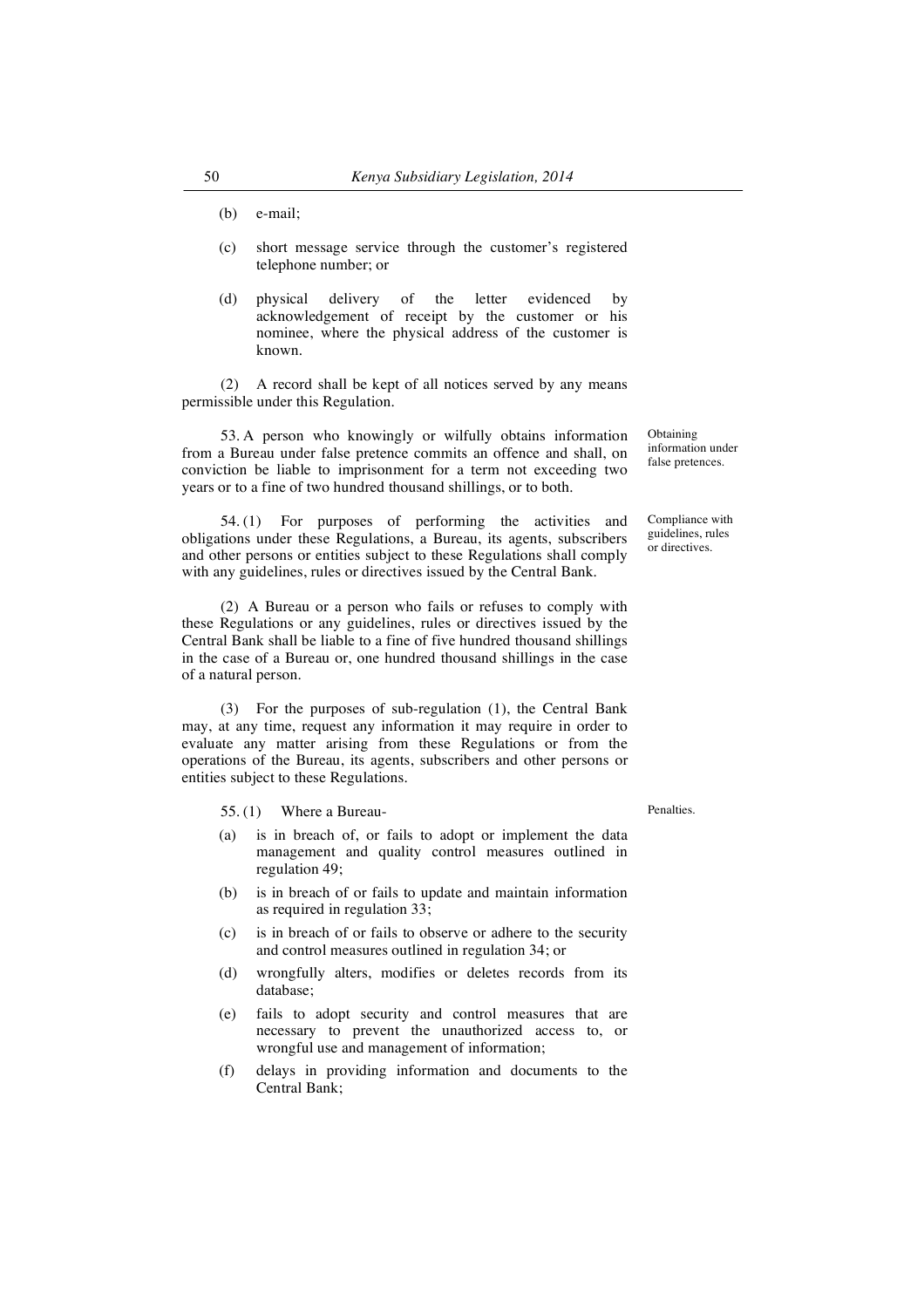(b) e-mail;

(c) short message service through the customer's registered telephone number; or

(d) physical delivery of the letter evidenced by acknowledgement of receipt by the customer or his nominee, where the physical address of the customer is known.

(2) A record shall be kept of all notices served by any means permissible under this Regulation.

*Obtaining information under false pretences.*

53. A person who knowingly or wilfully obtains information from a Bureau under false pretence commits an offence and shall, on conviction be liable to imprisonment for a term not exceeding two years or to a fine of two hundred thousand shillings, or to both.

*Compliance with guidelines, rules or directives.*

54. (1) For purposes of performing the activities and obligations under these Regulations, a Bureau, its agents, subscribers and other persons or entities subject to these Regulations shall comply with any guidelines, rules or directives issued by the Central Bank.

(2) A Bureau or a person who fails or refuses to comply with these Regulations or any guidelines, rules or directives issued by the Central Bank shall be liable to a fine of five hundred thousand shillings in the case of a Bureau or, one hundred thousand shillings in the case of a natural person.

(3) For the purposes of sub-regulation (1), the Central Bank may, at any time, request any information it may require in order to evaluate any matter arising from these Regulations or from the operations of the Bureau, its agents, subscribers and other persons or entities subject to these Regulations.

*Penalties.*

55. (1) Where a Bureau-

(a) is in breach of, or fails to adopt or implement the data management and quality control measures outlined in regulation 49;

(b) is in breach of or fails to update and maintain information as required in regulation 33;

(c) is in breach of or fails to observe or adhere to the security and control measures outlined in regulation 34; or

(d) wrongfully alters, modifies or deletes records from its database;

(e) fails to adopt security and control measures that are necessary to prevent the unauthorized access to, or wrongful use and management of information;

(f) delays in providing information and documents to the Central Bank;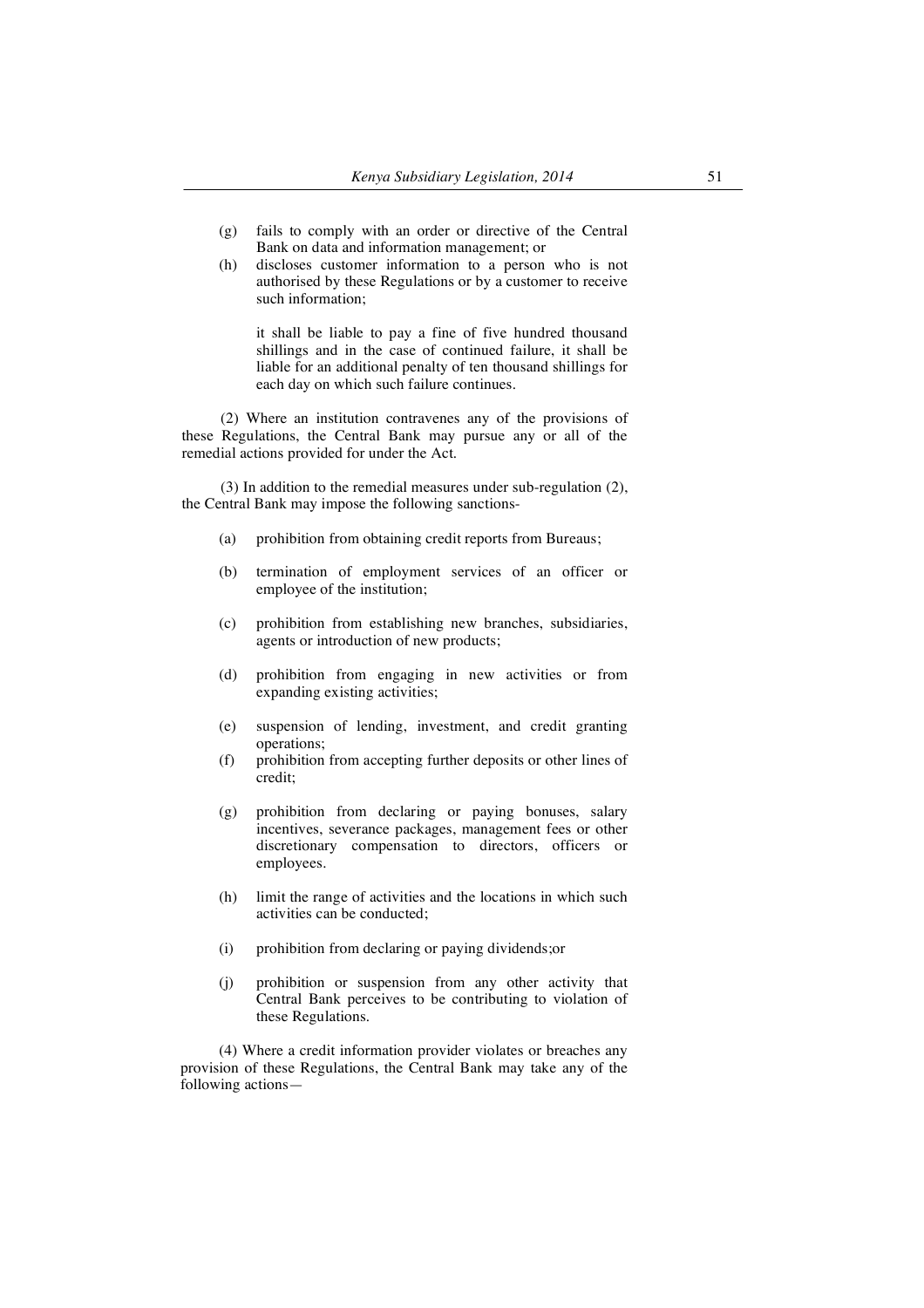(g) fails to comply with an order or directive of the Central Bank on data and information management; or

(h) discloses customer information to a person who is not authorised by these Regulations or by a customer to receive such information;

it shall be liable to pay a fine of five hundred thousand shillings and in the case of continued failure, it shall be liable for an additional penalty of ten thousand shillings for each day on which such failure continues.

(2) Where an institution contravenes any of the provisions of these Regulations, the Central Bank may pursue any or all of the remedial actions provided for under the Act.

(3) In addition to the remedial measures under sub-regulation (2), the Central Bank may impose the following sanctions-

(a) prohibition from obtaining credit reports from Bureaus;

(b) termination of employment services of an officer or employee of the institution;

(c) prohibition from establishing new branches, subsidiaries, agents or introduction of new products;

(d) prohibition from engaging in new activities or from expanding existing activities;

(e) suspension of lending, investment, and credit granting operations;

(f) prohibition from accepting further deposits or other lines of credit;

(g) prohibition from declaring or paying bonuses, salary incentives, severance packages, management fees or other discretionary compensation to directors, officers or employees.

(h) limit the range of activities and the locations in which such activities can be conducted;

(i) prohibition from declaring or paying dividends;or

(j) prohibition or suspension from any other activity that Central Bank perceives to be contributing to violation of these Regulations.

(4) Where a credit information provider violates or breaches any provision of these Regulations, the Central Bank may take any of the following actions—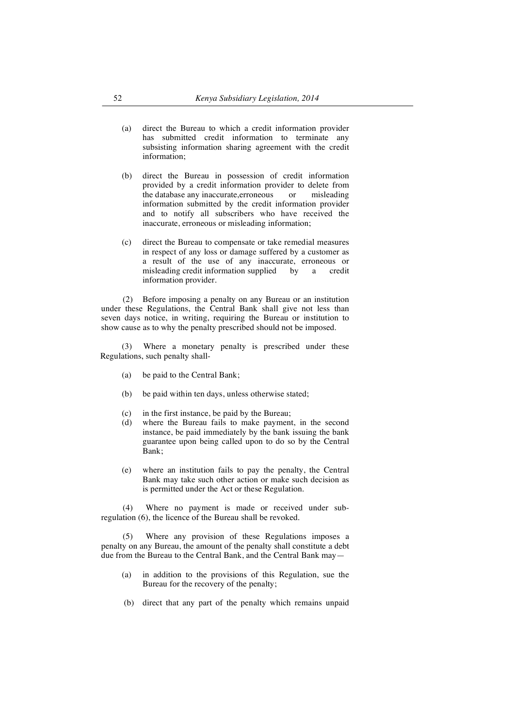(a) direct the Bureau to which a credit information provider has submitted credit information to terminate any subsisting information sharing agreement with the credit information;

(b) direct the Bureau in possession of credit information provided by a credit information provider to delete from the database any inaccurate,erroneous or misleading information submitted by the credit information provider and to notify all subscribers who have received the inaccurate, erroneous or misleading information;

(c) direct the Bureau to compensate or take remedial measures in respect of any loss or damage suffered by a customer as a result of the use of any inaccurate, erroneous or misleading credit information supplied by a credit information provider.

(2) Before imposing a penalty on any Bureau or an institution under these Regulations, the Central Bank shall give not less than seven days notice, in writing, requiring the Bureau or institution to show cause as to why the penalty prescribed should not be imposed.

(3) Where a monetary penalty is prescribed under these Regulations, such penalty shall-

(a) be paid to the Central Bank;

(b) be paid within ten days, unless otherwise stated;

(c) in the first instance, be paid by the Bureau;

(d) where the Bureau fails to make payment, in the second instance, be paid immediately by the bank issuing the bank guarantee upon being called upon to do so by the Central Bank;

(e) where an institution fails to pay the penalty, the Central Bank may take such other action or make such decision as is permitted under the Act or these Regulation.

(4) Where no payment is made or received under sub-regulation (6), the licence of the Bureau shall be revoked.

(5) Where any provision of these Regulations imposes a penalty on any Bureau, the amount of the penalty shall constitute a debt due from the Bureau to the Central Bank, and the Central Bank may—

(a) in addition to the provisions of this Regulation, sue the Bureau for the recovery of the penalty;

(b) direct that any part of the penalty which remains unpaid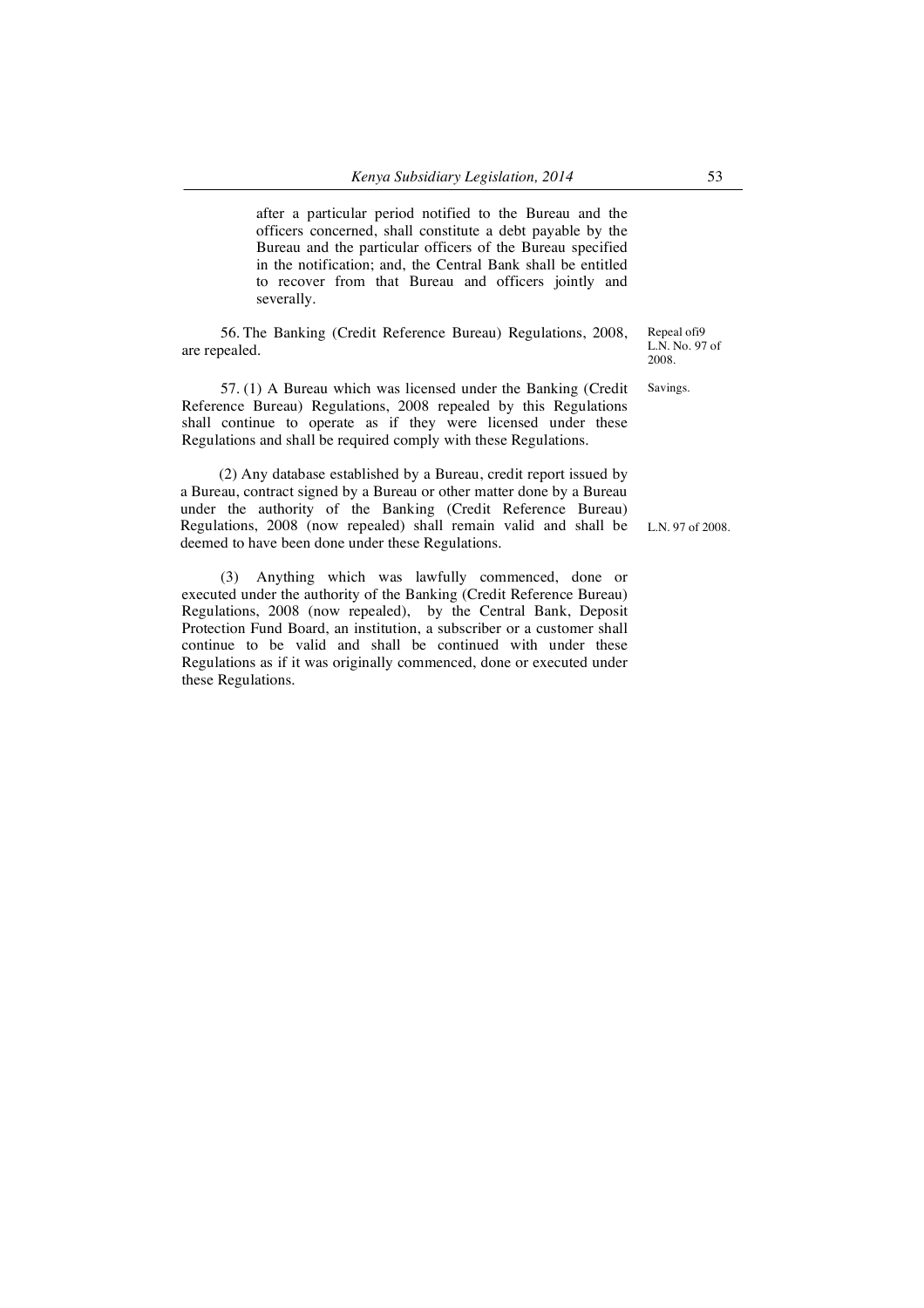after a particular period notified to the Bureau and the officers concerned, shall constitute a debt payable by the Bureau and the particular officers of the Bureau specified in the notification; and, the Central Bank shall be entitled to recover from that Bureau and officers jointly and severally.

Repeal ofi9 L.N. No. 97 of 2008.

56. The Banking (Credit Reference Bureau) Regulations, 2008, are repealed.

Savings.

57. (1) A Bureau which was licensed under the Banking (Credit Reference Bureau) Regulations, 2008 repealed by this Regulations shall continue to operate as if they were licensed under these Regulations and shall be required comply with these Regulations.

L.N. 97 of 2008.

(2) Any database established by a Bureau, credit report issued by a Bureau, contract signed by a Bureau or other matter done by a Bureau under the authority of the Banking (Credit Reference Bureau) Regulations, 2008 (now repealed) shall remain valid and shall be deemed to have been done under these Regulations.

(3) Anything which was lawfully commenced, done or executed under the authority of the Banking (Credit Reference Bureau) Regulations, 2008 (now repealed), by the Central Bank, Deposit Protection Fund Board, an institution, a subscriber or a customer shall continue to be valid and shall be continued with under these Regulations as if it was originally commenced, done or executed under these Regulations.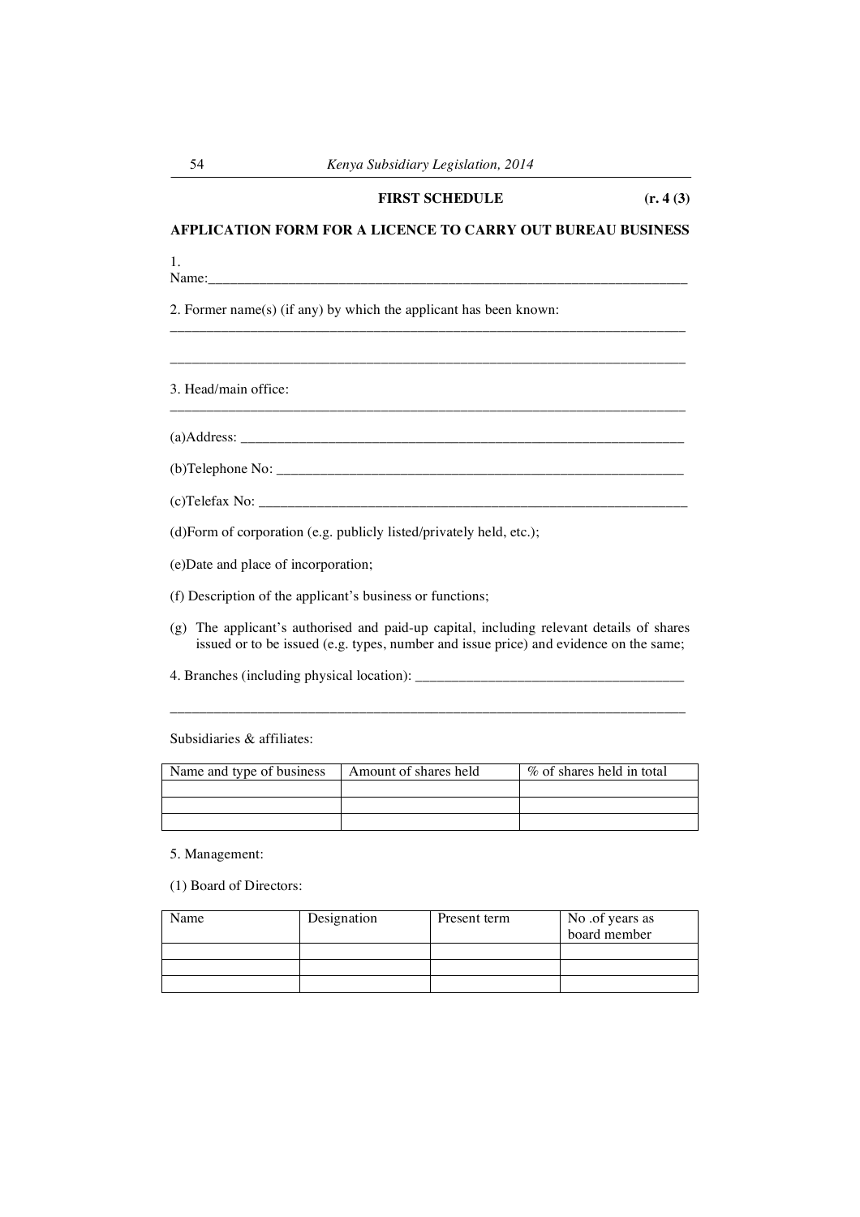**FIRST SCHEDULE** **(r. 4 (3)**

**AFPLICATION FORM FOR A LICENCE TO CARRY OUT BUREAU BUSINESS**

1. Name:_______________________________________________________________________

2. Former name(s) (if any) by which the applicant has been known:

_______________________________________________________________________________

_______________________________________________________________________________

3. Head/main office:

_______________________________________________________________________________

(a)Address: ______________________________________________________________

(b)Telephone No: __________________________________________________________

(c)Telefax No: ____________________________________________________________

(d)Form of corporation (e.g. publicly listed/privately held, etc.);

(e)Date and place of incorporation;

(f) Description of the applicant's business or functions;

(g) The applicant's authorised and paid-up capital, including relevant details of shares issued or to be issued (e.g. types, number and issue price) and evidence on the same;

4. Branches (including physical location): _____________________________________

_______________________________________________________________________________

Subsidiaries & affiliates:

| Name and type of business | Amount of shares held | % of shares held in total |
|---|---|---|
| | | |
| | | |
| | | |

5. Management:

(1) Board of Directors:

| Name | Designation | Present term | No .of years as board member |
|---|---|---|---|
| | | | |
| | | | |
| | | | |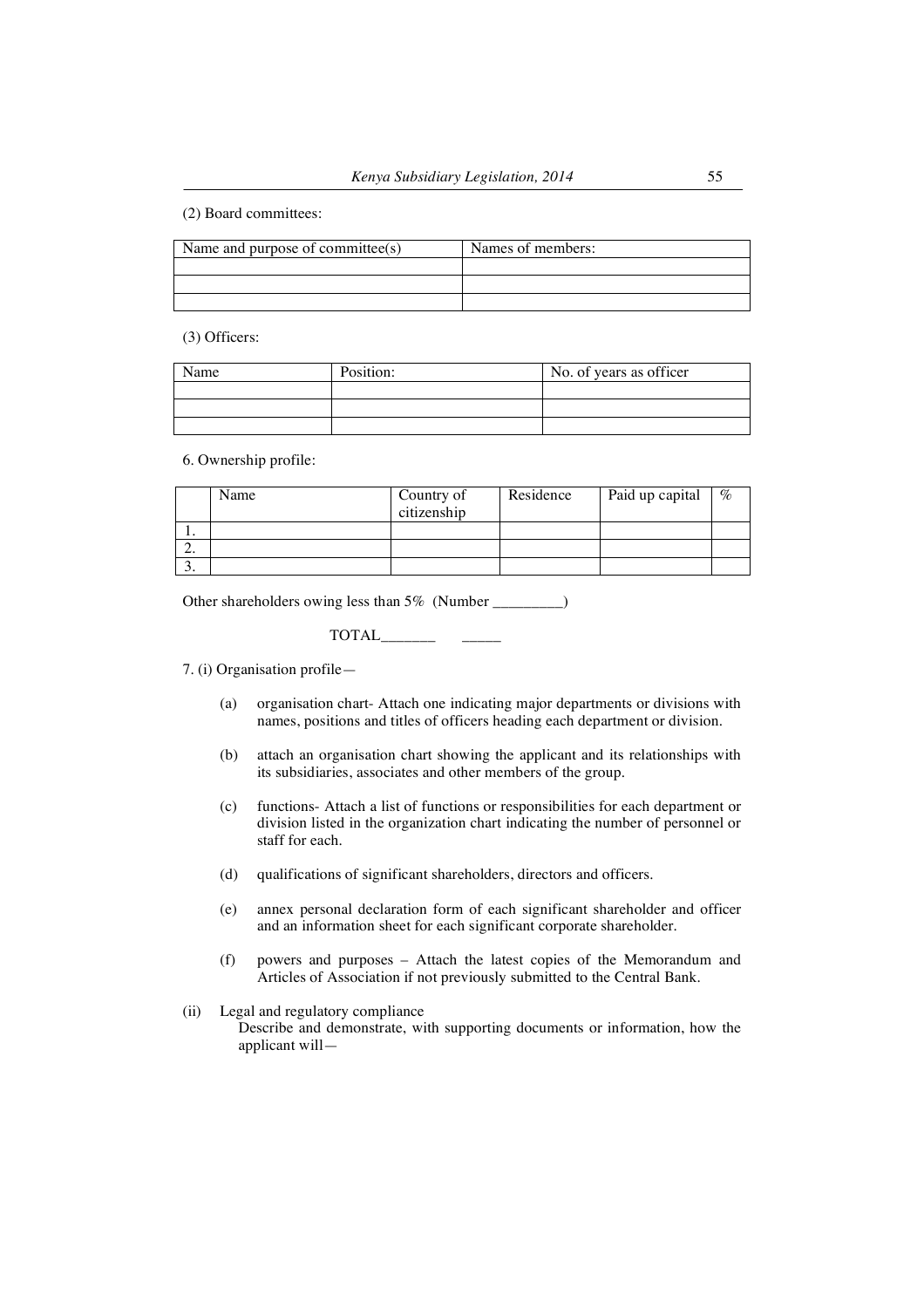(2) Board committees:

| Name and purpose of committee(s) | Names of members: |
| --- | --- |
| | |
| | |
| | |

(3) Officers:

| Name | Position: | No. of years as officer |
| --- | --- | --- |
| | | |
| | | |
| | | |

6. Ownership profile:

| | Name | Country of citizenship | Residence | Paid up capital | % |
| --- | --- | --- | --- | --- | --- |
| 1. | | | | | |
| 2. | | | | | |
| 3. | | | | | |

Other shareholders owing less than 5% (Number _________)

TOTAL_______ _____

7. (i) Organisation profile—

(a) organisation chart- Attach one indicating major departments or divisions with names, positions and titles of officers heading each department or division.

(b) attach an organisation chart showing the applicant and its relationships with its subsidiaries, associates and other members of the group.

(c) functions- Attach a list of functions or responsibilities for each department or division listed in the organization chart indicating the number of personnel or staff for each.

(d) qualifications of significant shareholders, directors and officers.

(e) annex personal declaration form of each significant shareholder and officer and an information sheet for each significant corporate shareholder.

(f) powers and purposes – Attach the latest copies of the Memorandum and Articles of Association if not previously submitted to the Central Bank.

(ii) Legal and regulatory compliance
Describe and demonstrate, with supporting documents or information, how the applicant will—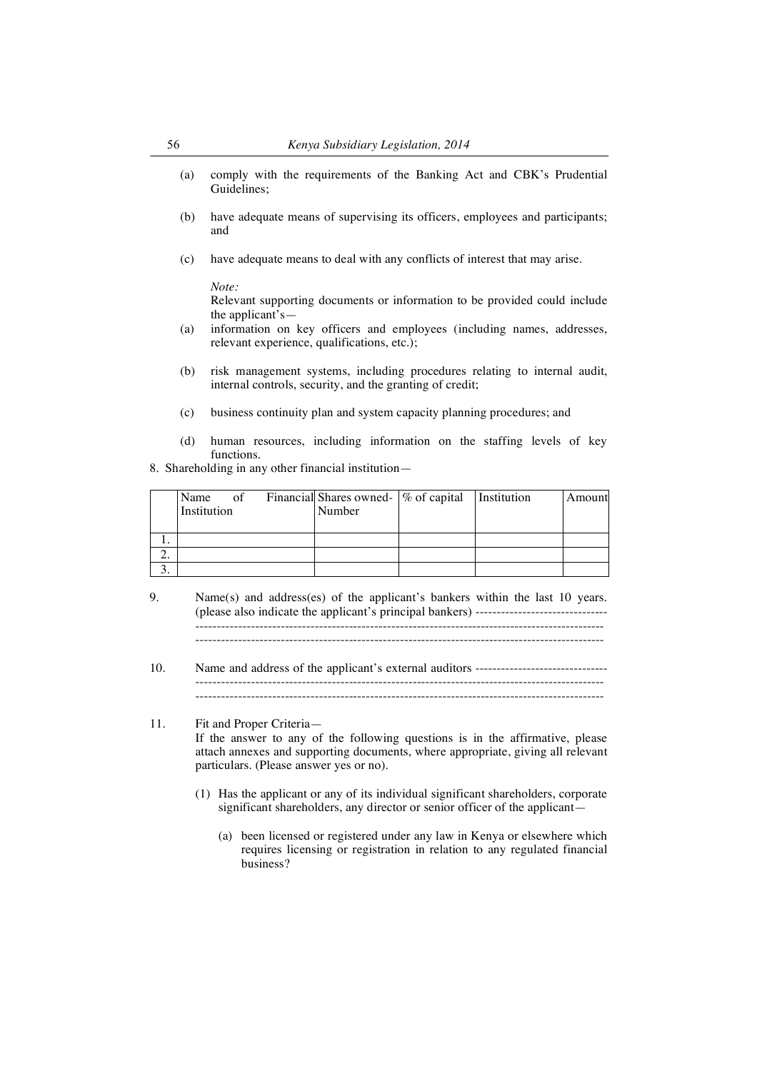(a) comply with the requirements of the Banking Act and CBK's Prudential Guidelines;

(b) have adequate means of supervising its officers, employees and participants; and

(c) have adequate means to deal with any conflicts of interest that may arise.

*Note:*
Relevant supporting documents or information to be provided could include the applicant's—

(a) information on key officers and employees (including names, addresses, relevant experience, qualifications, etc.);

(b) risk management systems, including procedures relating to internal audit, internal controls, security, and the granting of credit;

(c) business continuity plan and system capacity planning procedures; and

(d) human resources, including information on the staffing levels of key functions.

8. Shareholding in any other financial institution—

| | Name of Financial Institution | Shares owned-Number | % of capital | Institution | Amount |
|---|---|---|---|---|---|
| 1. | | | | | |
| 2. | | | | | |
| 3. | | | | | |

9. Name(s) and address(es) of the applicant's bankers within the last 10 years. (please also indicate the applicant's principal bankers) -------------------------------
-----------------------------------------------------------------------------------------------
-----------------------------------------------------------------------------------------------

10. Name and address of the applicant's external auditors -------------------------------
-----------------------------------------------------------------------------------------------
-----------------------------------------------------------------------------------------------

11. Fit and Proper Criteria—
If the answer to any of the following questions is in the affirmative, please attach annexes and supporting documents, where appropriate, giving all relevant particulars. (Please answer yes or no).

(1) Has the applicant or any of its individual significant shareholders, corporate significant shareholders, any director or senior officer of the applicant—

(a) been licensed or registered under any law in Kenya or elsewhere which requires licensing or registration in relation to any regulated financial business?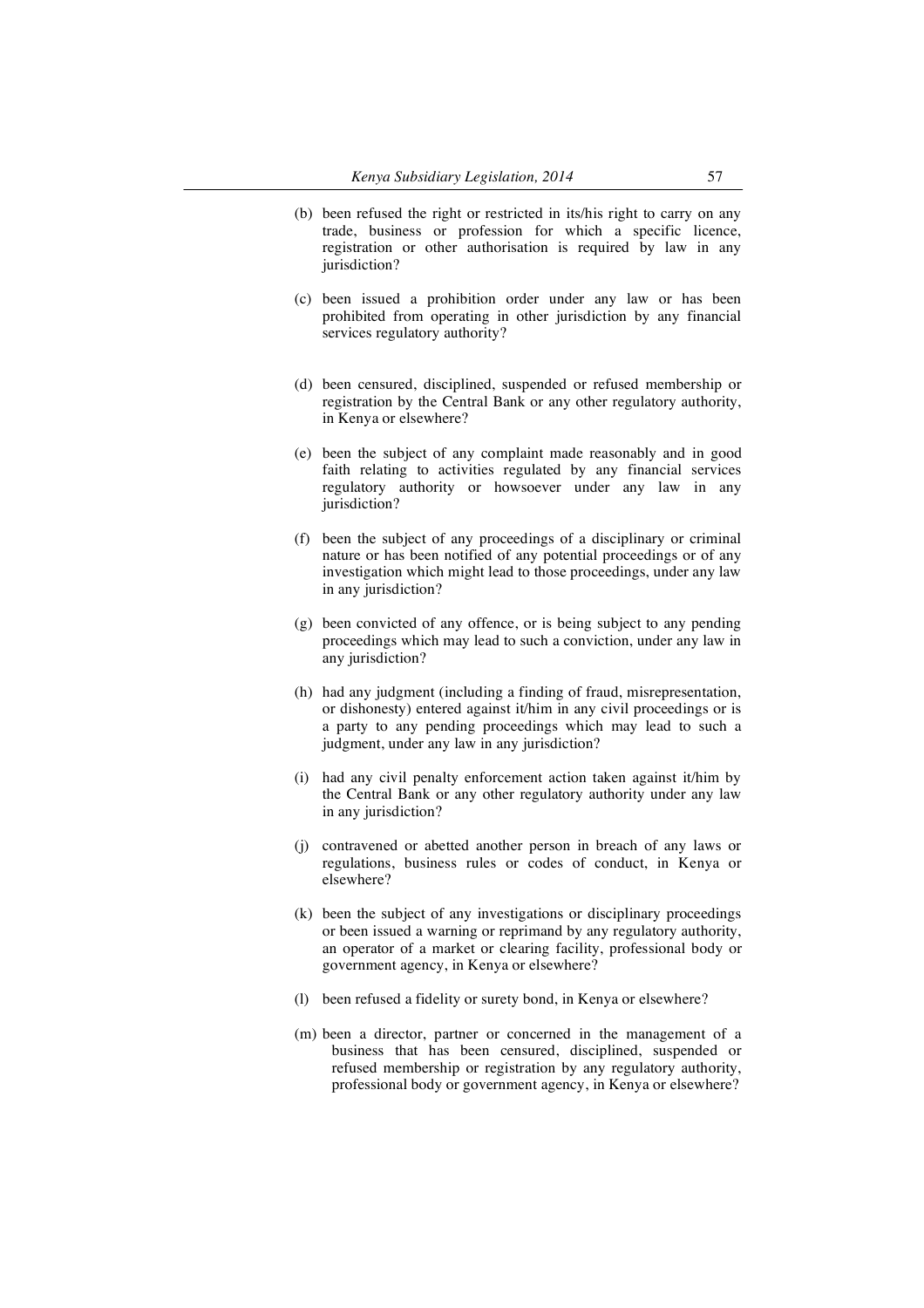(b) been refused the right or restricted in its/his right to carry on any trade, business or profession for which a specific licence, registration or other authorisation is required by law in any jurisdiction?

(c) been issued a prohibition order under any law or has been prohibited from operating in other jurisdiction by any financial services regulatory authority?

(d) been censured, disciplined, suspended or refused membership or registration by the Central Bank or any other regulatory authority, in Kenya or elsewhere?

(e) been the subject of any complaint made reasonably and in good faith relating to activities regulated by any financial services regulatory authority or howsoever under any law in any jurisdiction?

(f) been the subject of any proceedings of a disciplinary or criminal nature or has been notified of any potential proceedings or of any investigation which might lead to those proceedings, under any law in any jurisdiction?

(g) been convicted of any offence, or is being subject to any pending proceedings which may lead to such a conviction, under any law in any jurisdiction?

(h) had any judgment (including a finding of fraud, misrepresentation, or dishonesty) entered against it/him in any civil proceedings or is a party to any pending proceedings which may lead to such a judgment, under any law in any jurisdiction?

(i) had any civil penalty enforcement action taken against it/him by the Central Bank or any other regulatory authority under any law in any jurisdiction?

(j) contravened or abetted another person in breach of any laws or regulations, business rules or codes of conduct, in Kenya or elsewhere?

(k) been the subject of any investigations or disciplinary proceedings or been issued a warning or reprimand by any regulatory authority, an operator of a market or clearing facility, professional body or government agency, in Kenya or elsewhere?

(l) been refused a fidelity or surety bond, in Kenya or elsewhere?

(m) been a director, partner or concerned in the management of a business that has been censured, disciplined, suspended or refused membership or registration by any regulatory authority, professional body or government agency, in Kenya or elsewhere?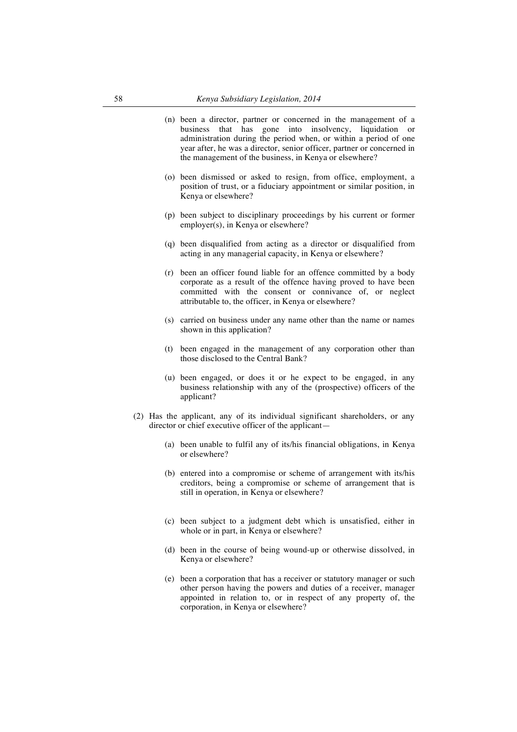(n) been a director, partner or concerned in the management of a business that has gone into insolvency, liquidation or administration during the period when, or within a period of one year after, he was a director, senior officer, partner or concerned in the management of the business, in Kenya or elsewhere?

(o) been dismissed or asked to resign, from office, employment, a position of trust, or a fiduciary appointment or similar position, in Kenya or elsewhere?

(p) been subject to disciplinary proceedings by his current or former employer(s), in Kenya or elsewhere?

(q) been disqualified from acting as a director or disqualified from acting in any managerial capacity, in Kenya or elsewhere?

(r) been an officer found liable for an offence committed by a body corporate as a result of the offence having proved to have been committed with the consent or connivance of, or neglect attributable to, the officer, in Kenya or elsewhere?

(s) carried on business under any name other than the name or names shown in this application?

(t) been engaged in the management of any corporation other than those disclosed to the Central Bank?

(u) been engaged, or does it or he expect to be engaged, in any business relationship with any of the (prospective) officers of the applicant?

(2) Has the applicant, any of its individual significant shareholders, or any director or chief executive officer of the applicant—

(a) been unable to fulfil any of its/his financial obligations, in Kenya or elsewhere?

(b) entered into a compromise or scheme of arrangement with its/his creditors, being a compromise or scheme of arrangement that is still in operation, in Kenya or elsewhere?

(c) been subject to a judgment debt which is unsatisfied, either in whole or in part, in Kenya or elsewhere?

(d) been in the course of being wound-up or otherwise dissolved, in Kenya or elsewhere?

(e) been a corporation that has a receiver or statutory manager or such other person having the powers and duties of a receiver, manager appointed in relation to, or in respect of any property of, the corporation, in Kenya or elsewhere?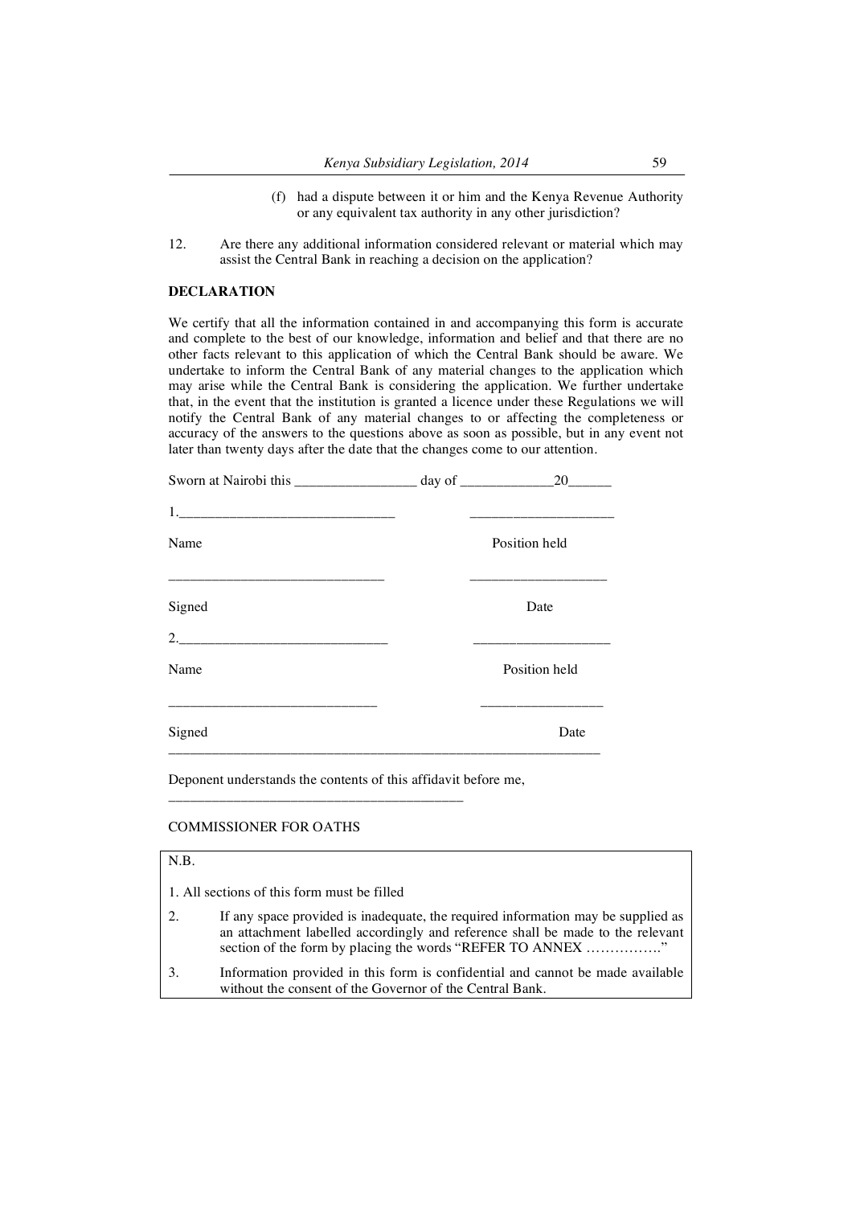(f) had a dispute between it or him and the Kenya Revenue Authority or any equivalent tax authority in any other jurisdiction?

12. Are there any additional information considered relevant or material which may assist the Central Bank in reaching a decision on the application?

**DECLARATION**

We certify that all the information contained in and accompanying this form is accurate and complete to the best of our knowledge, information and belief and that there are no other facts relevant to this application of which the Central Bank should be aware. We undertake to inform the Central Bank of any material changes to the application which may arise while the Central Bank is considering the application. We further undertake that, in the event that the institution is granted a licence under these Regulations we will notify the Central Bank of any material changes to or affecting the completeness or accuracy of the answers to the questions above as soon as possible, but in any event not later than twenty days after the date that the changes come to our attention.

Sworn at Nairobi this _________________ day of _____________20______

1._______________________________ ____________________

Name Position held

_______________________________ ___________________

Signed Date

2._____________________________ ___________________

Name Position held

_____________________________ _________________

Signed Date

Deponent understands the contents of this affidavit before me,

__________________________________________

COMMISSIONER FOR OATHS

N.B.

1. All sections of this form must be filled
2. If any space provided is inadequate, the required information may be supplied as an attachment labelled accordingly and reference shall be made to the relevant section of the form by placing the words "REFER TO ANNEX ……………."
3. Information provided in this form is confidential and cannot be made available without the consent of the Governor of the Central Bank.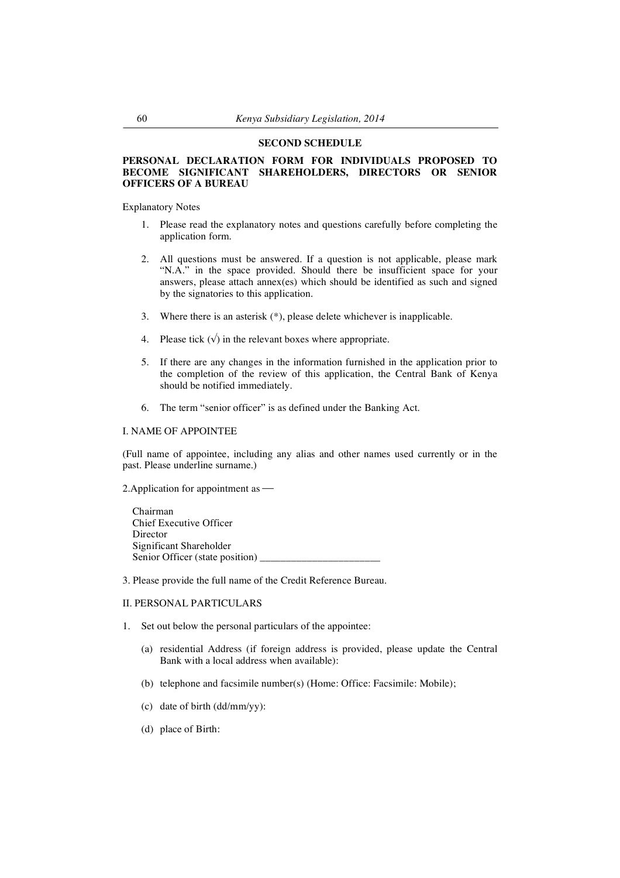## SECOND SCHEDULE

**PERSONAL DECLARATION FORM FOR INDIVIDUALS PROPOSED TO BECOME SIGNIFICANT SHAREHOLDERS, DIRECTORS OR SENIOR OFFICERS OF A BUREAU**

Explanatory Notes

1. Please read the explanatory notes and questions carefully before completing the application form.

2. All questions must be answered. If a question is not applicable, please mark "N.A." in the space provided. Should there be insufficient space for your answers, please attach annex(es) which should be identified as such and signed by the signatories to this application.

3. Where there is an asterisk (*), please delete whichever is inapplicable.

4. Please tick (√) in the relevant boxes where appropriate.

5. If there are any changes in the information furnished in the application prior to the completion of the review of this application, the Central Bank of Kenya should be notified immediately.

6. The term "senior officer" is as defined under the Banking Act.

I. NAME OF APPOINTEE

(Full name of appointee, including any alias and other names used currently or in the past. Please underline surname.)

2.Application for appointment as —

Chairman
Chief Executive Officer
Director
Significant Shareholder
Senior Officer (state position) _______________________

3. Please provide the full name of the Credit Reference Bureau.

II. PERSONAL PARTICULARS

1. Set out below the personal particulars of the appointee:

   (a) residential Address (if foreign address is provided, please update the Central Bank with a local address when available):

   (b) telephone and facsimile number(s) (Home: Office: Facsimile: Mobile);

   (c) date of birth (dd/mm/yy):

   (d) place of Birth: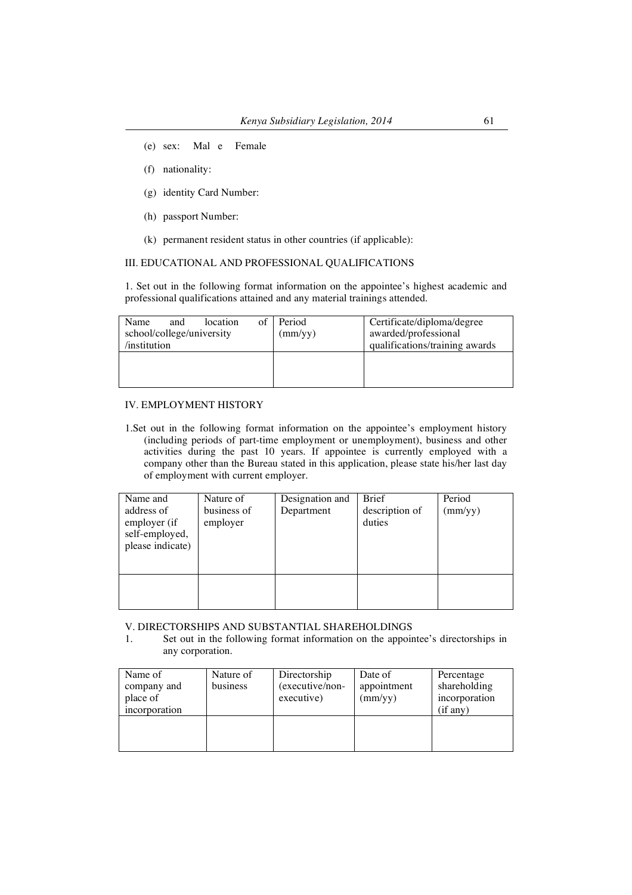(e) sex: Mal e Female

(f) nationality:

(g) identity Card Number:

(h) passport Number:

(k) permanent resident status in other countries (if applicable):

III. EDUCATIONAL AND PROFESSIONAL QUALIFICATIONS

1. Set out in the following format information on the appointee's highest academic and professional qualifications attained and any material trainings attended.

| Name and location of school/college/university /institution | Period (mm/yy) | Certificate/diploma/degree awarded/professional qualifications/training awards |
|---|---|---|
| | | |

IV. EMPLOYMENT HISTORY

1.Set out in the following format information on the appointee's employment history (including periods of part-time employment or unemployment), business and other activities during the past 10 years. If appointee is currently employed with a company other than the Bureau stated in this application, please state his/her last day of employment with current employer.

| Name and address of employer (if self-employed, please indicate) | Nature of business of employer | Designation and Department | Brief description of duties | Period (mm/yy) |
|---|---|---|---|---|
| | | | | |

V. DIRECTORSHIPS AND SUBSTANTIAL SHAREHOLDINGS

1. Set out in the following format information on the appointee's directorships in any corporation.

| Name of company and place of incorporation | Nature of business | Directorship (executive/non-executive) | Date of appointment (mm/yy) | Percentage shareholding incorporation (if any) |
|---|---|---|---|---|
| | | | | |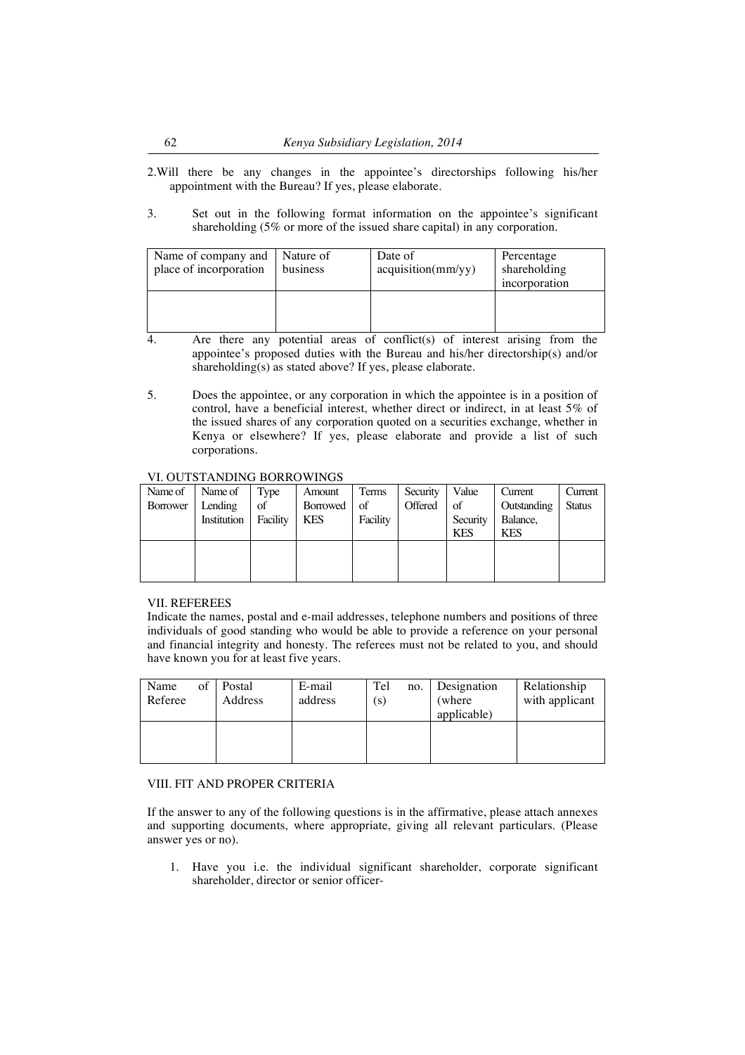2.Will there be any changes in the appointee's directorships following his/her appointment with the Bureau? If yes, please elaborate.

3. Set out in the following format information on the appointee's significant shareholding (5% or more of the issued share capital) in any corporation.

| Name of company and place of incorporation | Nature of business | Date of acquisition(mm/yy) | Percentage shareholding incorporation |
|---|---|---|---|
| | | | |

4. Are there any potential areas of conflict(s) of interest arising from the appointee's proposed duties with the Bureau and his/her directorship(s) and/or shareholding(s) as stated above? If yes, please elaborate.

5. Does the appointee, or any corporation in which the appointee is in a position of control, have a beneficial interest, whether direct or indirect, in at least 5% of the issued shares of any corporation quoted on a securities exchange, whether in Kenya or elsewhere? If yes, please elaborate and provide a list of such corporations.

## VI. OUTSTANDING BORROWINGS

| Name of Borrower | Name of Lending Institution | Type of Facility | Amount Borrowed KES | Terms of Facility | Security Offered | Value of Security KES | Current Outstanding Balance, KES | Current Status |
|---|---|---|---|---|---|---|---|---|
| | | | | | | | | |

## VII. REFEREES

Indicate the names, postal and e-mail addresses, telephone numbers and positions of three individuals of good standing who would be able to provide a reference on your personal and financial integrity and honesty. The referees must not be related to you, and should have known you for at least five years.

| Name of Referee | Postal Address | E-mail address | Tel no. (s) | Designation (where applicable) | Relationship with applicant |
|---|---|---|---|---|---|
| | | | | | |

## VIII. FIT AND PROPER CRITERIA

If the answer to any of the following questions is in the affirmative, please attach annexes and supporting documents, where appropriate, giving all relevant particulars. (Please answer yes or no).

1. Have you i.e. the individual significant shareholder, corporate significant shareholder, director or senior officer-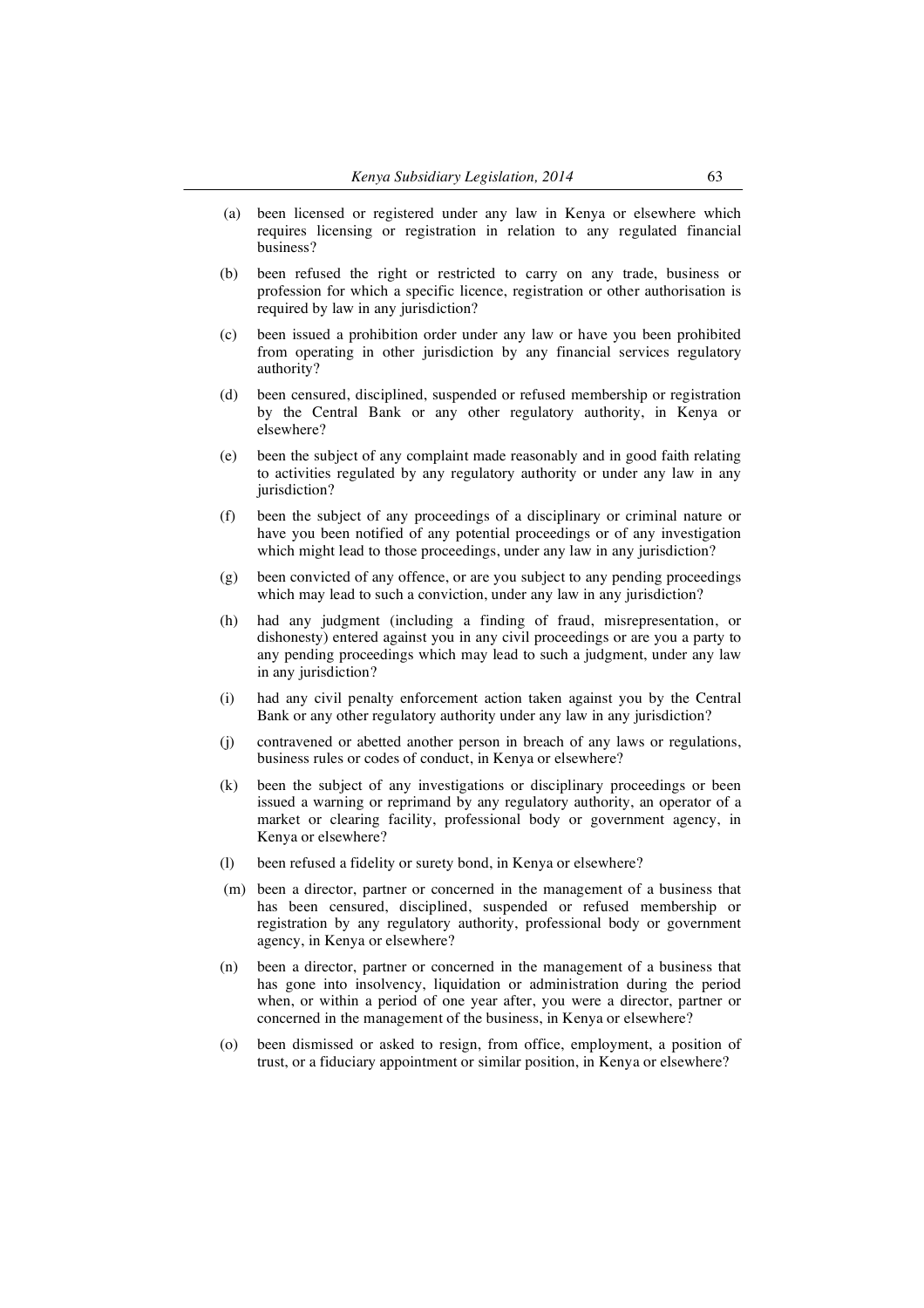(a) been licensed or registered under any law in Kenya or elsewhere which requires licensing or registration in relation to any regulated financial business?

(b) been refused the right or restricted to carry on any trade, business or profession for which a specific licence, registration or other authorisation is required by law in any jurisdiction?

(c) been issued a prohibition order under any law or have you been prohibited from operating in other jurisdiction by any financial services regulatory authority?

(d) been censured, disciplined, suspended or refused membership or registration by the Central Bank or any other regulatory authority, in Kenya or elsewhere?

(e) been the subject of any complaint made reasonably and in good faith relating to activities regulated by any regulatory authority or under any law in any jurisdiction?

(f) been the subject of any proceedings of a disciplinary or criminal nature or have you been notified of any potential proceedings or of any investigation which might lead to those proceedings, under any law in any jurisdiction?

(g) been convicted of any offence, or are you subject to any pending proceedings which may lead to such a conviction, under any law in any jurisdiction?

(h) had any judgment (including a finding of fraud, misrepresentation, or dishonesty) entered against you in any civil proceedings or are you a party to any pending proceedings which may lead to such a judgment, under any law in any jurisdiction?

(i) had any civil penalty enforcement action taken against you by the Central Bank or any other regulatory authority under any law in any jurisdiction?

(j) contravened or abetted another person in breach of any laws or regulations, business rules or codes of conduct, in Kenya or elsewhere?

(k) been the subject of any investigations or disciplinary proceedings or been issued a warning or reprimand by any regulatory authority, an operator of a market or clearing facility, professional body or government agency, in Kenya or elsewhere?

(l) been refused a fidelity or surety bond, in Kenya or elsewhere?

(m) been a director, partner or concerned in the management of a business that has been censured, disciplined, suspended or refused membership or registration by any regulatory authority, professional body or government agency, in Kenya or elsewhere?

(n) been a director, partner or concerned in the management of a business that has gone into insolvency, liquidation or administration during the period when, or within a period of one year after, you were a director, partner or concerned in the management of the business, in Kenya or elsewhere?

(o) been dismissed or asked to resign, from office, employment, a position of trust, or a fiduciary appointment or similar position, in Kenya or elsewhere?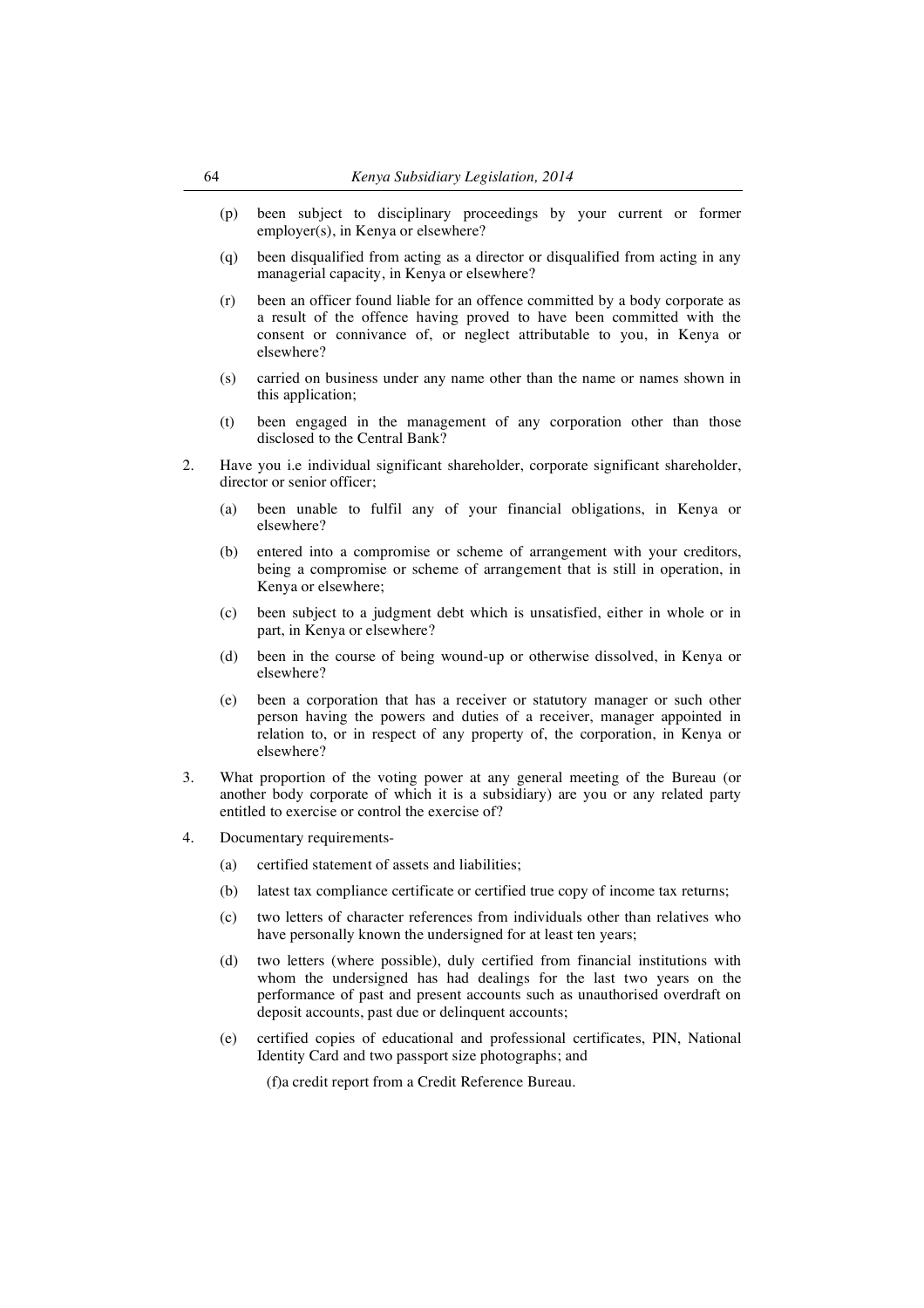(p) been subject to disciplinary proceedings by your current or former employer(s), in Kenya or elsewhere?

(q) been disqualified from acting as a director or disqualified from acting in any managerial capacity, in Kenya or elsewhere?

(r) been an officer found liable for an offence committed by a body corporate as a result of the offence having proved to have been committed with the consent or connivance of, or neglect attributable to you, in Kenya or elsewhere?

(s) carried on business under any name other than the name or names shown in this application;

(t) been engaged in the management of any corporation other than those disclosed to the Central Bank?

2. Have you i.e individual significant shareholder, corporate significant shareholder, director or senior officer;

   (a) been unable to fulfil any of your financial obligations, in Kenya or elsewhere?

   (b) entered into a compromise or scheme of arrangement with your creditors, being a compromise or scheme of arrangement that is still in operation, in Kenya or elsewhere;

   (c) been subject to a judgment debt which is unsatisfied, either in whole or in part, in Kenya or elsewhere?

   (d) been in the course of being wound-up or otherwise dissolved, in Kenya or elsewhere?

   (e) been a corporation that has a receiver or statutory manager or such other person having the powers and duties of a receiver, manager appointed in relation to, or in respect of any property of, the corporation, in Kenya or elsewhere?

3. What proportion of the voting power at any general meeting of the Bureau (or another body corporate of which it is a subsidiary) are you or any related party entitled to exercise or control the exercise of?

4. Documentary requirements-

   (a) certified statement of assets and liabilities;

   (b) latest tax compliance certificate or certified true copy of income tax returns;

   (c) two letters of character references from individuals other than relatives who have personally known the undersigned for at least ten years;

   (d) two letters (where possible), duly certified from financial institutions with whom the undersigned has had dealings for the last two years on the performance of past and present accounts such as unauthorised overdraft on deposit accounts, past due or delinquent accounts;

   (e) certified copies of educational and professional certificates, PIN, National Identity Card and two passport size photographs; and

   (f)a credit report from a Credit Reference Bureau.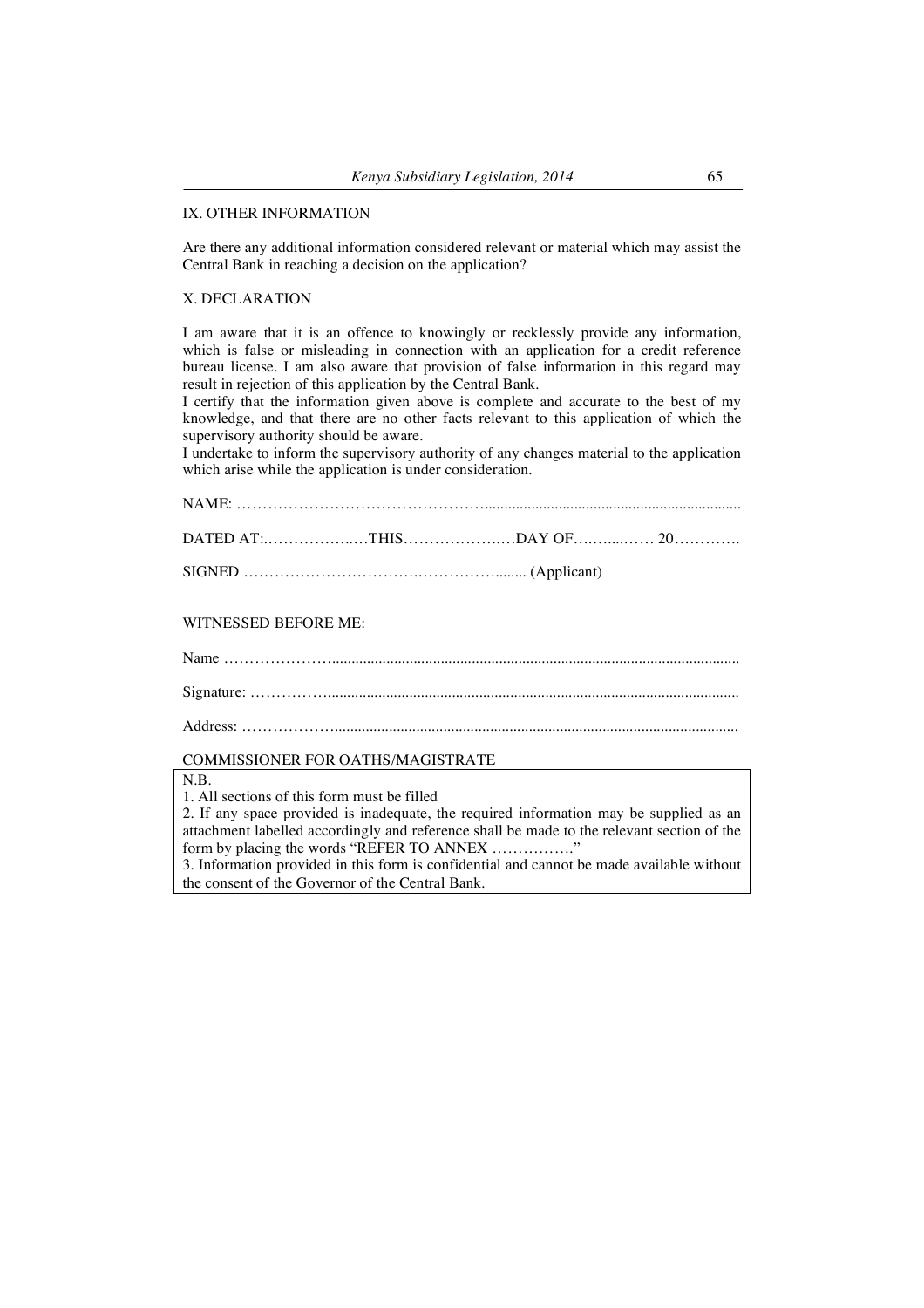## IX. OTHER INFORMATION

Are there any additional information considered relevant or material which may assist the Central Bank in reaching a decision on the application?

## X. DECLARATION

I am aware that it is an offence to knowingly or recklessly provide any information, which is false or misleading in connection with an application for a credit reference bureau license. I am also aware that provision of false information in this regard may result in rejection of this application by the Central Bank.

I certify that the information given above is complete and accurate to the best of my knowledge, and that there are no other facts relevant to this application of which the supervisory authority should be aware.

I undertake to inform the supervisory authority of any changes material to the application which arise while the application is under consideration.

NAME: …………………………………………..................................................................

DATED AT:..……………..…THIS…………………DAY OF……......…… 20…………

SIGNED ……………………………….…………….......... (Applicant)

WITNESSED BEFORE ME:

Name …………………..........................................................................................................

Signature: ……………..........................................................................................................

Address: ……………….........................................................................................................

COMMISSIONER FOR OATHS/MAGISTRATE

N.B.

1. All sections of this form must be filled
2. If any space provided is inadequate, the required information may be supplied as an attachment labelled accordingly and reference shall be made to the relevant section of the form by placing the words "REFER TO ANNEX ……………."
3. Information provided in this form is confidential and cannot be made available without the consent of the Governor of the Central Bank.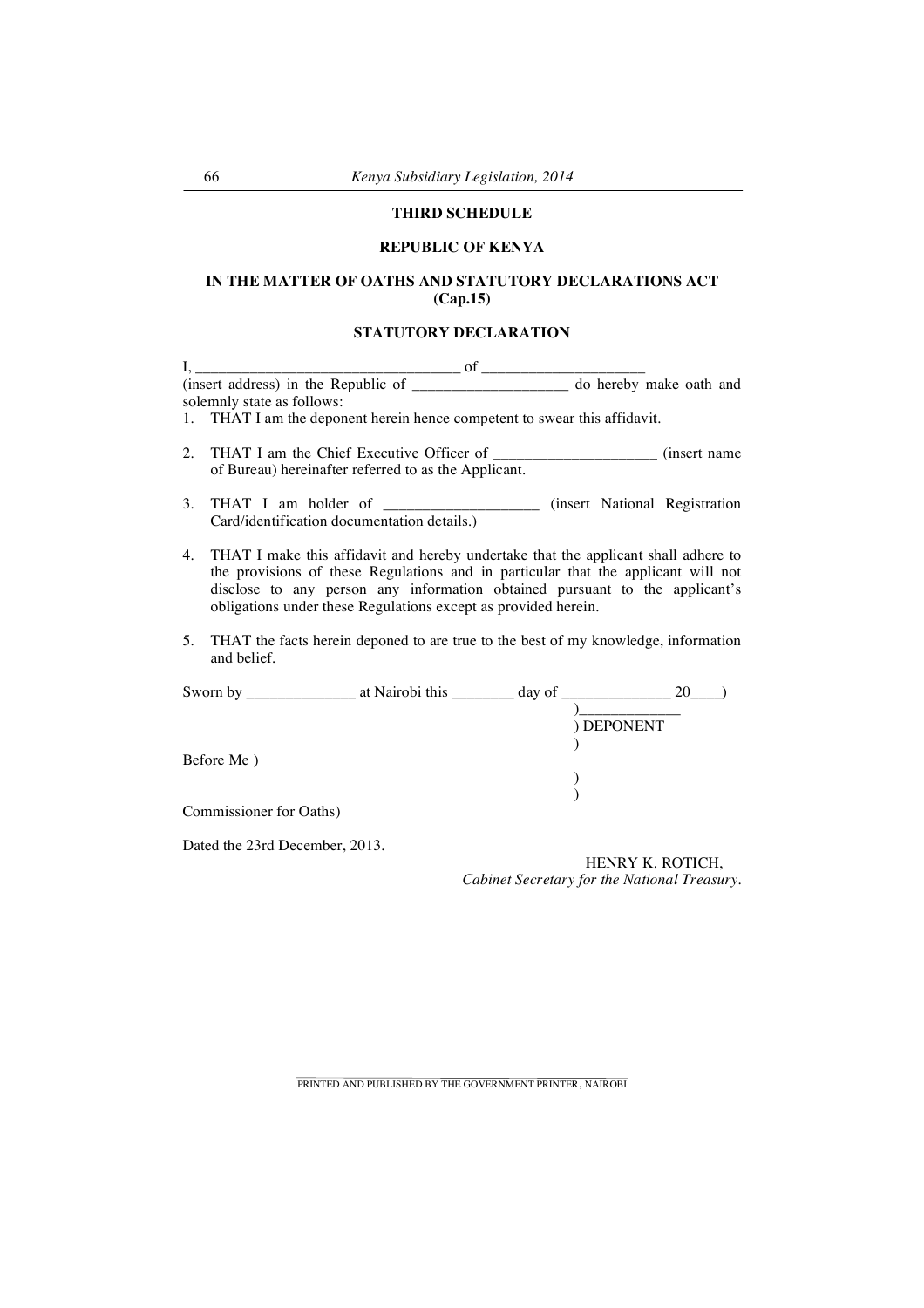**THIRD SCHEDULE**

**REPUBLIC OF KENYA**

**IN THE MATTER OF OATHS AND STATUTORY DECLARATIONS ACT (Cap.15)**

**STATUTORY DECLARATION**

I, _________________________________ of ____________________ (insert address) in the Republic of ____________________ do hereby make oath and solemnly state as follows:

1. THAT I am the deponent herein hence competent to swear this affidavit.

2. THAT I am the Chief Executive Officer of ____________________ (insert name of Bureau) hereinafter referred to as the Applicant.

3. THAT I am holder of ___________________ (insert National Registration Card/identification documentation details.)

4. THAT I make this affidavit and hereby undertake that the applicant shall adhere to the provisions of these Regulations and in particular that the applicant will not disclose to any person any information obtained pursuant to the applicant's obligations under these Regulations except as provided herein.

5. THAT the facts herein deponed to are true to the best of my knowledge, information and belief.

Sworn by ______________ at Nairobi this ________ day of ______________ 20____)
)_____________
) DEPONENT
)

Before Me )
)
)

Commissioner for Oaths)

Dated the 23rd December, 2013.

HENRY K. ROTICH,
*Cabinet Secretary for the National Treasury.*

PRINTED AND PUBLISHED BY THE GOVERNMENT PRINTER, NAIROBI